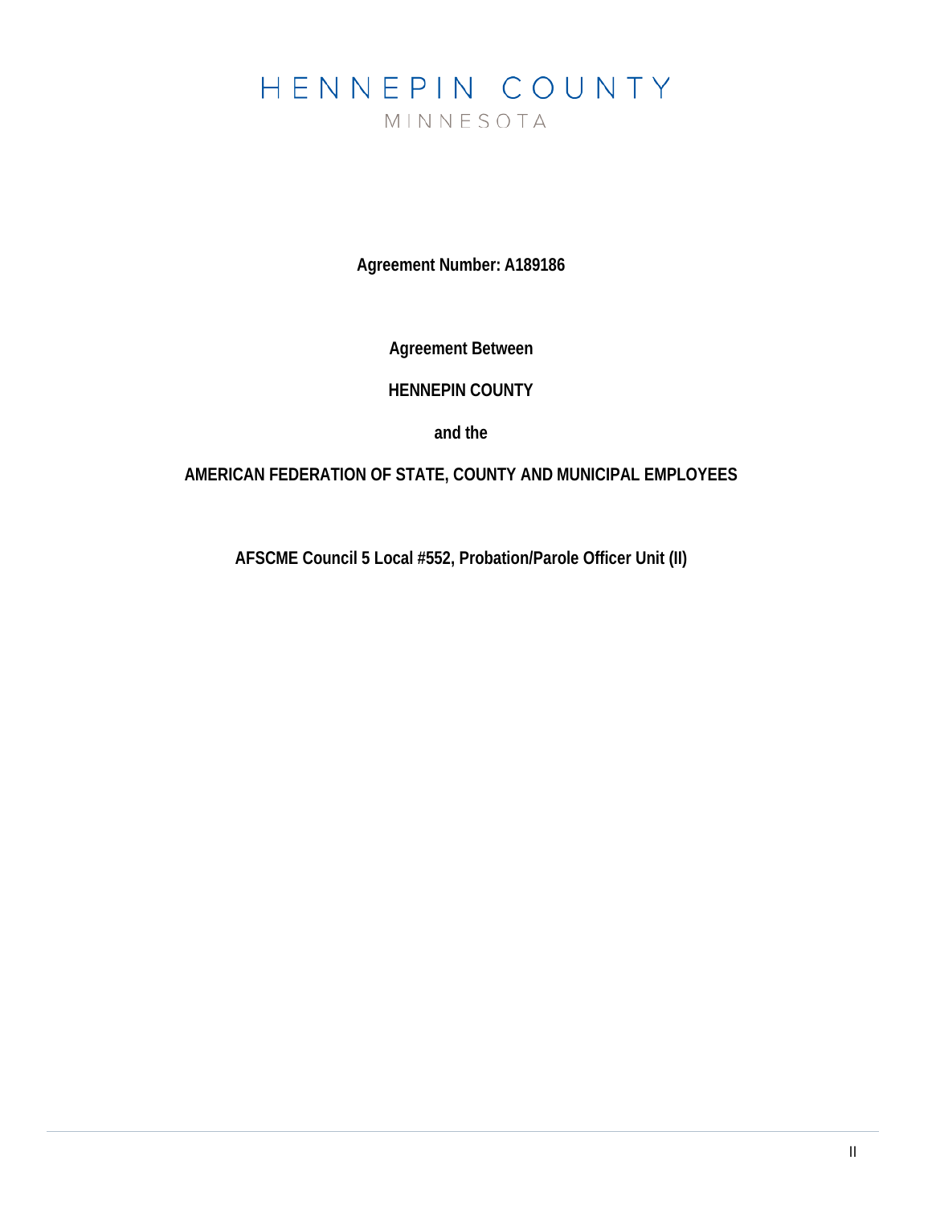# HENNEPIN COUNTY

MINNESOTA

**Agreement Number: A189186**

**Agreement Between**

**HENNEPIN COUNTY**

**and the**

**AMERICAN FEDERATION OF STATE, COUNTY AND MUNICIPAL EMPLOYEES**

**AFSCME Council 5 Local #552, Probation/Parole Officer Unit (II)**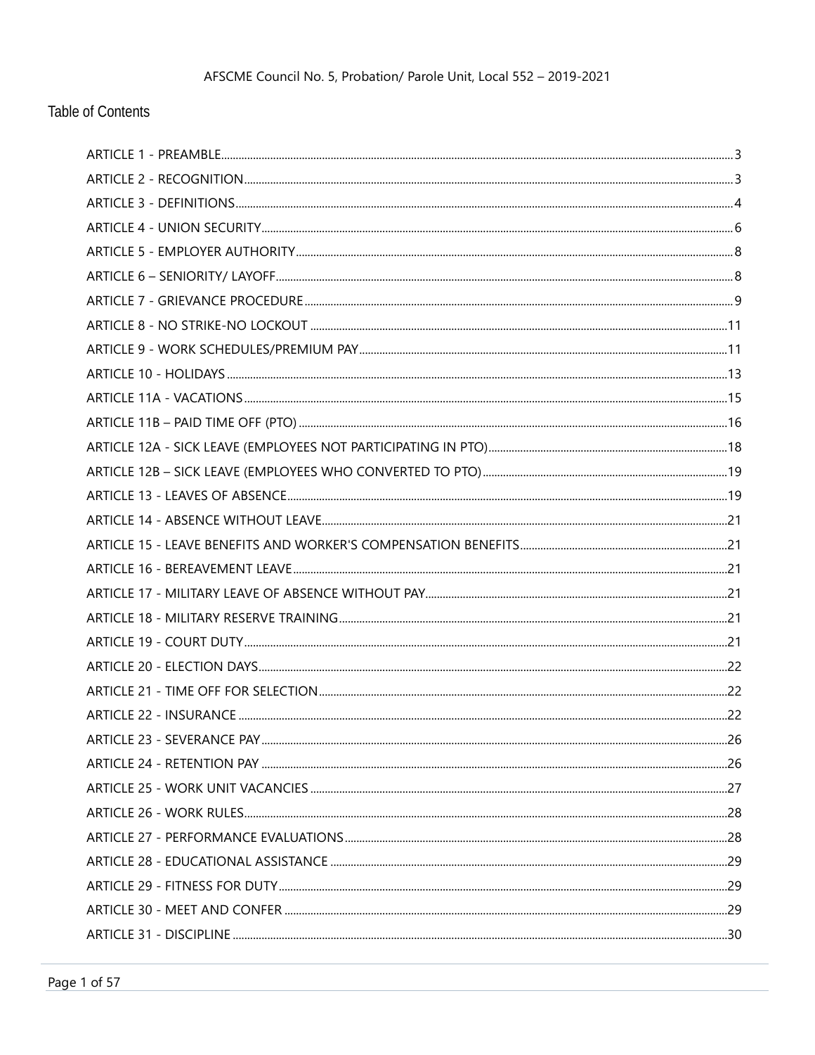Table of Contents

- ARTICLE 1 - PREAMBLE ..... 3
- ARTICLE 2 - RECOGNITION ..... 3
- ARTICLE 3 - DEFINITIONS ..... 4
- ARTICLE 4 - UNION SECURITY ..... 6
- ARTICLE 5 - EMPLOYER AUTHORITY ..... 8
- ARTICLE 6 – SENIORITY/ LAYOFF ..... 8
- ARTICLE 7 - GRIEVANCE PROCEDURE ..... 9
- ARTICLE 8 - NO STRIKE-NO LOCKOUT ..... 11
- ARTICLE 9 - WORK SCHEDULES/PREMIUM PAY ..... 11
- ARTICLE 10 - HOLIDAYS ..... 13
- ARTICLE 11A - VACATIONS ..... 15
- ARTICLE 11B – PAID TIME OFF (PTO) ..... 16
- ARTICLE 12A - SICK LEAVE (EMPLOYEES NOT PARTICIPATING IN PTO) ..... 18
- ARTICLE 12B – SICK LEAVE (EMPLOYEES WHO CONVERTED TO PTO) ..... 19
- ARTICLE 13 - LEAVES OF ABSENCE ..... 19
- ARTICLE 14 - ABSENCE WITHOUT LEAVE ..... 21
- ARTICLE 15 - LEAVE BENEFITS AND WORKER'S COMPENSATION BENEFITS ..... 21
- ARTICLE 16 - BEREAVEMENT LEAVE ..... 21
- ARTICLE 17 - MILITARY LEAVE OF ABSENCE WITHOUT PAY ..... 21
- ARTICLE 18 - MILITARY RESERVE TRAINING ..... 21
- ARTICLE 19 - COURT DUTY ..... 21
- ARTICLE 20 - ELECTION DAYS ..... 22
- ARTICLE 21 - TIME OFF FOR SELECTION ..... 22
- ARTICLE 22 - INSURANCE ..... 22
- ARTICLE 23 - SEVERANCE PAY ..... 26
- ARTICLE 24 - RETENTION PAY ..... 26
- ARTICLE 25 - WORK UNIT VACANCIES ..... 27
- ARTICLE 26 - WORK RULES ..... 28
- ARTICLE 27 - PERFORMANCE EVALUATIONS ..... 28
- ARTICLE 28 - EDUCATIONAL ASSISTANCE ..... 29
- ARTICLE 29 - FITNESS FOR DUTY ..... 29
- ARTICLE 30 - MEET AND CONFER ..... 29
- ARTICLE 31 - DISCIPLINE ..... 30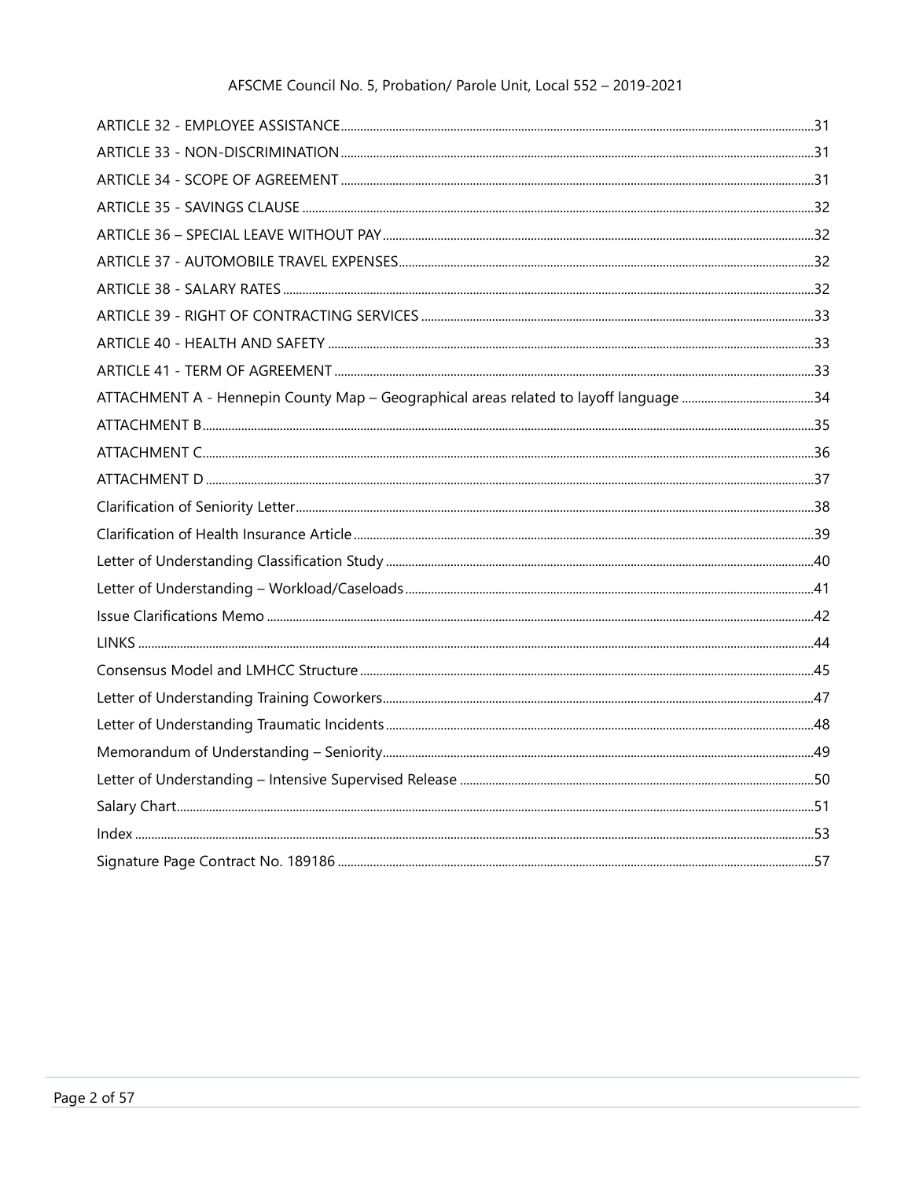| | |
|---|---|
| ARTICLE 32 - EMPLOYEE ASSISTANCE | 31 |
| ARTICLE 33 - NON-DISCRIMINATION | 31 |
| ARTICLE 34 - SCOPE OF AGREEMENT | 31 |
| ARTICLE 35 - SAVINGS CLAUSE | 32 |
| ARTICLE 36 – SPECIAL LEAVE WITHOUT PAY | 32 |
| ARTICLE 37 - AUTOMOBILE TRAVEL EXPENSES | 32 |
| ARTICLE 38 - SALARY RATES | 32 |
| ARTICLE 39 - RIGHT OF CONTRACTING SERVICES | 33 |
| ARTICLE 40 - HEALTH AND SAFETY | 33 |
| ARTICLE 41 - TERM OF AGREEMENT | 33 |
| ATTACHMENT A - Hennepin County Map – Geographical areas related to layoff language | 34 |
| ATTACHMENT B | 35 |
| ATTACHMENT C | 36 |
| ATTACHMENT D | 37 |
| Clarification of Seniority Letter | 38 |
| Clarification of Health Insurance Article | 39 |
| Letter of Understanding Classification Study | 40 |
| Letter of Understanding – Workload/Caseloads | 41 |
| Issue Clarifications Memo | 42 |
| LINKS | 44 |
| Consensus Model and LMHCC Structure | 45 |
| Letter of Understanding Training Coworkers | 47 |
| Letter of Understanding Traumatic Incidents | 48 |
| Memorandum of Understanding – Seniority | 49 |
| Letter of Understanding – Intensive Supervised Release | 50 |
| Salary Chart | 51 |
| Index | 53 |
| Signature Page Contract No. 189186 | 57 |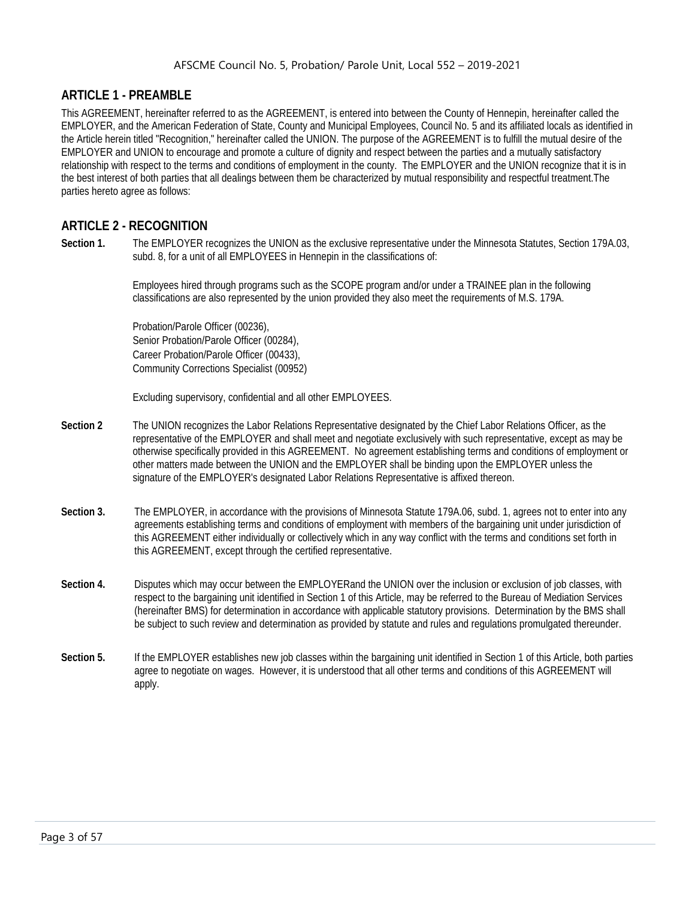## ARTICLE 1 - PREAMBLE

This AGREEMENT, hereinafter referred to as the AGREEMENT, is entered into between the County of Hennepin, hereinafter called the EMPLOYER, and the American Federation of State, County and Municipal Employees, Council No. 5 and its affiliated locals as identified in the Article herein titled "Recognition," hereinafter called the UNION. The purpose of the AGREEMENT is to fulfill the mutual desire of the EMPLOYER and UNION to encourage and promote a culture of dignity and respect between the parties and a mutually satisfactory relationship with respect to the terms and conditions of employment in the county. The EMPLOYER and the UNION recognize that it is in the best interest of both parties that all dealings between them be characterized by mutual responsibility and respectful treatment.The parties hereto agree as follows:

## ARTICLE 2 - RECOGNITION

**Section 1.** The EMPLOYER recognizes the UNION as the exclusive representative under the Minnesota Statutes, Section 179A.03, subd. 8, for a unit of all EMPLOYEES in Hennepin in the classifications of:

Employees hired through programs such as the SCOPE program and/or under a TRAINEE plan in the following classifications are also represented by the union provided they also meet the requirements of M.S. 179A.

Probation/Parole Officer (00236),
Senior Probation/Parole Officer (00284),
Career Probation/Parole Officer (00433),
Community Corrections Specialist (00952)

Excluding supervisory, confidential and all other EMPLOYEES.

**Section 2** The UNION recognizes the Labor Relations Representative designated by the Chief Labor Relations Officer, as the representative of the EMPLOYER and shall meet and negotiate exclusively with such representative, except as may be otherwise specifically provided in this AGREEMENT. No agreement establishing terms and conditions of employment or other matters made between the UNION and the EMPLOYER shall be binding upon the EMPLOYER unless the signature of the EMPLOYER's designated Labor Relations Representative is affixed thereon.

**Section 3.** The EMPLOYER, in accordance with the provisions of Minnesota Statute 179A.06, subd. 1, agrees not to enter into any agreements establishing terms and conditions of employment with members of the bargaining unit under jurisdiction of this AGREEMENT either individually or collectively which in any way conflict with the terms and conditions set forth in this AGREEMENT, except through the certified representative.

**Section 4.** Disputes which may occur between the EMPLOYERand the UNION over the inclusion or exclusion of job classes, with respect to the bargaining unit identified in Section 1 of this Article, may be referred to the Bureau of Mediation Services (hereinafter BMS) for determination in accordance with applicable statutory provisions. Determination by the BMS shall be subject to such review and determination as provided by statute and rules and regulations promulgated thereunder.

**Section 5.** If the EMPLOYER establishes new job classes within the bargaining unit identified in Section 1 of this Article, both parties agree to negotiate on wages. However, it is understood that all other terms and conditions of this AGREEMENT will apply.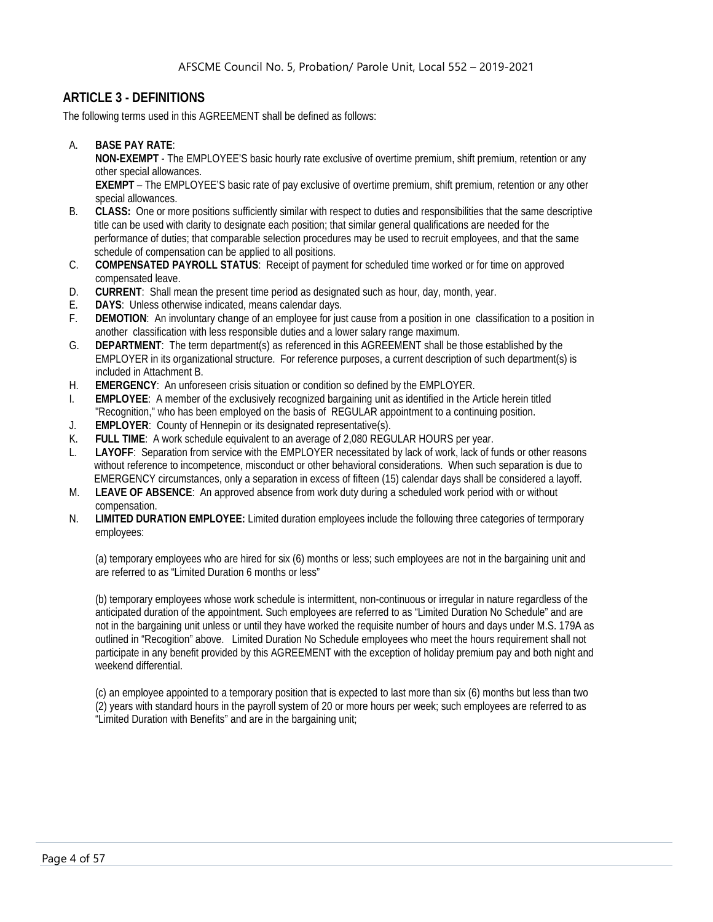## ARTICLE 3 - DEFINITIONS

The following terms used in this AGREEMENT shall be defined as follows:

A. **BASE PAY RATE**:
   **NON-EXEMPT** - The EMPLOYEE'S basic hourly rate exclusive of overtime premium, shift premium, retention or any other special allowances.
   **EXEMPT** – The EMPLOYEE'S basic rate of pay exclusive of overtime premium, shift premium, retention or any other special allowances.
B. **CLASS:** One or more positions sufficiently similar with respect to duties and responsibilities that the same descriptive title can be used with clarity to designate each position; that similar general qualifications are needed for the performance of duties; that comparable selection procedures may be used to recruit employees, and that the same schedule of compensation can be applied to all positions.
C. **COMPENSATED PAYROLL STATUS**: Receipt of payment for scheduled time worked or for time on approved compensated leave.
D. **CURRENT**: Shall mean the present time period as designated such as hour, day, month, year.
E. **DAYS**: Unless otherwise indicated, means calendar days.
F. **DEMOTION**: An involuntary change of an employee for just cause from a position in one classification to a position in another classification with less responsible duties and a lower salary range maximum.
G. **DEPARTMENT**: The term department(s) as referenced in this AGREEMENT shall be those established by the EMPLOYER in its organizational structure. For reference purposes, a current description of such department(s) is included in Attachment B.
H. **EMERGENCY**: An unforeseen crisis situation or condition so defined by the EMPLOYER.
I. **EMPLOYEE**: A member of the exclusively recognized bargaining unit as identified in the Article herein titled "Recognition," who has been employed on the basis of REGULAR appointment to a continuing position.
J. **EMPLOYER**: County of Hennepin or its designated representative(s).
K. **FULL TIME**: A work schedule equivalent to an average of 2,080 REGULAR HOURS per year.
L. **LAYOFF**: Separation from service with the EMPLOYER necessitated by lack of work, lack of funds or other reasons without reference to incompetence, misconduct or other behavioral considerations. When such separation is due to EMERGENCY circumstances, only a separation in excess of fifteen (15) calendar days shall be considered a layoff.
M. **LEAVE OF ABSENCE**: An approved absence from work duty during a scheduled work period with or without compensation.
N. **LIMITED DURATION EMPLOYEE:** Limited duration employees include the following three categories of termporary employees:

   (a) temporary employees who are hired for six (6) months or less; such employees are not in the bargaining unit and are referred to as "Limited Duration 6 months or less"

   (b) temporary employees whose work schedule is intermittent, non-continuous or irregular in nature regardless of the anticipated duration of the appointment. Such employees are referred to as "Limited Duration No Schedule" and are not in the bargaining unit unless or until they have worked the requisite number of hours and days under M.S. 179A as outlined in "Recogition" above. Limited Duration No Schedule employees who meet the hours requirement shall not participate in any benefit provided by this AGREEMENT with the exception of holiday premium pay and both night and weekend differential.

   (c) an employee appointed to a temporary position that is expected to last more than six (6) months but less than two (2) years with standard hours in the payroll system of 20 or more hours per week; such employees are referred to as "Limited Duration with Benefits" and are in the bargaining unit;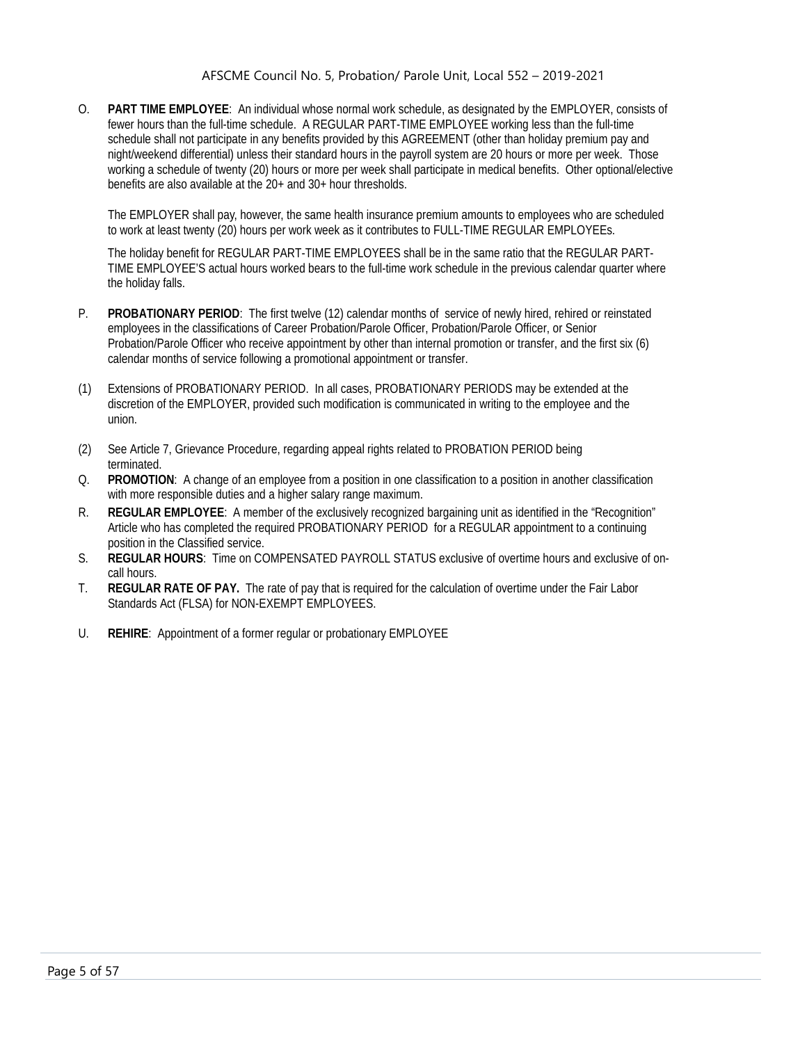O. **PART TIME EMPLOYEE**: An individual whose normal work schedule, as designated by the EMPLOYER, consists of fewer hours than the full-time schedule. A REGULAR PART-TIME EMPLOYEE working less than the full-time schedule shall not participate in any benefits provided by this AGREEMENT (other than holiday premium pay and night/weekend differential) unless their standard hours in the payroll system are 20 hours or more per week. Those working a schedule of twenty (20) hours or more per week shall participate in medical benefits. Other optional/elective benefits are also available at the 20+ and 30+ hour thresholds.

   The EMPLOYER shall pay, however, the same health insurance premium amounts to employees who are scheduled to work at least twenty (20) hours per work week as it contributes to FULL-TIME REGULAR EMPLOYEEs.

   The holiday benefit for REGULAR PART-TIME EMPLOYEES shall be in the same ratio that the REGULAR PART-TIME EMPLOYEE'S actual hours worked bears to the full-time work schedule in the previous calendar quarter where the holiday falls.

P. **PROBATIONARY PERIOD**: The first twelve (12) calendar months of service of newly hired, rehired or reinstated employees in the classifications of Career Probation/Parole Officer, Probation/Parole Officer, or Senior Probation/Parole Officer who receive appointment by other than internal promotion or transfer, and the first six (6) calendar months of service following a promotional appointment or transfer.

(1) Extensions of PROBATIONARY PERIOD. In all cases, PROBATIONARY PERIODS may be extended at the discretion of the EMPLOYER, provided such modification is communicated in writing to the employee and the union.

(2) See Article 7, Grievance Procedure, regarding appeal rights related to PROBATION PERIOD being terminated.

Q. **PROMOTION**: A change of an employee from a position in one classification to a position in another classification with more responsible duties and a higher salary range maximum.

R. **REGULAR EMPLOYEE**: A member of the exclusively recognized bargaining unit as identified in the "Recognition" Article who has completed the required PROBATIONARY PERIOD for a REGULAR appointment to a continuing position in the Classified service.

S. **REGULAR HOURS**: Time on COMPENSATED PAYROLL STATUS exclusive of overtime hours and exclusive of on-call hours.

T. **REGULAR RATE OF PAY.** The rate of pay that is required for the calculation of overtime under the Fair Labor Standards Act (FLSA) for NON-EXEMPT EMPLOYEES.

U. **REHIRE**: Appointment of a former regular or probationary EMPLOYEE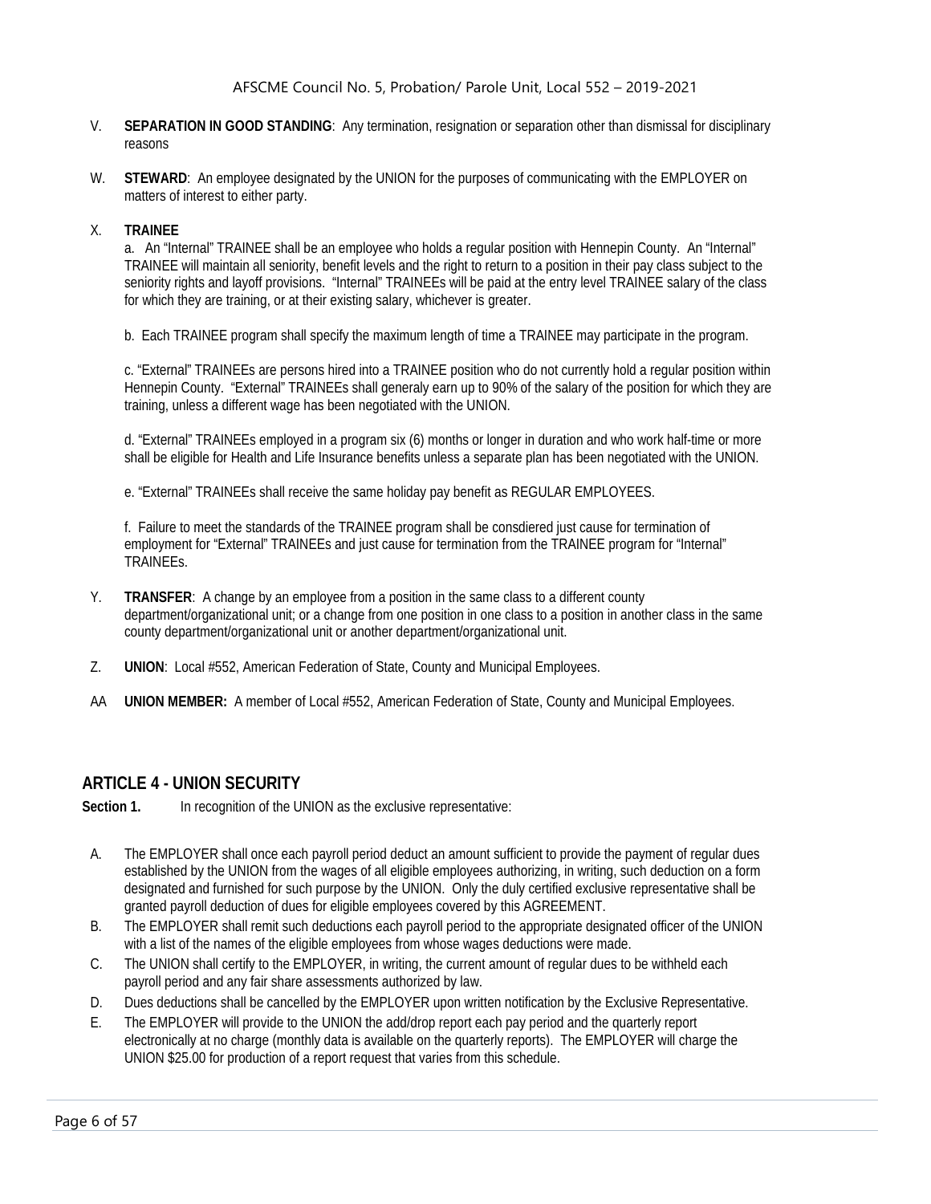V. **SEPARATION IN GOOD STANDING**: Any termination, resignation or separation other than dismissal for disciplinary reasons

W. **STEWARD**: An employee designated by the UNION for the purposes of communicating with the EMPLOYER on matters of interest to either party.

X. **TRAINEE**

a. An "Internal" TRAINEE shall be an employee who holds a regular position with Hennepin County. An "Internal" TRAINEE will maintain all seniority, benefit levels and the right to return to a position in their pay class subject to the seniority rights and layoff provisions. "Internal" TRAINEEs will be paid at the entry level TRAINEE salary of the class for which they are training, or at their existing salary, whichever is greater.

b. Each TRAINEE program shall specify the maximum length of time a TRAINEE may participate in the program.

c. "External" TRAINEEs are persons hired into a TRAINEE position who do not currently hold a regular position within Hennepin County. "External" TRAINEEs shall generaly earn up to 90% of the salary of the position for which they are training, unless a different wage has been negotiated with the UNION.

d. "External" TRAINEEs employed in a program six (6) months or longer in duration and who work half-time or more shall be eligible for Health and Life Insurance benefits unless a separate plan has been negotiated with the UNION.

e. "External" TRAINEEs shall receive the same holiday pay benefit as REGULAR EMPLOYEES.

f. Failure to meet the standards of the TRAINEE program shall be consdiered just cause for termination of employment for "External" TRAINEEs and just cause for termination from the TRAINEE program for "Internal" TRAINEEs.

Y. **TRANSFER**: A change by an employee from a position in the same class to a different county department/organizational unit; or a change from one position in one class to a position in another class in the same county department/organizational unit or another department/organizational unit.

Z. **UNION**: Local #552, American Federation of State, County and Municipal Employees.

AA **UNION MEMBER:** A member of Local #552, American Federation of State, County and Municipal Employees.

## ARTICLE 4 - UNION SECURITY

**Section 1.** In recognition of the UNION as the exclusive representative:

A. The EMPLOYER shall once each payroll period deduct an amount sufficient to provide the payment of regular dues established by the UNION from the wages of all eligible employees authorizing, in writing, such deduction on a form designated and furnished for such purpose by the UNION. Only the duly certified exclusive representative shall be granted payroll deduction of dues for eligible employees covered by this AGREEMENT.

B. The EMPLOYER shall remit such deductions each payroll period to the appropriate designated officer of the UNION with a list of the names of the eligible employees from whose wages deductions were made.

C. The UNION shall certify to the EMPLOYER, in writing, the current amount of regular dues to be withheld each payroll period and any fair share assessments authorized by law.

D. Dues deductions shall be cancelled by the EMPLOYER upon written notification by the Exclusive Representative.

E. The EMPLOYER will provide to the UNION the add/drop report each pay period and the quarterly report electronically at no charge (monthly data is available on the quarterly reports). The EMPLOYER will charge the UNION $25.00 for production of a report request that varies from this schedule.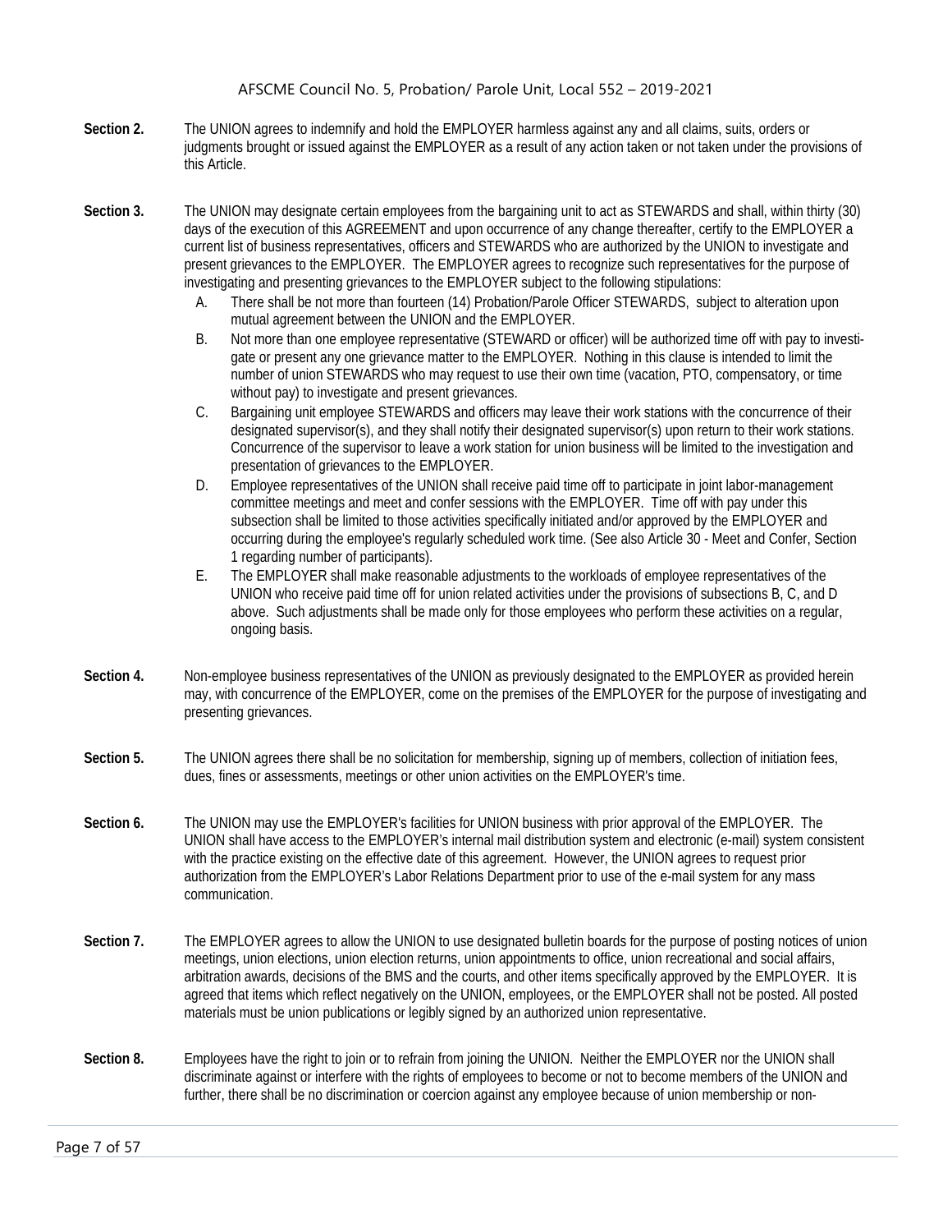**Section 2.** The UNION agrees to indemnify and hold the EMPLOYER harmless against any and all claims, suits, orders or judgments brought or issued against the EMPLOYER as a result of any action taken or not taken under the provisions of this Article.

**Section 3.** The UNION may designate certain employees from the bargaining unit to act as STEWARDS and shall, within thirty (30) days of the execution of this AGREEMENT and upon occurrence of any change thereafter, certify to the EMPLOYER a current list of business representatives, officers and STEWARDS who are authorized by the UNION to investigate and present grievances to the EMPLOYER. The EMPLOYER agrees to recognize such representatives for the purpose of investigating and presenting grievances to the EMPLOYER subject to the following stipulations:

A. There shall be not more than fourteen (14) Probation/Parole Officer STEWARDS, subject to alteration upon mutual agreement between the UNION and the EMPLOYER.

B. Not more than one employee representative (STEWARD or officer) will be authorized time off with pay to investigate or present any one grievance matter to the EMPLOYER. Nothing in this clause is intended to limit the number of union STEWARDS who may request to use their own time (vacation, PTO, compensatory, or time without pay) to investigate and present grievances.

C. Bargaining unit employee STEWARDS and officers may leave their work stations with the concurrence of their designated supervisor(s), and they shall notify their designated supervisor(s) upon return to their work stations. Concurrence of the supervisor to leave a work station for union business will be limited to the investigation and presentation of grievances to the EMPLOYER.

D. Employee representatives of the UNION shall receive paid time off to participate in joint labor-management committee meetings and meet and confer sessions with the EMPLOYER. Time off with pay under this subsection shall be limited to those activities specifically initiated and/or approved by the EMPLOYER and occurring during the employee's regularly scheduled work time. (See also Article 30 - Meet and Confer, Section 1 regarding number of participants).

E. The EMPLOYER shall make reasonable adjustments to the workloads of employee representatives of the UNION who receive paid time off for union related activities under the provisions of subsections B, C, and D above. Such adjustments shall be made only for those employees who perform these activities on a regular, ongoing basis.

**Section 4.** Non-employee business representatives of the UNION as previously designated to the EMPLOYER as provided herein may, with concurrence of the EMPLOYER, come on the premises of the EMPLOYER for the purpose of investigating and presenting grievances.

**Section 5.** The UNION agrees there shall be no solicitation for membership, signing up of members, collection of initiation fees, dues, fines or assessments, meetings or other union activities on the EMPLOYER's time.

**Section 6.** The UNION may use the EMPLOYER's facilities for UNION business with prior approval of the EMPLOYER. The UNION shall have access to the EMPLOYER's internal mail distribution system and electronic (e-mail) system consistent with the practice existing on the effective date of this agreement. However, the UNION agrees to request prior authorization from the EMPLOYER's Labor Relations Department prior to use of the e-mail system for any mass communication.

**Section 7.** The EMPLOYER agrees to allow the UNION to use designated bulletin boards for the purpose of posting notices of union meetings, union elections, union election returns, union appointments to office, union recreational and social affairs, arbitration awards, decisions of the BMS and the courts, and other items specifically approved by the EMPLOYER. It is agreed that items which reflect negatively on the UNION, employees, or the EMPLOYER shall not be posted. All posted materials must be union publications or legibly signed by an authorized union representative.

**Section 8.** Employees have the right to join or to refrain from joining the UNION. Neither the EMPLOYER nor the UNION shall discriminate against or interfere with the rights of employees to become or not to become members of the UNION and further, there shall be no discrimination or coercion against any employee because of union membership or non-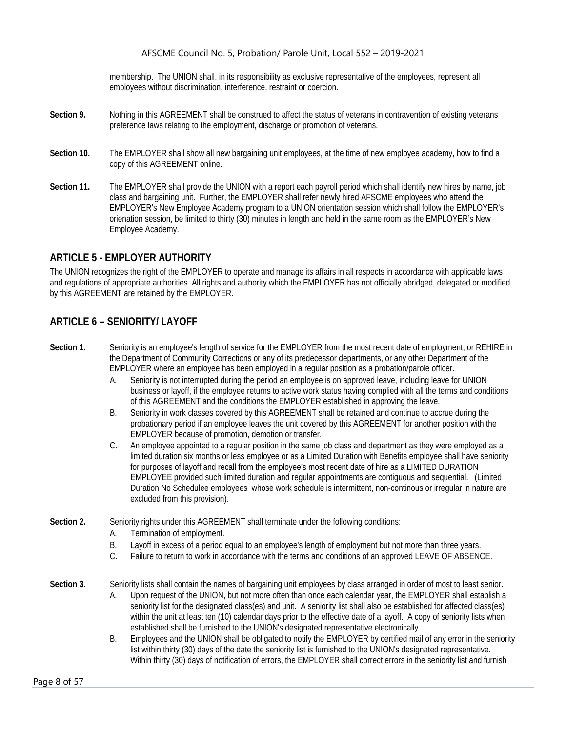membership. The UNION shall, in its responsibility as exclusive representative of the employees, represent all employees without discrimination, interference, restraint or coercion.

**Section 9.** Nothing in this AGREEMENT shall be construed to affect the status of veterans in contravention of existing veterans preference laws relating to the employment, discharge or promotion of veterans.

**Section 10.** The EMPLOYER shall show all new bargaining unit employees, at the time of new employee academy, how to find a copy of this AGREEMENT online.

**Section 11.** The EMPLOYER shall provide the UNION with a report each payroll period which shall identify new hires by name, job class and bargaining unit. Further, the EMPLOYER shall refer newly hired AFSCME employees who attend the EMPLOYER's New Employee Academy program to a UNION orientation session which shall follow the EMPLOYER's orienation session, be limited to thirty (30) minutes in length and held in the same room as the EMPLOYER's New Employee Academy.

## ARTICLE 5 - EMPLOYER AUTHORITY

The UNION recognizes the right of the EMPLOYER to operate and manage its affairs in all respects in accordance with applicable laws and regulations of appropriate authorities. All rights and authority which the EMPLOYER has not officially abridged, delegated or modified by this AGREEMENT are retained by the EMPLOYER.

## ARTICLE 6 – SENIORITY/ LAYOFF

**Section 1.** Seniority is an employee's length of service for the EMPLOYER from the most recent date of employment, or REHIRE in the Department of Community Corrections or any of its predecessor departments, or any other Department of the EMPLOYER where an employee has been employed in a regular position as a probation/parole officer.

A. Seniority is not interrupted during the period an employee is on approved leave, including leave for UNION business or layoff, if the employee returns to active work status having complied with all the terms and conditions of this AGREEMENT and the conditions the EMPLOYER established in approving the leave.

B. Seniority in work classes covered by this AGREEMENT shall be retained and continue to accrue during the probationary period if an employee leaves the unit covered by this AGREEMENT for another position with the EMPLOYER because of promotion, demotion or transfer.

C. An employee appointed to a regular position in the same job class and department as they were employed as a limited duration six months or less employee or as a Limited Duration with Benefits employee shall have seniority for purposes of layoff and recall from the employee's most recent date of hire as a LIMITED DURATION EMPLOYEE provided such limited duration and regular appointments are contiguous and sequential. (Limited Duration No Schedulee employees whose work schedule is intermittent, non-continous or irregular in nature are excluded from this provision).

**Section 2.** Seniority rights under this AGREEMENT shall terminate under the following conditions:

A. Termination of employment.

B. Layoff in excess of a period equal to an employee's length of employment but not more than three years.

C. Failure to return to work in accordance with the terms and conditions of an approved LEAVE OF ABSENCE.

**Section 3.** Seniority lists shall contain the names of bargaining unit employees by class arranged in order of most to least senior.

A. Upon request of the UNION, but not more often than once each calendar year, the EMPLOYER shall establish a seniority list for the designated class(es) and unit. A seniority list shall also be established for affected class(es) within the unit at least ten (10) calendar days prior to the effective date of a layoff. A copy of seniority lists when established shall be furnished to the UNION's designated representative electronically.

B. Employees and the UNION shall be obligated to notify the EMPLOYER by certified mail of any error in the seniority list within thirty (30) days of the date the seniority list is furnished to the UNION's designated representative. Within thirty (30) days of notification of errors, the EMPLOYER shall correct errors in the seniority list and furnish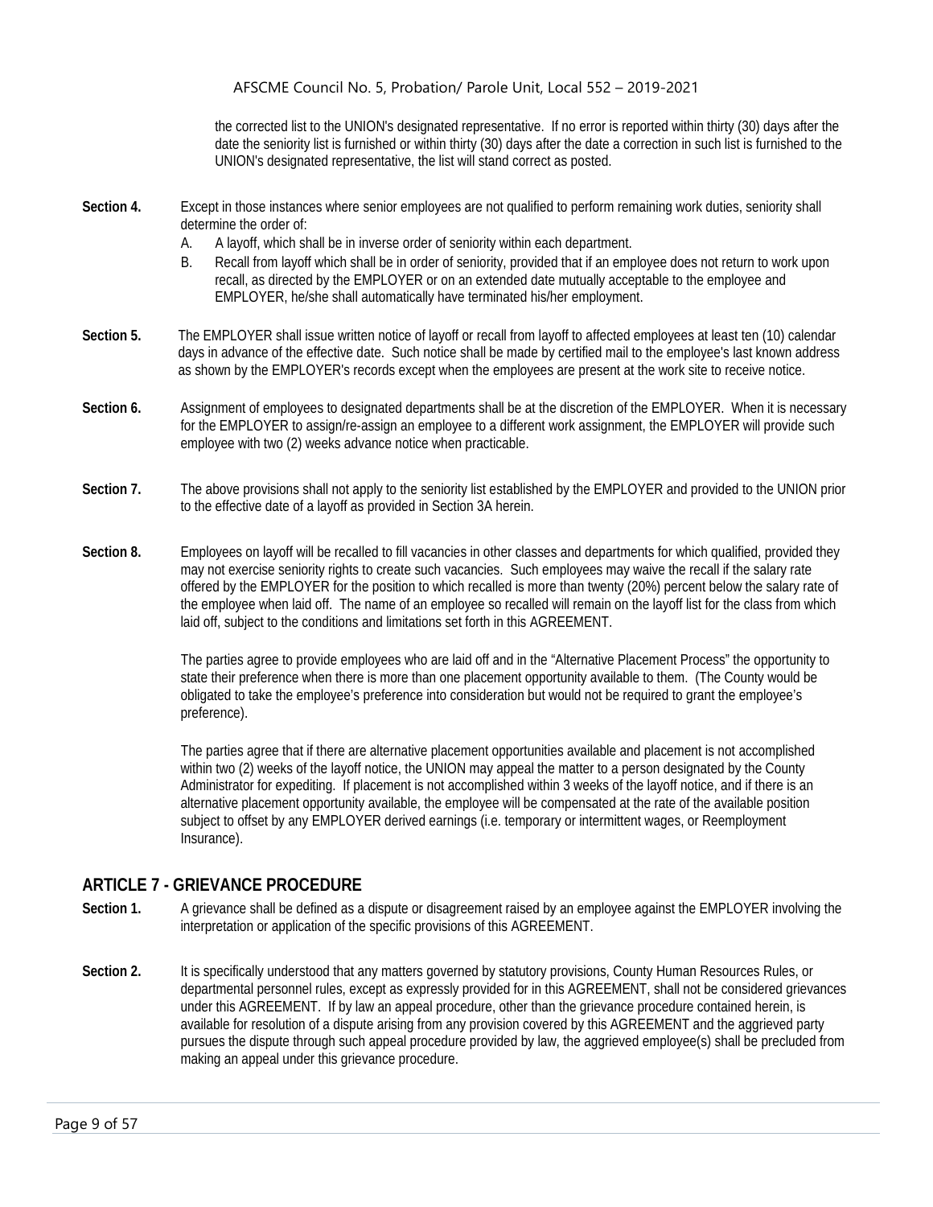the corrected list to the UNION's designated representative. If no error is reported within thirty (30) days after the date the seniority list is furnished or within thirty (30) days after the date a correction in such list is furnished to the UNION's designated representative, the list will stand correct as posted.

**Section 4.** Except in those instances where senior employees are not qualified to perform remaining work duties, seniority shall determine the order of:

A. A layoff, which shall be in inverse order of seniority within each department.

B. Recall from layoff which shall be in order of seniority, provided that if an employee does not return to work upon recall, as directed by the EMPLOYER or on an extended date mutually acceptable to the employee and EMPLOYER, he/she shall automatically have terminated his/her employment.

**Section 5.** The EMPLOYER shall issue written notice of layoff or recall from layoff to affected employees at least ten (10) calendar days in advance of the effective date. Such notice shall be made by certified mail to the employee's last known address as shown by the EMPLOYER's records except when the employees are present at the work site to receive notice.

**Section 6.** Assignment of employees to designated departments shall be at the discretion of the EMPLOYER. When it is necessary for the EMPLOYER to assign/re-assign an employee to a different work assignment, the EMPLOYER will provide such employee with two (2) weeks advance notice when practicable.

**Section 7.** The above provisions shall not apply to the seniority list established by the EMPLOYER and provided to the UNION prior to the effective date of a layoff as provided in Section 3A herein.

**Section 8.** Employees on layoff will be recalled to fill vacancies in other classes and departments for which qualified, provided they may not exercise seniority rights to create such vacancies. Such employees may waive the recall if the salary rate offered by the EMPLOYER for the position to which recalled is more than twenty (20%) percent below the salary rate of the employee when laid off. The name of an employee so recalled will remain on the layoff list for the class from which laid off, subject to the conditions and limitations set forth in this AGREEMENT.

The parties agree to provide employees who are laid off and in the "Alternative Placement Process" the opportunity to state their preference when there is more than one placement opportunity available to them. (The County would be obligated to take the employee's preference into consideration but would not be required to grant the employee's preference).

The parties agree that if there are alternative placement opportunities available and placement is not accomplished within two (2) weeks of the layoff notice, the UNION may appeal the matter to a person designated by the County Administrator for expediting. If placement is not accomplished within 3 weeks of the layoff notice, and if there is an alternative placement opportunity available, the employee will be compensated at the rate of the available position subject to offset by any EMPLOYER derived earnings (i.e. temporary or intermittent wages, or Reemployment Insurance).

## ARTICLE 7 - GRIEVANCE PROCEDURE

**Section 1.** A grievance shall be defined as a dispute or disagreement raised by an employee against the EMPLOYER involving the interpretation or application of the specific provisions of this AGREEMENT.

**Section 2.** It is specifically understood that any matters governed by statutory provisions, County Human Resources Rules, or departmental personnel rules, except as expressly provided for in this AGREEMENT, shall not be considered grievances under this AGREEMENT. If by law an appeal procedure, other than the grievance procedure contained herein, is available for resolution of a dispute arising from any provision covered by this AGREEMENT and the aggrieved party pursues the dispute through such appeal procedure provided by law, the aggrieved employee(s) shall be precluded from making an appeal under this grievance procedure.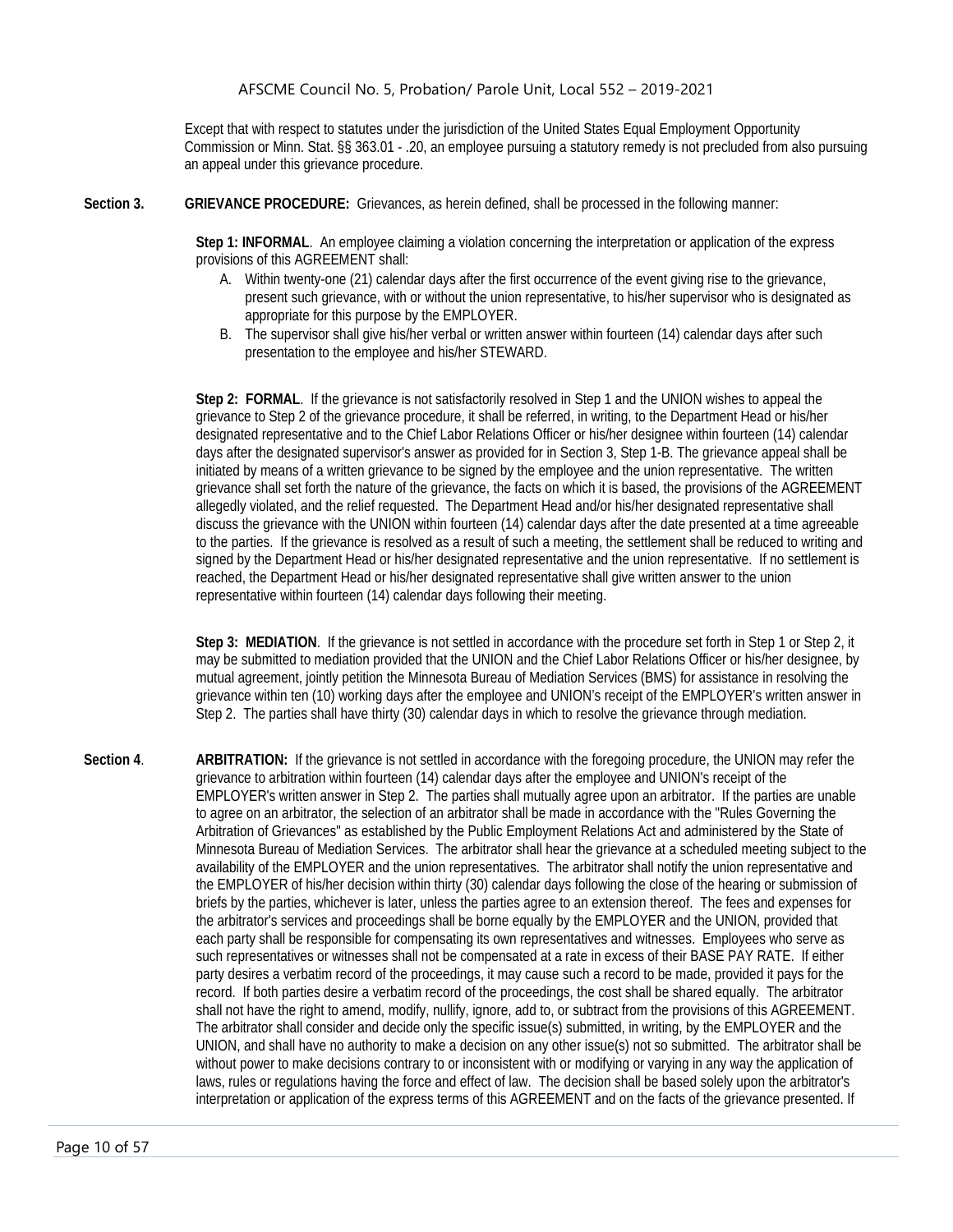Except that with respect to statutes under the jurisdiction of the United States Equal Employment Opportunity Commission or Minn. Stat. §§ 363.01 - .20, an employee pursuing a statutory remedy is not precluded from also pursuing an appeal under this grievance procedure.

**Section 3.** **GRIEVANCE PROCEDURE:** Grievances, as herein defined, shall be processed in the following manner:

**Step 1: INFORMAL**. An employee claiming a violation concerning the interpretation or application of the express provisions of this AGREEMENT shall:

A. Within twenty-one (21) calendar days after the first occurrence of the event giving rise to the grievance, present such grievance, with or without the union representative, to his/her supervisor who is designated as appropriate for this purpose by the EMPLOYER.
B. The supervisor shall give his/her verbal or written answer within fourteen (14) calendar days after such presentation to the employee and his/her STEWARD.

**Step 2: FORMAL**. If the grievance is not satisfactorily resolved in Step 1 and the UNION wishes to appeal the grievance to Step 2 of the grievance procedure, it shall be referred, in writing, to the Department Head or his/her designated representative and to the Chief Labor Relations Officer or his/her designee within fourteen (14) calendar days after the designated supervisor's answer as provided for in Section 3, Step 1-B. The grievance appeal shall be initiated by means of a written grievance to be signed by the employee and the union representative. The written grievance shall set forth the nature of the grievance, the facts on which it is based, the provisions of the AGREEMENT allegedly violated, and the relief requested. The Department Head and/or his/her designated representative shall discuss the grievance with the UNION within fourteen (14) calendar days after the date presented at a time agreeable to the parties. If the grievance is resolved as a result of such a meeting, the settlement shall be reduced to writing and signed by the Department Head or his/her designated representative and the union representative. If no settlement is reached, the Department Head or his/her designated representative shall give written answer to the union representative within fourteen (14) calendar days following their meeting.

**Step 3: MEDIATION**. If the grievance is not settled in accordance with the procedure set forth in Step 1 or Step 2, it may be submitted to mediation provided that the UNION and the Chief Labor Relations Officer or his/her designee, by mutual agreement, jointly petition the Minnesota Bureau of Mediation Services (BMS) for assistance in resolving the grievance within ten (10) working days after the employee and UNION's receipt of the EMPLOYER's written answer in Step 2. The parties shall have thirty (30) calendar days in which to resolve the grievance through mediation.

**Section 4**. **ARBITRATION:** If the grievance is not settled in accordance with the foregoing procedure, the UNION may refer the grievance to arbitration within fourteen (14) calendar days after the employee and UNION's receipt of the EMPLOYER's written answer in Step 2. The parties shall mutually agree upon an arbitrator. If the parties are unable to agree on an arbitrator, the selection of an arbitrator shall be made in accordance with the "Rules Governing the Arbitration of Grievances" as established by the Public Employment Relations Act and administered by the State of Minnesota Bureau of Mediation Services. The arbitrator shall hear the grievance at a scheduled meeting subject to the availability of the EMPLOYER and the union representatives. The arbitrator shall notify the union representative and the EMPLOYER of his/her decision within thirty (30) calendar days following the close of the hearing or submission of briefs by the parties, whichever is later, unless the parties agree to an extension thereof. The fees and expenses for the arbitrator's services and proceedings shall be borne equally by the EMPLOYER and the UNION, provided that each party shall be responsible for compensating its own representatives and witnesses. Employees who serve as such representatives or witnesses shall not be compensated at a rate in excess of their BASE PAY RATE. If either party desires a verbatim record of the proceedings, it may cause such a record to be made, provided it pays for the record. If both parties desire a verbatim record of the proceedings, the cost shall be shared equally. The arbitrator shall not have the right to amend, modify, nullify, ignore, add to, or subtract from the provisions of this AGREEMENT. The arbitrator shall consider and decide only the specific issue(s) submitted, in writing, by the EMPLOYER and the UNION, and shall have no authority to make a decision on any other issue(s) not so submitted. The arbitrator shall be without power to make decisions contrary to or inconsistent with or modifying or varying in any way the application of laws, rules or regulations having the force and effect of law. The decision shall be based solely upon the arbitrator's interpretation or application of the express terms of this AGREEMENT and on the facts of the grievance presented. If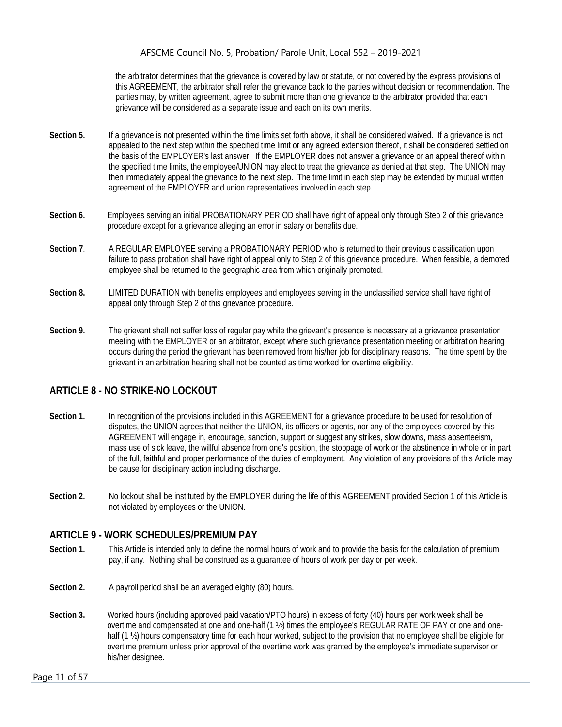the arbitrator determines that the grievance is covered by law or statute, or not covered by the express provisions of this AGREEMENT, the arbitrator shall refer the grievance back to the parties without decision or recommendation. The parties may, by written agreement, agree to submit more than one grievance to the arbitrator provided that each grievance will be considered as a separate issue and each on its own merits.

**Section 5.** If a grievance is not presented within the time limits set forth above, it shall be considered waived. If a grievance is not appealed to the next step within the specified time limit or any agreed extension thereof, it shall be considered settled on the basis of the EMPLOYER's last answer. If the EMPLOYER does not answer a grievance or an appeal thereof within the specified time limits, the employee/UNION may elect to treat the grievance as denied at that step. The UNION may then immediately appeal the grievance to the next step. The time limit in each step may be extended by mutual written agreement of the EMPLOYER and union representatives involved in each step.

**Section 6.** Employees serving an initial PROBATIONARY PERIOD shall have right of appeal only through Step 2 of this grievance procedure except for a grievance alleging an error in salary or benefits due.

**Section 7**. A REGULAR EMPLOYEE serving a PROBATIONARY PERIOD who is returned to their previous classification upon failure to pass probation shall have right of appeal only to Step 2 of this grievance procedure. When feasible, a demoted employee shall be returned to the geographic area from which originally promoted.

**Section 8.** LIMITED DURATION with benefits employees and employees serving in the unclassified service shall have right of appeal only through Step 2 of this grievance procedure.

**Section 9.** The grievant shall not suffer loss of regular pay while the grievant's presence is necessary at a grievance presentation meeting with the EMPLOYER or an arbitrator, except where such grievance presentation meeting or arbitration hearing occurs during the period the grievant has been removed from his/her job for disciplinary reasons. The time spent by the grievant in an arbitration hearing shall not be counted as time worked for overtime eligibility.

## ARTICLE 8 - NO STRIKE-NO LOCKOUT

**Section 1.** In recognition of the provisions included in this AGREEMENT for a grievance procedure to be used for resolution of disputes, the UNION agrees that neither the UNION, its officers or agents, nor any of the employees covered by this AGREEMENT will engage in, encourage, sanction, support or suggest any strikes, slow downs, mass absenteeism, mass use of sick leave, the willful absence from one's position, the stoppage of work or the abstinence in whole or in part of the full, faithful and proper performance of the duties of employment. Any violation of any provisions of this Article may be cause for disciplinary action including discharge.

**Section 2.** No lockout shall be instituted by the EMPLOYER during the life of this AGREEMENT provided Section 1 of this Article is not violated by employees or the UNION.

## ARTICLE 9 - WORK SCHEDULES/PREMIUM PAY

**Section 1.** This Article is intended only to define the normal hours of work and to provide the basis for the calculation of premium pay, if any. Nothing shall be construed as a guarantee of hours of work per day or per week.

**Section 2.** A payroll period shall be an averaged eighty (80) hours.

**Section 3.** Worked hours (including approved paid vacation/PTO hours) in excess of forty (40) hours per work week shall be overtime and compensated at one and one-half (1 ½) times the employee's REGULAR RATE OF PAY or one and one-half (1 ½) hours compensatory time for each hour worked, subject to the provision that no employee shall be eligible for overtime premium unless prior approval of the overtime work was granted by the employee's immediate supervisor or his/her designee.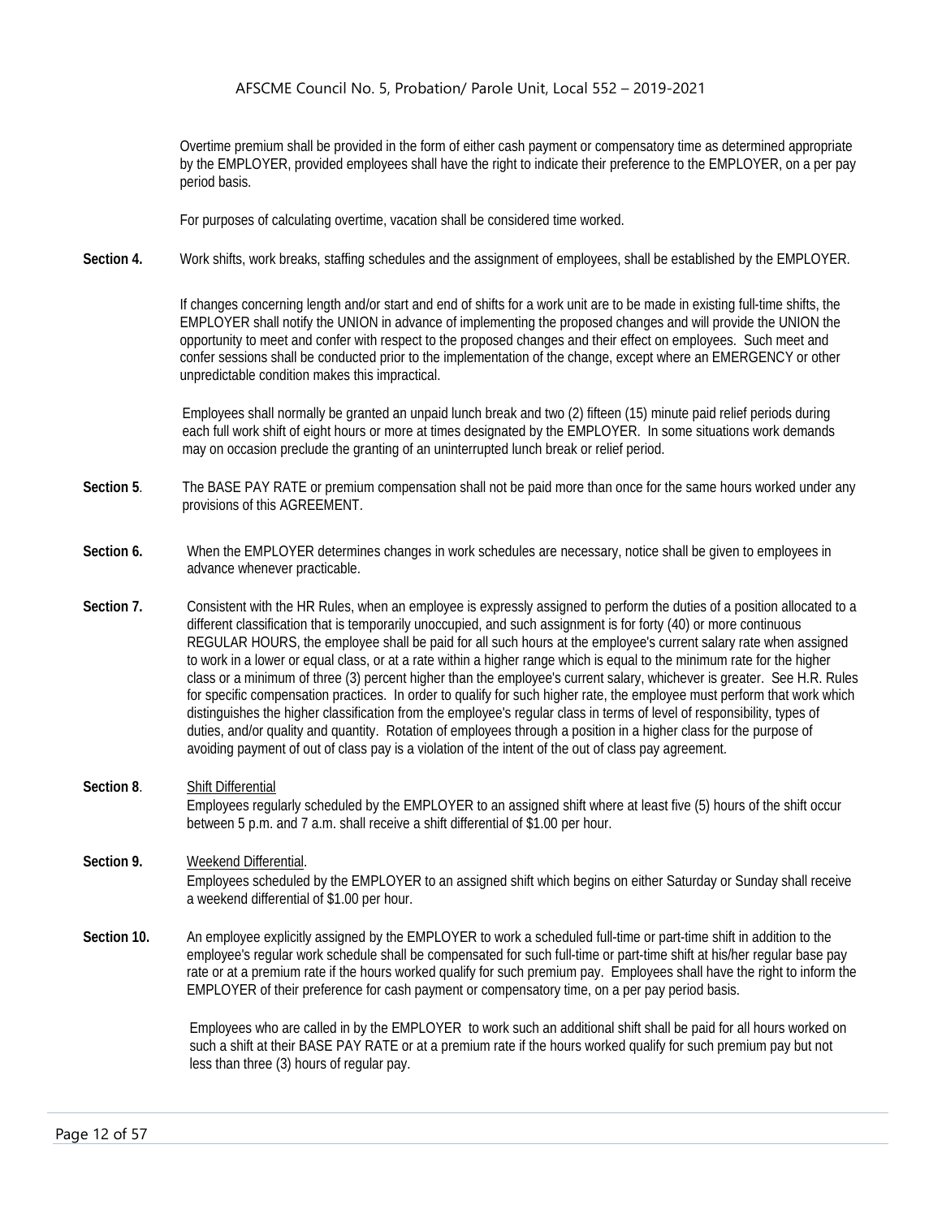Overtime premium shall be provided in the form of either cash payment or compensatory time as determined appropriate by the EMPLOYER, provided employees shall have the right to indicate their preference to the EMPLOYER, on a per pay period basis.

For purposes of calculating overtime, vacation shall be considered time worked.

**Section 4.** Work shifts, work breaks, staffing schedules and the assignment of employees, shall be established by the EMPLOYER.

If changes concerning length and/or start and end of shifts for a work unit are to be made in existing full-time shifts, the EMPLOYER shall notify the UNION in advance of implementing the proposed changes and will provide the UNION the opportunity to meet and confer with respect to the proposed changes and their effect on employees. Such meet and confer sessions shall be conducted prior to the implementation of the change, except where an EMERGENCY or other unpredictable condition makes this impractical.

Employees shall normally be granted an unpaid lunch break and two (2) fifteen (15) minute paid relief periods during each full work shift of eight hours or more at times designated by the EMPLOYER. In some situations work demands may on occasion preclude the granting of an uninterrupted lunch break or relief period.

**Section 5**. The BASE PAY RATE or premium compensation shall not be paid more than once for the same hours worked under any provisions of this AGREEMENT.

**Section 6.** When the EMPLOYER determines changes in work schedules are necessary, notice shall be given to employees in advance whenever practicable.

**Section 7.** Consistent with the HR Rules, when an employee is expressly assigned to perform the duties of a position allocated to a different classification that is temporarily unoccupied, and such assignment is for forty (40) or more continuous REGULAR HOURS, the employee shall be paid for all such hours at the employee's current salary rate when assigned to work in a lower or equal class, or at a rate within a higher range which is equal to the minimum rate for the higher class or a minimum of three (3) percent higher than the employee's current salary, whichever is greater. See H.R. Rules for specific compensation practices. In order to qualify for such higher rate, the employee must perform that work which distinguishes the higher classification from the employee's regular class in terms of level of responsibility, types of duties, and/or quality and quantity. Rotation of employees through a position in a higher class for the purpose of avoiding payment of out of class pay is a violation of the intent of the out of class pay agreement.

**Section 8**. Shift Differential
Employees regularly scheduled by the EMPLOYER to an assigned shift where at least five (5) hours of the shift occur between 5 p.m. and 7 a.m. shall receive a shift differential of $1.00 per hour.

**Section 9.** Weekend Differential.
Employees scheduled by the EMPLOYER to an assigned shift which begins on either Saturday or Sunday shall receive a weekend differential of $1.00 per hour.

**Section 10.** An employee explicitly assigned by the EMPLOYER to work a scheduled full-time or part-time shift in addition to the employee's regular work schedule shall be compensated for such full-time or part-time shift at his/her regular base pay rate or at a premium rate if the hours worked qualify for such premium pay. Employees shall have the right to inform the EMPLOYER of their preference for cash payment or compensatory time, on a per pay period basis.

Employees who are called in by the EMPLOYER to work such an additional shift shall be paid for all hours worked on such a shift at their BASE PAY RATE or at a premium rate if the hours worked qualify for such premium pay but not less than three (3) hours of regular pay.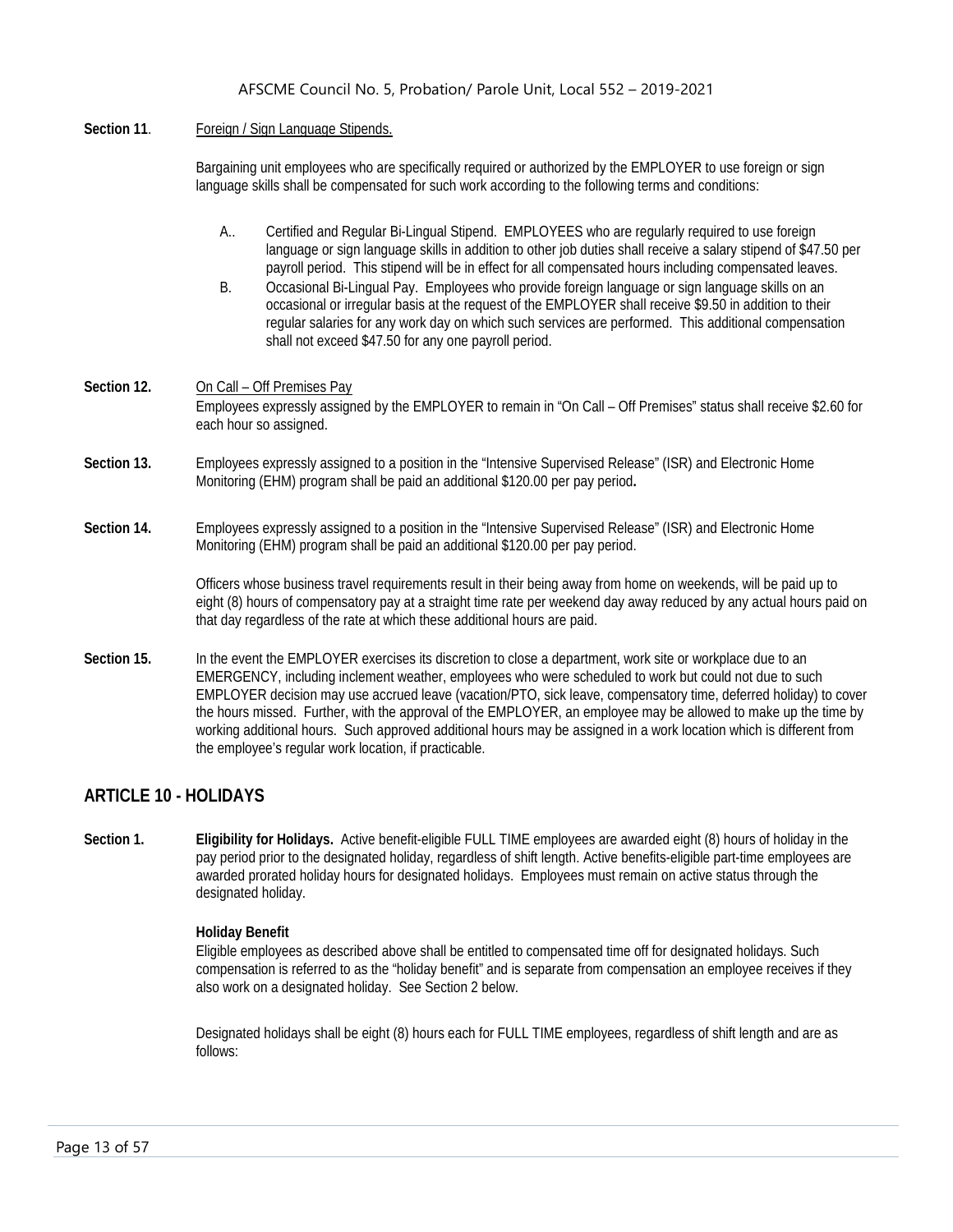**Section 11**. Foreign / Sign Language Stipends.

Bargaining unit employees who are specifically required or authorized by the EMPLOYER to use foreign or sign language skills shall be compensated for such work according to the following terms and conditions:

A.. Certified and Regular Bi-Lingual Stipend. EMPLOYEES who are regularly required to use foreign language or sign language skills in addition to other job duties shall receive a salary stipend of $47.50 per payroll period. This stipend will be in effect for all compensated hours including compensated leaves.

B. Occasional Bi-Lingual Pay. Employees who provide foreign language or sign language skills on an occasional or irregular basis at the request of the EMPLOYER shall receive $9.50 in addition to their regular salaries for any work day on which such services are performed. This additional compensation shall not exceed $47.50 for any one payroll period.

**Section 12.** On Call – Off Premises Pay
Employees expressly assigned by the EMPLOYER to remain in "On Call – Off Premises" status shall receive $2.60 for each hour so assigned.

**Section 13.** Employees expressly assigned to a position in the "Intensive Supervised Release" (ISR) and Electronic Home Monitoring (EHM) program shall be paid an additional $120.00 per pay period**.**

**Section 14.** Employees expressly assigned to a position in the "Intensive Supervised Release" (ISR) and Electronic Home Monitoring (EHM) program shall be paid an additional $120.00 per pay period.

Officers whose business travel requirements result in their being away from home on weekends, will be paid up to eight (8) hours of compensatory pay at a straight time rate per weekend day away reduced by any actual hours paid on that day regardless of the rate at which these additional hours are paid.

**Section 15.** In the event the EMPLOYER exercises its discretion to close a department, work site or workplace due to an EMERGENCY, including inclement weather, employees who were scheduled to work but could not due to such EMPLOYER decision may use accrued leave (vacation/PTO, sick leave, compensatory time, deferred holiday) to cover the hours missed. Further, with the approval of the EMPLOYER, an employee may be allowed to make up the time by working additional hours. Such approved additional hours may be assigned in a work location which is different from the employee's regular work location, if practicable.

## ARTICLE 10 - HOLIDAYS

**Section 1.** **Eligibility for Holidays.** Active benefit-eligible FULL TIME employees are awarded eight (8) hours of holiday in the pay period prior to the designated holiday, regardless of shift length. Active benefits-eligible part-time employees are awarded prorated holiday hours for designated holidays. Employees must remain on active status through the designated holiday.

**Holiday Benefit**
Eligible employees as described above shall be entitled to compensated time off for designated holidays. Such compensation is referred to as the "holiday benefit" and is separate from compensation an employee receives if they also work on a designated holiday. See Section 2 below.

Designated holidays shall be eight (8) hours each for FULL TIME employees, regardless of shift length and are as follows: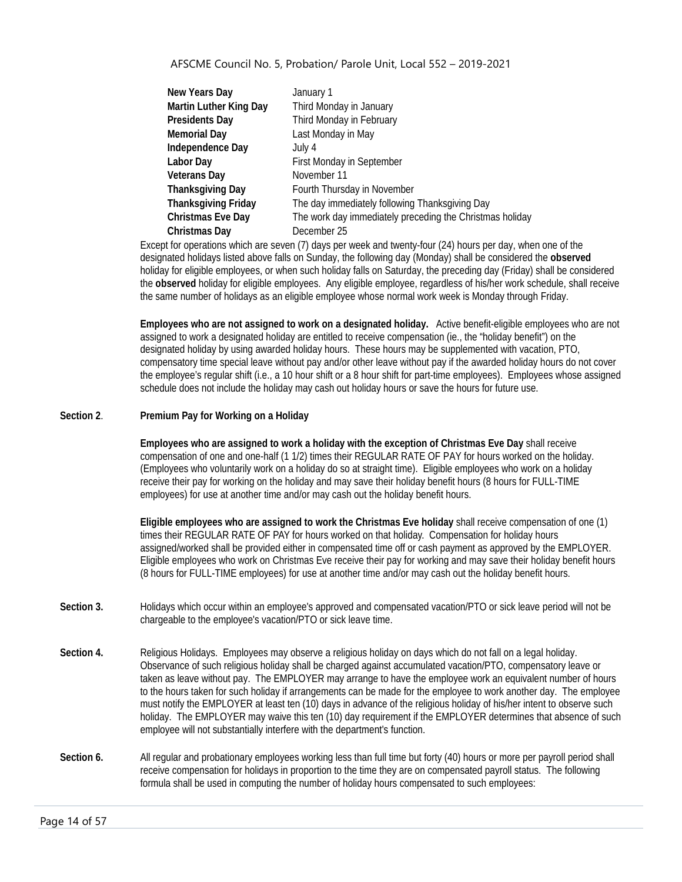| | |
|---|---|
| **New Years Day** | January 1 |
| **Martin Luther King Day** | Third Monday in January |
| **Presidents Day** | Third Monday in February |
| **Memorial Day** | Last Monday in May |
| **Independence Day** | July 4 |
| **Labor Day** | First Monday in September |
| **Veterans Day** | November 11 |
| **Thanksgiving Day** | Fourth Thursday in November |
| **Thanksgiving Friday** | The day immediately following Thanksgiving Day |
| **Christmas Eve Day** | The work day immediately preceding the Christmas holiday |
| **Christmas Day** | December 25 |

Except for operations which are seven (7) days per week and twenty-four (24) hours per day, when one of the designated holidays listed above falls on Sunday, the following day (Monday) shall be considered the **observed** holiday for eligible employees, or when such holiday falls on Saturday, the preceding day (Friday) shall be considered the **observed** holiday for eligible employees. Any eligible employee, regardless of his/her work schedule, shall receive the same number of holidays as an eligible employee whose normal work week is Monday through Friday.

**Employees who are not assigned to work on a designated holiday.** Active benefit-eligible employees who are not assigned to work a designated holiday are entitled to receive compensation (ie., the "holiday benefit") on the designated holiday by using awarded holiday hours. These hours may be supplemented with vacation, PTO, compensatory time special leave without pay and/or other leave without pay if the awarded holiday hours do not cover the employee's regular shift (i.e., a 10 hour shift or a 8 hour shift for part-time employees). Employees whose assigned schedule does not include the holiday may cash out holiday hours or save the hours for future use.

**Section 2**. **Premium Pay for Working on a Holiday**

**Employees who are assigned to work a holiday with the exception of Christmas Eve Day** shall receive compensation of one and one-half (1 1/2) times their REGULAR RATE OF PAY for hours worked on the holiday. (Employees who voluntarily work on a holiday do so at straight time). Eligible employees who work on a holiday receive their pay for working on the holiday and may save their holiday benefit hours (8 hours for FULL-TIME employees) for use at another time and/or may cash out the holiday benefit hours.

**Eligible employees who are assigned to work the Christmas Eve holiday** shall receive compensation of one (1) times their REGULAR RATE OF PAY for hours worked on that holiday. Compensation for holiday hours assigned/worked shall be provided either in compensated time off or cash payment as approved by the EMPLOYER. Eligible employees who work on Christmas Eve receive their pay for working and may save their holiday benefit hours (8 hours for FULL-TIME employees) for use at another time and/or may cash out the holiday benefit hours.

**Section 3.** Holidays which occur within an employee's approved and compensated vacation/PTO or sick leave period will not be chargeable to the employee's vacation/PTO or sick leave time.

**Section 4.** Religious Holidays. Employees may observe a religious holiday on days which do not fall on a legal holiday. Observance of such religious holiday shall be charged against accumulated vacation/PTO, compensatory leave or taken as leave without pay. The EMPLOYER may arrange to have the employee work an equivalent number of hours to the hours taken for such holiday if arrangements can be made for the employee to work another day. The employee must notify the EMPLOYER at least ten (10) days in advance of the religious holiday of his/her intent to observe such holiday. The EMPLOYER may waive this ten (10) day requirement if the EMPLOYER determines that absence of such employee will not substantially interfere with the department's function.

**Section 6.** All regular and probationary employees working less than full time but forty (40) hours or more per payroll period shall receive compensation for holidays in proportion to the time they are on compensated payroll status. The following formula shall be used in computing the number of holiday hours compensated to such employees: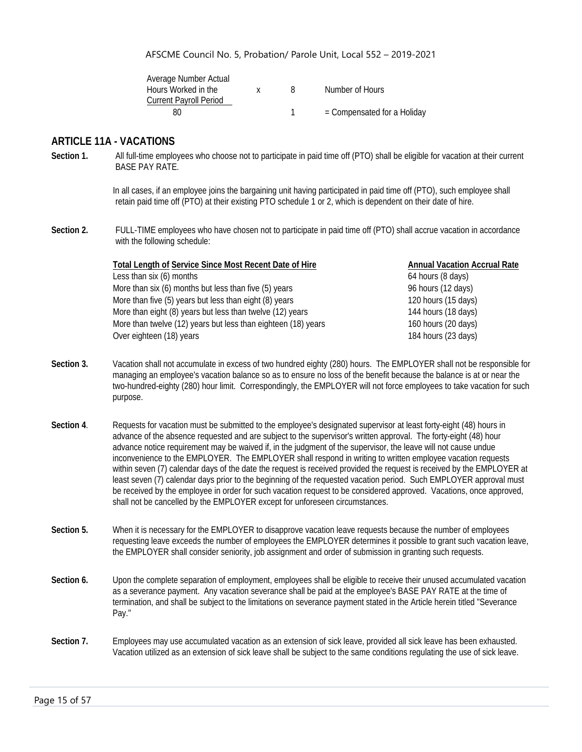| Average Number Actual Hours Worked in the Current Payroll Period | x | 8 | Number of Hours |
|---|---|---|---|
| 80 | | 1 | = Compensated for a Holiday |

## ARTICLE 11A - VACATIONS

**Section 1.** All full-time employees who choose not to participate in paid time off (PTO) shall be eligible for vacation at their current BASE PAY RATE.

In all cases, if an employee joins the bargaining unit having participated in paid time off (PTO), such employee shall retain paid time off (PTO) at their existing PTO schedule 1 or 2, which is dependent on their date of hire.

**Section 2.** FULL-TIME employees who have chosen not to participate in paid time off (PTO) shall accrue vacation in accordance with the following schedule:

| Total Length of Service Since Most Recent Date of Hire | Annual Vacation Accrual Rate |
|---|---|
| Less than six (6) months | 64 hours (8 days) |
| More than six (6) months but less than five (5) years | 96 hours (12 days) |
| More than five (5) years but less than eight (8) years | 120 hours (15 days) |
| More than eight (8) years but less than twelve (12) years | 144 hours (18 days) |
| More than twelve (12) years but less than eighteen (18) years | 160 hours (20 days) |
| Over eighteen (18) years | 184 hours (23 days) |

**Section 3.** Vacation shall not accumulate in excess of two hundred eighty (280) hours. The EMPLOYER shall not be responsible for managing an employee's vacation balance so as to ensure no loss of the benefit because the balance is at or near the two-hundred-eighty (280) hour limit. Correspondingly, the EMPLOYER will not force employees to take vacation for such purpose.

**Section 4**. Requests for vacation must be submitted to the employee's designated supervisor at least forty-eight (48) hours in advance of the absence requested and are subject to the supervisor's written approval. The forty-eight (48) hour advance notice requirement may be waived if, in the judgment of the supervisor, the leave will not cause undue inconvenience to the EMPLOYER. The EMPLOYER shall respond in writing to written employee vacation requests within seven (7) calendar days of the date the request is received provided the request is received by the EMPLOYER at least seven (7) calendar days prior to the beginning of the requested vacation period. Such EMPLOYER approval must be received by the employee in order for such vacation request to be considered approved. Vacations, once approved, shall not be cancelled by the EMPLOYER except for unforeseen circumstances.

**Section 5.** When it is necessary for the EMPLOYER to disapprove vacation leave requests because the number of employees requesting leave exceeds the number of employees the EMPLOYER determines it possible to grant such vacation leave, the EMPLOYER shall consider seniority, job assignment and order of submission in granting such requests.

**Section 6.** Upon the complete separation of employment, employees shall be eligible to receive their unused accumulated vacation as a severance payment. Any vacation severance shall be paid at the employee's BASE PAY RATE at the time of termination, and shall be subject to the limitations on severance payment stated in the Article herein titled "Severance Pay."

**Section 7.** Employees may use accumulated vacation as an extension of sick leave, provided all sick leave has been exhausted. Vacation utilized as an extension of sick leave shall be subject to the same conditions regulating the use of sick leave.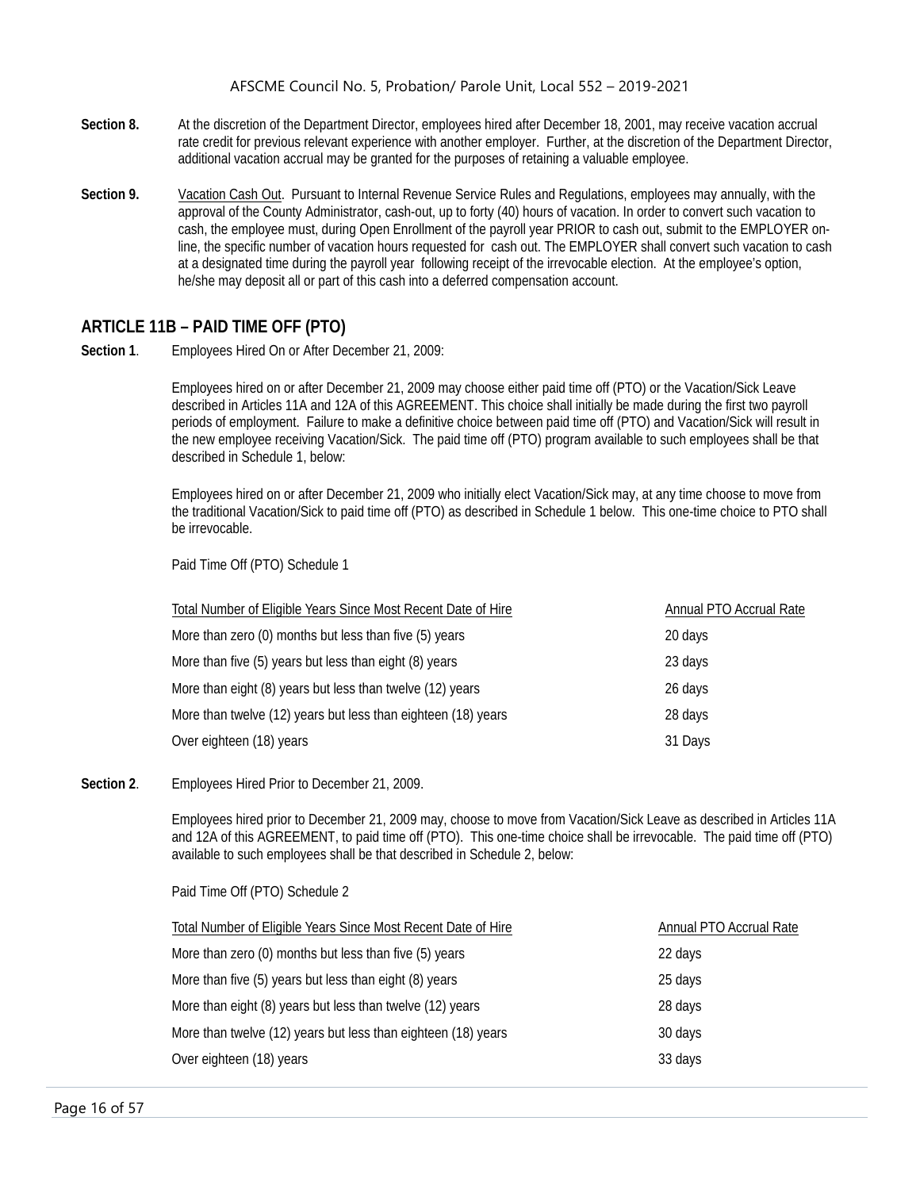**Section 8.** At the discretion of the Department Director, employees hired after December 18, 2001, may receive vacation accrual rate credit for previous relevant experience with another employer. Further, at the discretion of the Department Director, additional vacation accrual may be granted for the purposes of retaining a valuable employee.

**Section 9.** Vacation Cash Out. Pursuant to Internal Revenue Service Rules and Regulations, employees may annually, with the approval of the County Administrator, cash-out, up to forty (40) hours of vacation. In order to convert such vacation to cash, the employee must, during Open Enrollment of the payroll year PRIOR to cash out, submit to the EMPLOYER on-line, the specific number of vacation hours requested for cash out. The EMPLOYER shall convert such vacation to cash at a designated time during the payroll year following receipt of the irrevocable election. At the employee's option, he/she may deposit all or part of this cash into a deferred compensation account.

## ARTICLE 11B – PAID TIME OFF (PTO)

**Section 1**. Employees Hired On or After December 21, 2009:

Employees hired on or after December 21, 2009 may choose either paid time off (PTO) or the Vacation/Sick Leave described in Articles 11A and 12A of this AGREEMENT. This choice shall initially be made during the first two payroll periods of employment. Failure to make a definitive choice between paid time off (PTO) and Vacation/Sick will result in the new employee receiving Vacation/Sick. The paid time off (PTO) program available to such employees shall be that described in Schedule 1, below:

Employees hired on or after December 21, 2009 who initially elect Vacation/Sick may, at any time choose to move from the traditional Vacation/Sick to paid time off (PTO) as described in Schedule 1 below. This one-time choice to PTO shall be irrevocable.

Paid Time Off (PTO) Schedule 1

| Total Number of Eligible Years Since Most Recent Date of Hire | Annual PTO Accrual Rate |
|---|---|
| More than zero (0) months but less than five (5) years | 20 days |
| More than five (5) years but less than eight (8) years | 23 days |
| More than eight (8) years but less than twelve (12) years | 26 days |
| More than twelve (12) years but less than eighteen (18) years | 28 days |
| Over eighteen (18) years | 31 Days |

**Section 2**. Employees Hired Prior to December 21, 2009.

Employees hired prior to December 21, 2009 may, choose to move from Vacation/Sick Leave as described in Articles 11A and 12A of this AGREEMENT, to paid time off (PTO). This one-time choice shall be irrevocable. The paid time off (PTO) available to such employees shall be that described in Schedule 2, below:

Paid Time Off (PTO) Schedule 2

| Total Number of Eligible Years Since Most Recent Date of Hire | Annual PTO Accrual Rate |
|---|---|
| More than zero (0) months but less than five (5) years | 22 days |
| More than five (5) years but less than eight (8) years | 25 days |
| More than eight (8) years but less than twelve (12) years | 28 days |
| More than twelve (12) years but less than eighteen (18) years | 30 days |
| Over eighteen (18) years | 33 days |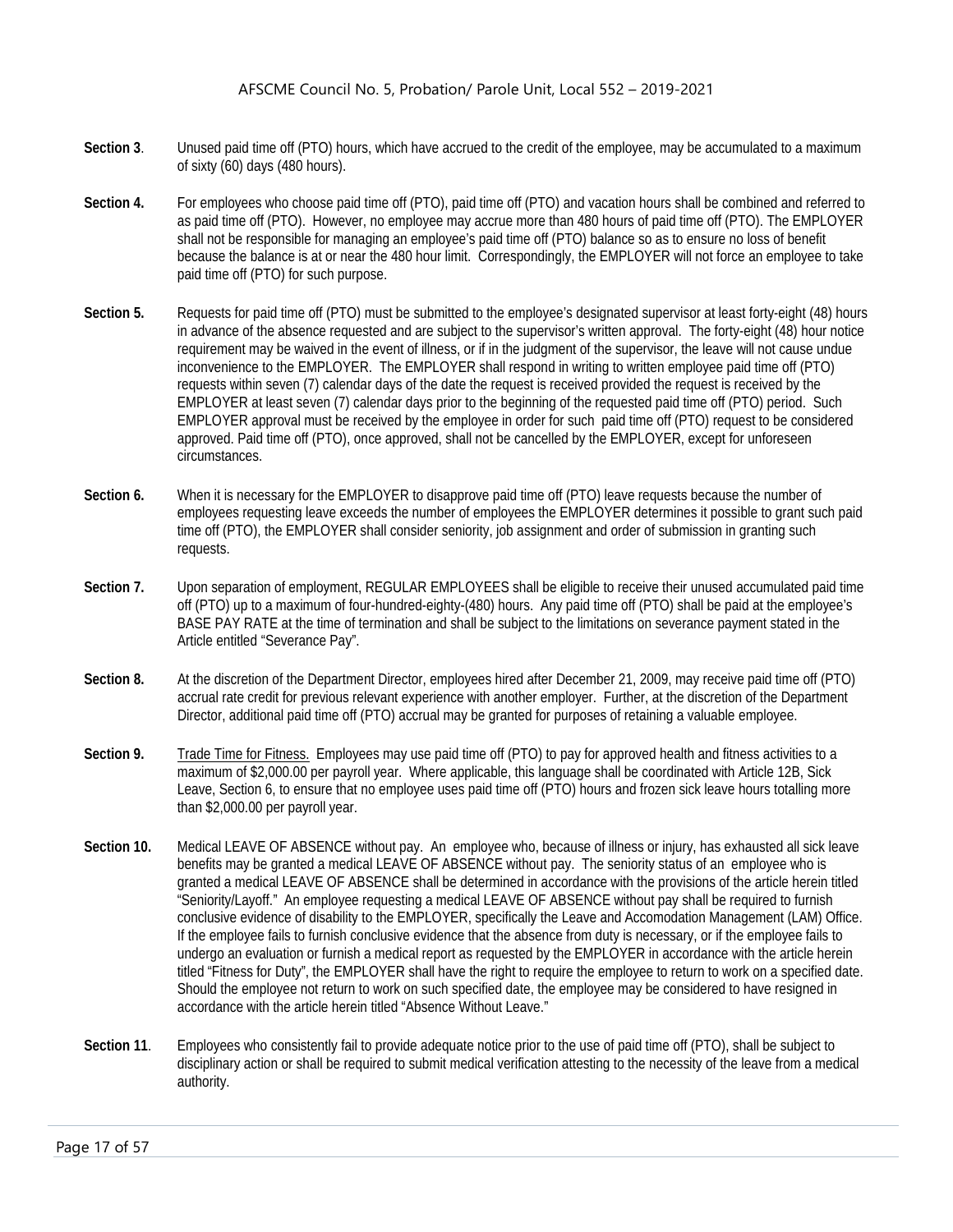**Section 3**. Unused paid time off (PTO) hours, which have accrued to the credit of the employee, may be accumulated to a maximum of sixty (60) days (480 hours).

**Section 4.** For employees who choose paid time off (PTO), paid time off (PTO) and vacation hours shall be combined and referred to as paid time off (PTO). However, no employee may accrue more than 480 hours of paid time off (PTO). The EMPLOYER shall not be responsible for managing an employee's paid time off (PTO) balance so as to ensure no loss of benefit because the balance is at or near the 480 hour limit. Correspondingly, the EMPLOYER will not force an employee to take paid time off (PTO) for such purpose.

**Section 5.** Requests for paid time off (PTO) must be submitted to the employee's designated supervisor at least forty-eight (48) hours in advance of the absence requested and are subject to the supervisor's written approval. The forty-eight (48) hour notice requirement may be waived in the event of illness, or if in the judgment of the supervisor, the leave will not cause undue inconvenience to the EMPLOYER. The EMPLOYER shall respond in writing to written employee paid time off (PTO) requests within seven (7) calendar days of the date the request is received provided the request is received by the EMPLOYER at least seven (7) calendar days prior to the beginning of the requested paid time off (PTO) period. Such EMPLOYER approval must be received by the employee in order for such paid time off (PTO) request to be considered approved. Paid time off (PTO), once approved, shall not be cancelled by the EMPLOYER, except for unforeseen circumstances.

**Section 6.** When it is necessary for the EMPLOYER to disapprove paid time off (PTO) leave requests because the number of employees requesting leave exceeds the number of employees the EMPLOYER determines it possible to grant such paid time off (PTO), the EMPLOYER shall consider seniority, job assignment and order of submission in granting such requests.

**Section 7.** Upon separation of employment, REGULAR EMPLOYEES shall be eligible to receive their unused accumulated paid time off (PTO) up to a maximum of four-hundred-eighty-(480) hours. Any paid time off (PTO) shall be paid at the employee's BASE PAY RATE at the time of termination and shall be subject to the limitations on severance payment stated in the Article entitled "Severance Pay".

**Section 8.** At the discretion of the Department Director, employees hired after December 21, 2009, may receive paid time off (PTO) accrual rate credit for previous relevant experience with another employer. Further, at the discretion of the Department Director, additional paid time off (PTO) accrual may be granted for purposes of retaining a valuable employee.

**Section 9.** Trade Time for Fitness. Employees may use paid time off (PTO) to pay for approved health and fitness activities to a maximum of $2,000.00 per payroll year. Where applicable, this language shall be coordinated with Article 12B, Sick Leave, Section 6, to ensure that no employee uses paid time off (PTO) hours and frozen sick leave hours totalling more than $2,000.00 per payroll year.

**Section 10.** Medical LEAVE OF ABSENCE without pay. An employee who, because of illness or injury, has exhausted all sick leave benefits may be granted a medical LEAVE OF ABSENCE without pay. The seniority status of an employee who is granted a medical LEAVE OF ABSENCE shall be determined in accordance with the provisions of the article herein titled "Seniority/Layoff." An employee requesting a medical LEAVE OF ABSENCE without pay shall be required to furnish conclusive evidence of disability to the EMPLOYER, specifically the Leave and Accomodation Management (LAM) Office. If the employee fails to furnish conclusive evidence that the absence from duty is necessary, or if the employee fails to undergo an evaluation or furnish a medical report as requested by the EMPLOYER in accordance with the article herein titled "Fitness for Duty", the EMPLOYER shall have the right to require the employee to return to work on a specified date. Should the employee not return to work on such specified date, the employee may be considered to have resigned in accordance with the article herein titled "Absence Without Leave."

**Section 11**. Employees who consistently fail to provide adequate notice prior to the use of paid time off (PTO), shall be subject to disciplinary action or shall be required to submit medical verification attesting to the necessity of the leave from a medical authority.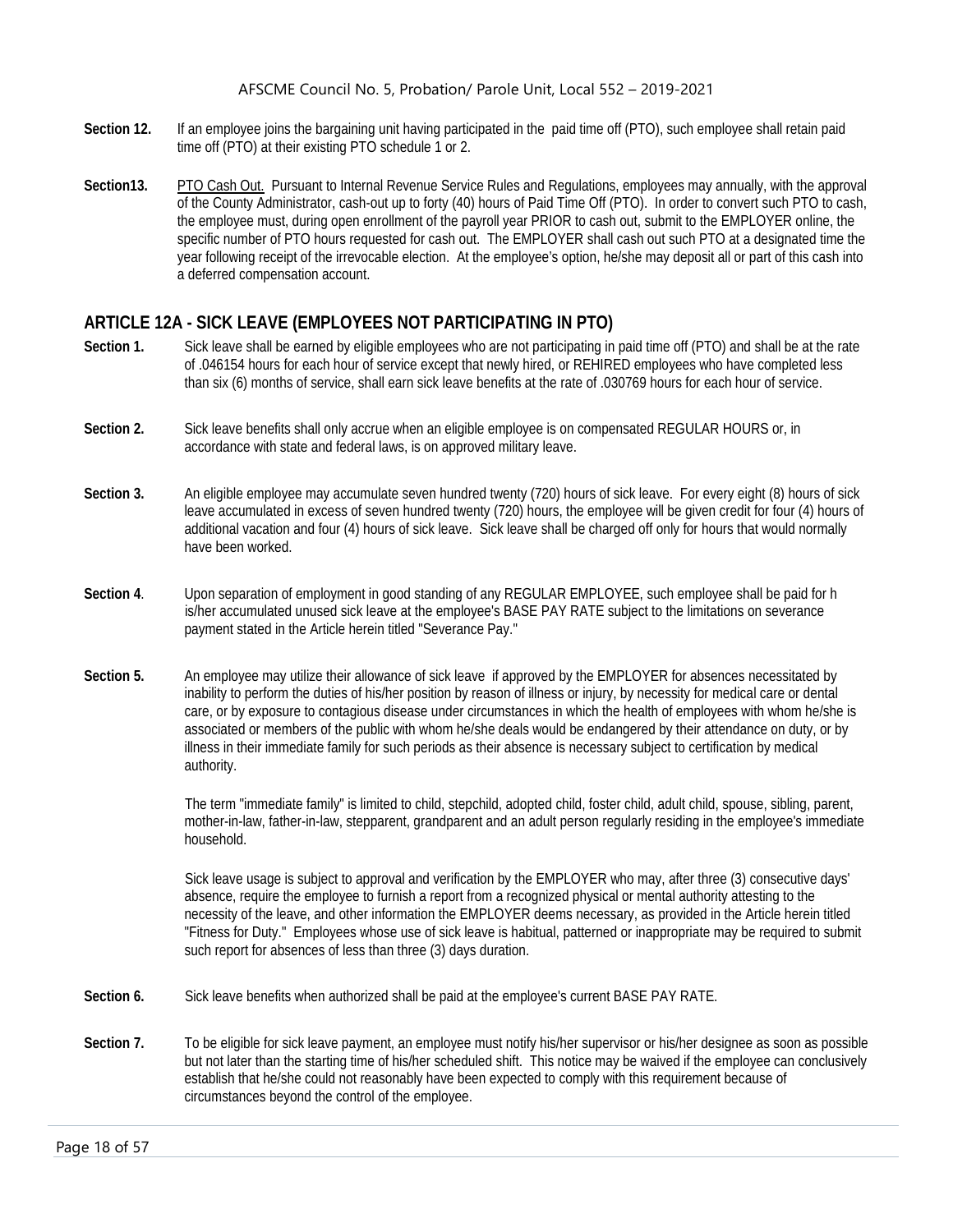**Section 12.** If an employee joins the bargaining unit having participated in the paid time off (PTO), such employee shall retain paid time off (PTO) at their existing PTO schedule 1 or 2.

**Section13.** PTO Cash Out. Pursuant to Internal Revenue Service Rules and Regulations, employees may annually, with the approval of the County Administrator, cash-out up to forty (40) hours of Paid Time Off (PTO). In order to convert such PTO to cash, the employee must, during open enrollment of the payroll year PRIOR to cash out, submit to the EMPLOYER online, the specific number of PTO hours requested for cash out. The EMPLOYER shall cash out such PTO at a designated time the year following receipt of the irrevocable election. At the employee's option, he/she may deposit all or part of this cash into a deferred compensation account.

## ARTICLE 12A - SICK LEAVE (EMPLOYEES NOT PARTICIPATING IN PTO)

**Section 1.** Sick leave shall be earned by eligible employees who are not participating in paid time off (PTO) and shall be at the rate of .046154 hours for each hour of service except that newly hired, or REHIRED employees who have completed less than six (6) months of service, shall earn sick leave benefits at the rate of .030769 hours for each hour of service.

**Section 2.** Sick leave benefits shall only accrue when an eligible employee is on compensated REGULAR HOURS or, in accordance with state and federal laws, is on approved military leave.

**Section 3.** An eligible employee may accumulate seven hundred twenty (720) hours of sick leave. For every eight (8) hours of sick leave accumulated in excess of seven hundred twenty (720) hours, the employee will be given credit for four (4) hours of additional vacation and four (4) hours of sick leave. Sick leave shall be charged off only for hours that would normally have been worked.

**Section 4**. Upon separation of employment in good standing of any REGULAR EMPLOYEE, such employee shall be paid for h is/her accumulated unused sick leave at the employee's BASE PAY RATE subject to the limitations on severance payment stated in the Article herein titled "Severance Pay."

**Section 5.** An employee may utilize their allowance of sick leave if approved by the EMPLOYER for absences necessitated by inability to perform the duties of his/her position by reason of illness or injury, by necessity for medical care or dental care, or by exposure to contagious disease under circumstances in which the health of employees with whom he/she is associated or members of the public with whom he/she deals would be endangered by their attendance on duty, or by illness in their immediate family for such periods as their absence is necessary subject to certification by medical authority.

The term "immediate family" is limited to child, stepchild, adopted child, foster child, adult child, spouse, sibling, parent, mother-in-law, father-in-law, stepparent, grandparent and an adult person regularly residing in the employee's immediate household.

Sick leave usage is subject to approval and verification by the EMPLOYER who may, after three (3) consecutive days' absence, require the employee to furnish a report from a recognized physical or mental authority attesting to the necessity of the leave, and other information the EMPLOYER deems necessary, as provided in the Article herein titled "Fitness for Duty." Employees whose use of sick leave is habitual, patterned or inappropriate may be required to submit such report for absences of less than three (3) days duration.

**Section 6.** Sick leave benefits when authorized shall be paid at the employee's current BASE PAY RATE.

**Section 7.** To be eligible for sick leave payment, an employee must notify his/her supervisor or his/her designee as soon as possible but not later than the starting time of his/her scheduled shift. This notice may be waived if the employee can conclusively establish that he/she could not reasonably have been expected to comply with this requirement because of circumstances beyond the control of the employee.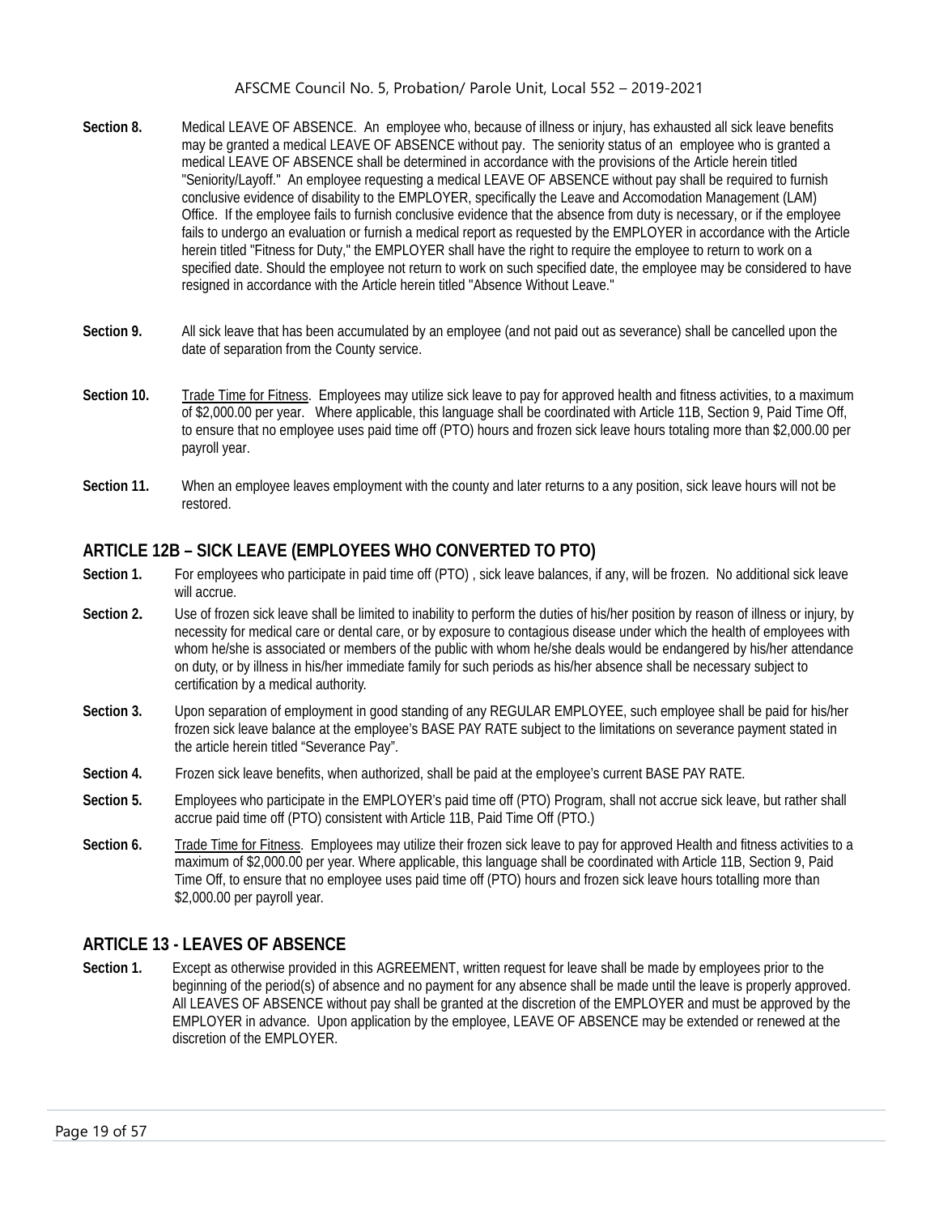**Section 8.** Medical LEAVE OF ABSENCE. An employee who, because of illness or injury, has exhausted all sick leave benefits may be granted a medical LEAVE OF ABSENCE without pay. The seniority status of an employee who is granted a medical LEAVE OF ABSENCE shall be determined in accordance with the provisions of the Article herein titled "Seniority/Layoff." An employee requesting a medical LEAVE OF ABSENCE without pay shall be required to furnish conclusive evidence of disability to the EMPLOYER, specifically the Leave and Accomodation Management (LAM) Office. If the employee fails to furnish conclusive evidence that the absence from duty is necessary, or if the employee fails to undergo an evaluation or furnish a medical report as requested by the EMPLOYER in accordance with the Article herein titled "Fitness for Duty," the EMPLOYER shall have the right to require the employee to return to work on a specified date. Should the employee not return to work on such specified date, the employee may be considered to have resigned in accordance with the Article herein titled "Absence Without Leave."

**Section 9.** All sick leave that has been accumulated by an employee (and not paid out as severance) shall be cancelled upon the date of separation from the County service.

**Section 10.** Trade Time for Fitness. Employees may utilize sick leave to pay for approved health and fitness activities, to a maximum of $2,000.00 per year. Where applicable, this language shall be coordinated with Article 11B, Section 9, Paid Time Off, to ensure that no employee uses paid time off (PTO) hours and frozen sick leave hours totaling more than $2,000.00 per payroll year.

**Section 11.** When an employee leaves employment with the county and later returns to a any position, sick leave hours will not be restored.

## ARTICLE 12B – SICK LEAVE (EMPLOYEES WHO CONVERTED TO PTO)

**Section 1.** For employees who participate in paid time off (PTO) , sick leave balances, if any, will be frozen. No additional sick leave will accrue.

**Section 2.** Use of frozen sick leave shall be limited to inability to perform the duties of his/her position by reason of illness or injury, by necessity for medical care or dental care, or by exposure to contagious disease under which the health of employees with whom he/she is associated or members of the public with whom he/she deals would be endangered by his/her attendance on duty, or by illness in his/her immediate family for such periods as his/her absence shall be necessary subject to certification by a medical authority.

**Section 3.** Upon separation of employment in good standing of any REGULAR EMPLOYEE, such employee shall be paid for his/her frozen sick leave balance at the employee's BASE PAY RATE subject to the limitations on severance payment stated in the article herein titled "Severance Pay".

**Section 4.** Frozen sick leave benefits, when authorized, shall be paid at the employee's current BASE PAY RATE.

**Section 5.** Employees who participate in the EMPLOYER's paid time off (PTO) Program, shall not accrue sick leave, but rather shall accrue paid time off (PTO) consistent with Article 11B, Paid Time Off (PTO.)

**Section 6.** Trade Time for Fitness. Employees may utilize their frozen sick leave to pay for approved Health and fitness activities to a maximum of $2,000.00 per year. Where applicable, this language shall be coordinated with Article 11B, Section 9, Paid Time Off, to ensure that no employee uses paid time off (PTO) hours and frozen sick leave hours totalling more than $2,000.00 per payroll year.

## ARTICLE 13 - LEAVES OF ABSENCE

**Section 1.** Except as otherwise provided in this AGREEMENT, written request for leave shall be made by employees prior to the beginning of the period(s) of absence and no payment for any absence shall be made until the leave is properly approved. All LEAVES OF ABSENCE without pay shall be granted at the discretion of the EMPLOYER and must be approved by the EMPLOYER in advance. Upon application by the employee, LEAVE OF ABSENCE may be extended or renewed at the discretion of the EMPLOYER.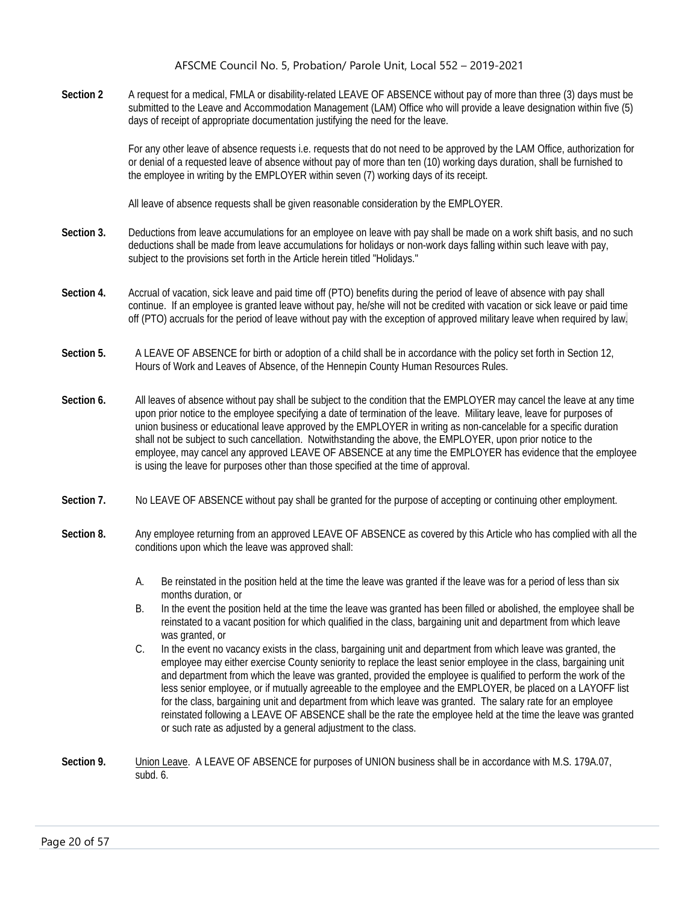**Section 2** A request for a medical, FMLA or disability-related LEAVE OF ABSENCE without pay of more than three (3) days must be submitted to the Leave and Accommodation Management (LAM) Office who will provide a leave designation within five (5) days of receipt of appropriate documentation justifying the need for the leave.

For any other leave of absence requests i.e. requests that do not need to be approved by the LAM Office, authorization for or denial of a requested leave of absence without pay of more than ten (10) working days duration, shall be furnished to the employee in writing by the EMPLOYER within seven (7) working days of its receipt.

All leave of absence requests shall be given reasonable consideration by the EMPLOYER.

**Section 3.** Deductions from leave accumulations for an employee on leave with pay shall be made on a work shift basis, and no such deductions shall be made from leave accumulations for holidays or non-work days falling within such leave with pay, subject to the provisions set forth in the Article herein titled "Holidays."

**Section 4.** Accrual of vacation, sick leave and paid time off (PTO) benefits during the period of leave of absence with pay shall continue. If an employee is granted leave without pay, he/she will not be credited with vacation or sick leave or paid time off (PTO) accruals for the period of leave without pay with the exception of approved military leave when required by law.

**Section 5.** A LEAVE OF ABSENCE for birth or adoption of a child shall be in accordance with the policy set forth in Section 12, Hours of Work and Leaves of Absence, of the Hennepin County Human Resources Rules.

**Section 6.** All leaves of absence without pay shall be subject to the condition that the EMPLOYER may cancel the leave at any time upon prior notice to the employee specifying a date of termination of the leave. Military leave, leave for purposes of union business or educational leave approved by the EMPLOYER in writing as non-cancelable for a specific duration shall not be subject to such cancellation. Notwithstanding the above, the EMPLOYER, upon prior notice to the employee, may cancel any approved LEAVE OF ABSENCE at any time the EMPLOYER has evidence that the employee is using the leave for purposes other than those specified at the time of approval.

**Section 7.** No LEAVE OF ABSENCE without pay shall be granted for the purpose of accepting or continuing other employment.

**Section 8.** Any employee returning from an approved LEAVE OF ABSENCE as covered by this Article who has complied with all the conditions upon which the leave was approved shall:

A. Be reinstated in the position held at the time the leave was granted if the leave was for a period of less than six months duration, or

B. In the event the position held at the time the leave was granted has been filled or abolished, the employee shall be reinstated to a vacant position for which qualified in the class, bargaining unit and department from which leave was granted, or

C. In the event no vacancy exists in the class, bargaining unit and department from which leave was granted, the employee may either exercise County seniority to replace the least senior employee in the class, bargaining unit and department from which the leave was granted, provided the employee is qualified to perform the work of the less senior employee, or if mutually agreeable to the employee and the EMPLOYER, be placed on a LAYOFF list for the class, bargaining unit and department from which leave was granted. The salary rate for an employee reinstated following a LEAVE OF ABSENCE shall be the rate the employee held at the time the leave was granted or such rate as adjusted by a general adjustment to the class.

**Section 9.** Union Leave. A LEAVE OF ABSENCE for purposes of UNION business shall be in accordance with M.S. 179A.07, subd. 6.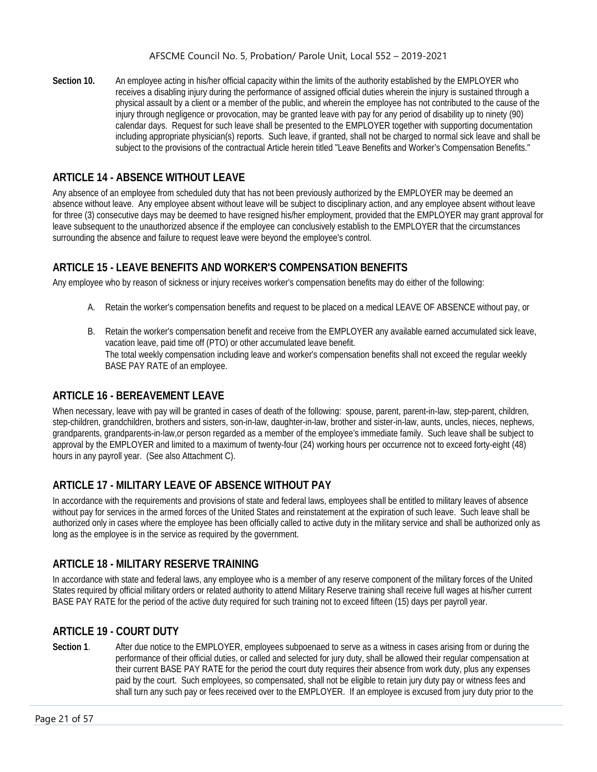**Section 10.** An employee acting in his/her official capacity within the limits of the authority established by the EMPLOYER who receives a disabling injury during the performance of assigned official duties wherein the injury is sustained through a physical assault by a client or a member of the public, and wherein the employee has not contributed to the cause of the injury through negligence or provocation, may be granted leave with pay for any period of disability up to ninety (90) calendar days. Request for such leave shall be presented to the EMPLOYER together with supporting documentation including appropriate physician(s) reports. Such leave, if granted, shall not be charged to normal sick leave and shall be subject to the provisions of the contractual Article herein titled "Leave Benefits and Worker's Compensation Benefits."

## ARTICLE 14 - ABSENCE WITHOUT LEAVE

Any absence of an employee from scheduled duty that has not been previously authorized by the EMPLOYER may be deemed an absence without leave. Any employee absent without leave will be subject to disciplinary action, and any employee absent without leave for three (3) consecutive days may be deemed to have resigned his/her employment, provided that the EMPLOYER may grant approval for leave subsequent to the unauthorized absence if the employee can conclusively establish to the EMPLOYER that the circumstances surrounding the absence and failure to request leave were beyond the employee's control.

## ARTICLE 15 - LEAVE BENEFITS AND WORKER'S COMPENSATION BENEFITS

Any employee who by reason of sickness or injury receives worker's compensation benefits may do either of the following:

A. Retain the worker's compensation benefits and request to be placed on a medical LEAVE OF ABSENCE without pay, or

B. Retain the worker's compensation benefit and receive from the EMPLOYER any available earned accumulated sick leave, vacation leave, paid time off (PTO) or other accumulated leave benefit.
The total weekly compensation including leave and worker's compensation benefits shall not exceed the regular weekly BASE PAY RATE of an employee.

## ARTICLE 16 - BEREAVEMENT LEAVE

When necessary, leave with pay will be granted in cases of death of the following: spouse, parent, parent-in-law, step-parent, children, step-children, grandchildren, brothers and sisters, son-in-law, daughter-in-law, brother and sister-in-law, aunts, uncles, nieces, nephews, grandparents, grandparents-in-law,or person regarded as a member of the employee's immediate family. Such leave shall be subject to approval by the EMPLOYER and limited to a maximum of twenty-four (24) working hours per occurrence not to exceed forty-eight (48) hours in any payroll year. (See also Attachment C).

## ARTICLE 17 - MILITARY LEAVE OF ABSENCE WITHOUT PAY

In accordance with the requirements and provisions of state and federal laws, employees shall be entitled to military leaves of absence without pay for services in the armed forces of the United States and reinstatement at the expiration of such leave. Such leave shall be authorized only in cases where the employee has been officially called to active duty in the military service and shall be authorized only as long as the employee is in the service as required by the government.

## ARTICLE 18 - MILITARY RESERVE TRAINING

In accordance with state and federal laws, any employee who is a member of any reserve component of the military forces of the United States required by official military orders or related authority to attend Military Reserve training shall receive full wages at his/her current BASE PAY RATE for the period of the active duty required for such training not to exceed fifteen (15) days per payroll year.

## ARTICLE 19 - COURT DUTY

**Section 1**. After due notice to the EMPLOYER, employees subpoenaed to serve as a witness in cases arising from or during the performance of their official duties, or called and selected for jury duty, shall be allowed their regular compensation at their current BASE PAY RATE for the period the court duty requires their absence from work duty, plus any expenses paid by the court. Such employees, so compensated, shall not be eligible to retain jury duty pay or witness fees and shall turn any such pay or fees received over to the EMPLOYER. If an employee is excused from jury duty prior to the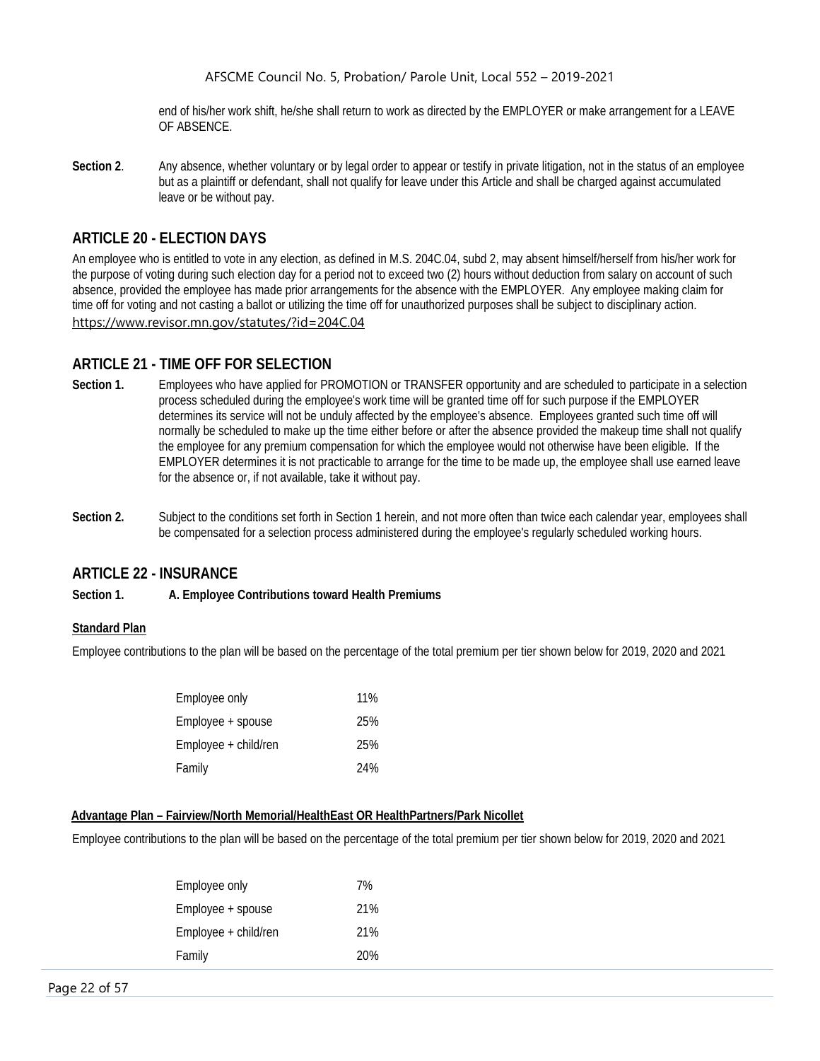end of his/her work shift, he/she shall return to work as directed by the EMPLOYER or make arrangement for a LEAVE OF ABSENCE.

**Section 2**. Any absence, whether voluntary or by legal order to appear or testify in private litigation, not in the status of an employee but as a plaintiff or defendant, shall not qualify for leave under this Article and shall be charged against accumulated leave or be without pay.

## ARTICLE 20 - ELECTION DAYS

An employee who is entitled to vote in any election, as defined in M.S. 204C.04, subd 2, may absent himself/herself from his/her work for the purpose of voting during such election day for a period not to exceed two (2) hours without deduction from salary on account of such absence, provided the employee has made prior arrangements for the absence with the EMPLOYER. Any employee making claim for time off for voting and not casting a ballot or utilizing the time off for unauthorized purposes shall be subject to disciplinary action.
https://www.revisor.mn.gov/statutes/?id=204C.04

## ARTICLE 21 - TIME OFF FOR SELECTION

**Section 1.** Employees who have applied for PROMOTION or TRANSFER opportunity and are scheduled to participate in a selection process scheduled during the employee's work time will be granted time off for such purpose if the EMPLOYER determines its service will not be unduly affected by the employee's absence. Employees granted such time off will normally be scheduled to make up the time either before or after the absence provided the makeup time shall not qualify the employee for any premium compensation for which the employee would not otherwise have been eligible. If the EMPLOYER determines it is not practicable to arrange for the time to be made up, the employee shall use earned leave for the absence or, if not available, take it without pay.

**Section 2.** Subject to the conditions set forth in Section 1 herein, and not more often than twice each calendar year, employees shall be compensated for a selection process administered during the employee's regularly scheduled working hours.

## ARTICLE 22 - INSURANCE

**Section 1. A. Employee Contributions toward Health Premiums**

**Standard Plan**

Employee contributions to the plan will be based on the percentage of the total premium per tier shown below for 2019, 2020 and 2021

| | |
|---|---|
| Employee only | 11% |
| Employee + spouse | 25% |
| Employee + child/ren | 25% |
| Family | 24% |

**Advantage Plan – Fairview/North Memorial/HealthEast OR HealthPartners/Park Nicollet**

Employee contributions to the plan will be based on the percentage of the total premium per tier shown below for 2019, 2020 and 2021

| | |
|---|---|
| Employee only | 7% |
| Employee + spouse | 21% |
| Employee + child/ren | 21% |
| Family | 20% |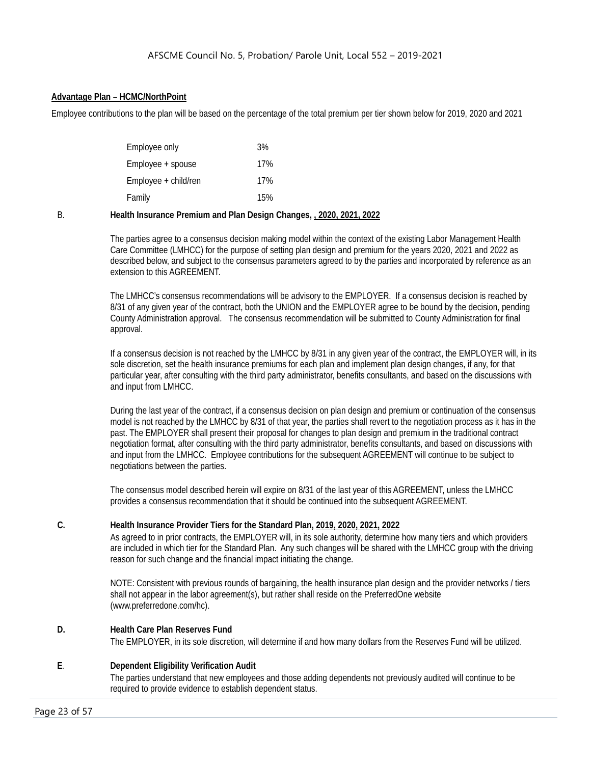**Advantage Plan – HCMC/NorthPoint**

Employee contributions to the plan will be based on the percentage of the total premium per tier shown below for 2019, 2020 and 2021

| | |
|---|---|
| Employee only | 3% |
| Employee + spouse | 17% |
| Employee + child/ren | 17% |
| Family | 15% |

B. **Health Insurance Premium and Plan Design Changes, , 2020, 2021, 2022**

The parties agree to a consensus decision making model within the context of the existing Labor Management Health Care Committee (LMHCC) for the purpose of setting plan design and premium for the years 2020, 2021 and 2022 as described below, and subject to the consensus parameters agreed to by the parties and incorporated by reference as an extension to this AGREEMENT.

The LMHCC's consensus recommendations will be advisory to the EMPLOYER. If a consensus decision is reached by 8/31 of any given year of the contract, both the UNION and the EMPLOYER agree to be bound by the decision, pending County Administration approval. The consensus recommendation will be submitted to County Administration for final approval.

If a consensus decision is not reached by the LMHCC by 8/31 in any given year of the contract, the EMPLOYER will, in its sole discretion, set the health insurance premiums for each plan and implement plan design changes, if any, for that particular year, after consulting with the third party administrator, benefits consultants, and based on the discussions with and input from LMHCC.

During the last year of the contract, if a consensus decision on plan design and premium or continuation of the consensus model is not reached by the LMHCC by 8/31 of that year, the parties shall revert to the negotiation process as it has in the past. The EMPLOYER shall present their proposal for changes to plan design and premium in the traditional contract negotiation format, after consulting with the third party administrator, benefits consultants, and based on discussions with and input from the LMHCC. Employee contributions for the subsequent AGREEMENT will continue to be subject to negotiations between the parties.

The consensus model described herein will expire on 8/31 of the last year of this AGREEMENT, unless the LMHCC provides a consensus recommendation that it should be continued into the subsequent AGREEMENT.

**C. Health Insurance Provider Tiers for the Standard Plan, 2019, 2020, 2021, 2022**

As agreed to in prior contracts, the EMPLOYER will, in its sole authority, determine how many tiers and which providers are included in which tier for the Standard Plan. Any such changes will be shared with the LMHCC group with the driving reason for such change and the financial impact initiating the change.

NOTE: Consistent with previous rounds of bargaining, the health insurance plan design and the provider networks / tiers shall not appear in the labor agreement(s), but rather shall reside on the PreferredOne website (www.preferredone.com/hc).

**D. Health Care Plan Reserves Fund**

The EMPLOYER, in its sole discretion, will determine if and how many dollars from the Reserves Fund will be utilized.

**E. Dependent Eligibility Verification Audit**

The parties understand that new employees and those adding dependents not previously audited will continue to be required to provide evidence to establish dependent status.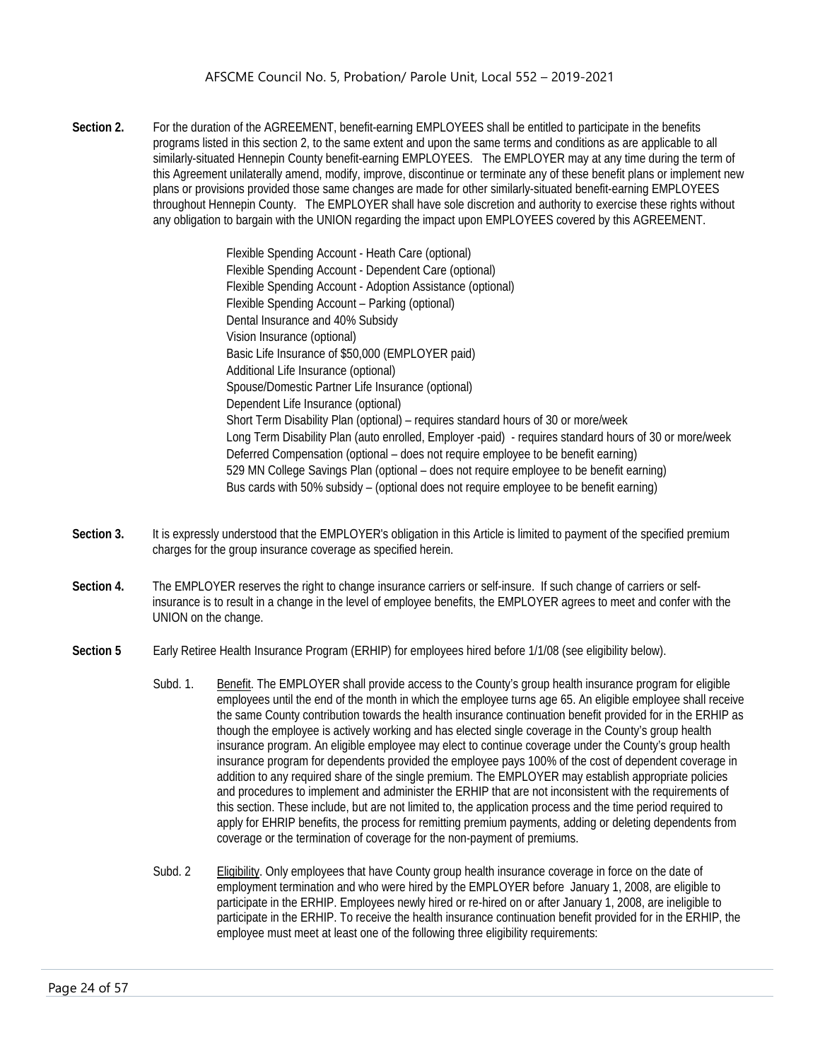**Section 2.** For the duration of the AGREEMENT, benefit-earning EMPLOYEES shall be entitled to participate in the benefits programs listed in this section 2, to the same extent and upon the same terms and conditions as are applicable to all similarly-situated Hennepin County benefit-earning EMPLOYEES. The EMPLOYER may at any time during the term of this Agreement unilaterally amend, modify, improve, discontinue or terminate any of these benefit plans or implement new plans or provisions provided those same changes are made for other similarly-situated benefit-earning EMPLOYEES throughout Hennepin County. The EMPLOYER shall have sole discretion and authority to exercise these rights without any obligation to bargain with the UNION regarding the impact upon EMPLOYEES covered by this AGREEMENT.

Flexible Spending Account - Heath Care (optional)
Flexible Spending Account - Dependent Care (optional)
Flexible Spending Account - Adoption Assistance (optional)
Flexible Spending Account – Parking (optional)
Dental Insurance and 40% Subsidy
Vision Insurance (optional)
Basic Life Insurance of $50,000 (EMPLOYER paid)
Additional Life Insurance (optional)
Spouse/Domestic Partner Life Insurance (optional)
Dependent Life Insurance (optional)
Short Term Disability Plan (optional) – requires standard hours of 30 or more/week
Long Term Disability Plan (auto enrolled, Employer -paid) - requires standard hours of 30 or more/week
Deferred Compensation (optional – does not require employee to be benefit earning)
529 MN College Savings Plan (optional – does not require employee to be benefit earning)
Bus cards with 50% subsidy – (optional does not require employee to be benefit earning)

**Section 3.** It is expressly understood that the EMPLOYER's obligation in this Article is limited to payment of the specified premium charges for the group insurance coverage as specified herein.

**Section 4.** The EMPLOYER reserves the right to change insurance carriers or self-insure. If such change of carriers or self-insurance is to result in a change in the level of employee benefits, the EMPLOYER agrees to meet and confer with the UNION on the change.

**Section 5** Early Retiree Health Insurance Program (ERHIP) for employees hired before 1/1/08 (see eligibility below).

Subd. 1. Benefit. The EMPLOYER shall provide access to the County's group health insurance program for eligible employees until the end of the month in which the employee turns age 65. An eligible employee shall receive the same County contribution towards the health insurance continuation benefit provided for in the ERHIP as though the employee is actively working and has elected single coverage in the County's group health insurance program. An eligible employee may elect to continue coverage under the County's group health insurance program for dependents provided the employee pays 100% of the cost of dependent coverage in addition to any required share of the single premium. The EMPLOYER may establish appropriate policies and procedures to implement and administer the ERHIP that are not inconsistent with the requirements of this section. These include, but are not limited to, the application process and the time period required to apply for EHRIP benefits, the process for remitting premium payments, adding or deleting dependents from coverage or the termination of coverage for the non-payment of premiums.

Subd. 2 Eligibility. Only employees that have County group health insurance coverage in force on the date of employment termination and who were hired by the EMPLOYER before January 1, 2008, are eligible to participate in the ERHIP. Employees newly hired or re-hired on or after January 1, 2008, are ineligible to participate in the ERHIP. To receive the health insurance continuation benefit provided for in the ERHIP, the employee must meet at least one of the following three eligibility requirements: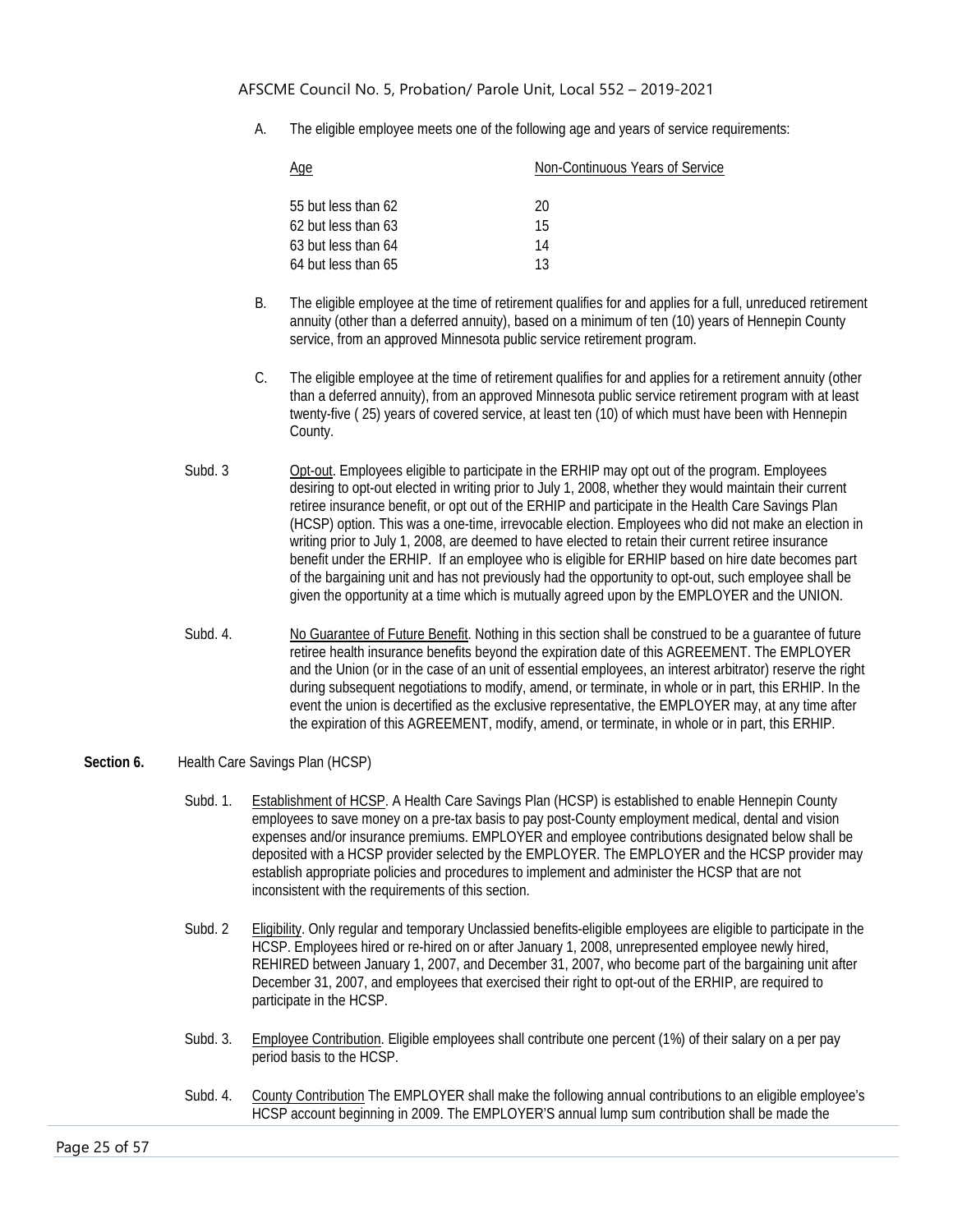A. The eligible employee meets one of the following age and years of service requirements:

| Age | Non-Continuous Years of Service |
|---|---|
| 55 but less than 62 | 20 |
| 62 but less than 63 | 15 |
| 63 but less than 64 | 14 |
| 64 but less than 65 | 13 |

B. The eligible employee at the time of retirement qualifies for and applies for a full, unreduced retirement annuity (other than a deferred annuity), based on a minimum of ten (10) years of Hennepin County service, from an approved Minnesota public service retirement program.

C. The eligible employee at the time of retirement qualifies for and applies for a retirement annuity (other than a deferred annuity), from an approved Minnesota public service retirement program with at least twenty-five ( 25) years of covered service, at least ten (10) of which must have been with Hennepin County.

Subd. 3 Opt-out. Employees eligible to participate in the ERHIP may opt out of the program. Employees desiring to opt-out elected in writing prior to July 1, 2008, whether they would maintain their current retiree insurance benefit, or opt out of the ERHIP and participate in the Health Care Savings Plan (HCSP) option. This was a one-time, irrevocable election. Employees who did not make an election in writing prior to July 1, 2008, are deemed to have elected to retain their current retiree insurance benefit under the ERHIP. If an employee who is eligible for ERHIP based on hire date becomes part of the bargaining unit and has not previously had the opportunity to opt-out, such employee shall be given the opportunity at a time which is mutually agreed upon by the EMPLOYER and the UNION.

Subd. 4. No Guarantee of Future Benefit. Nothing in this section shall be construed to be a guarantee of future retiree health insurance benefits beyond the expiration date of this AGREEMENT. The EMPLOYER and the Union (or in the case of an unit of essential employees, an interest arbitrator) reserve the right during subsequent negotiations to modify, amend, or terminate, in whole or in part, this ERHIP. In the event the union is decertified as the exclusive representative, the EMPLOYER may, at any time after the expiration of this AGREEMENT, modify, amend, or terminate, in whole or in part, this ERHIP.

**Section 6.** Health Care Savings Plan (HCSP)

Subd. 1. Establishment of HCSP. A Health Care Savings Plan (HCSP) is established to enable Hennepin County employees to save money on a pre-tax basis to pay post-County employment medical, dental and vision expenses and/or insurance premiums. EMPLOYER and employee contributions designated below shall be deposited with a HCSP provider selected by the EMPLOYER. The EMPLOYER and the HCSP provider may establish appropriate policies and procedures to implement and administer the HCSP that are not inconsistent with the requirements of this section.

Subd. 2 Eligibility. Only regular and temporary Unclassied benefits-eligible employees are eligible to participate in the HCSP. Employees hired or re-hired on or after January 1, 2008, unrepresented employee newly hired, REHIRED between January 1, 2007, and December 31, 2007, who become part of the bargaining unit after December 31, 2007, and employees that exercised their right to opt-out of the ERHIP, are required to participate in the HCSP.

Subd. 3. Employee Contribution. Eligible employees shall contribute one percent (1%) of their salary on a per pay period basis to the HCSP.

Subd. 4. County Contribution The EMPLOYER shall make the following annual contributions to an eligible employee's HCSP account beginning in 2009. The EMPLOYER'S annual lump sum contribution shall be made the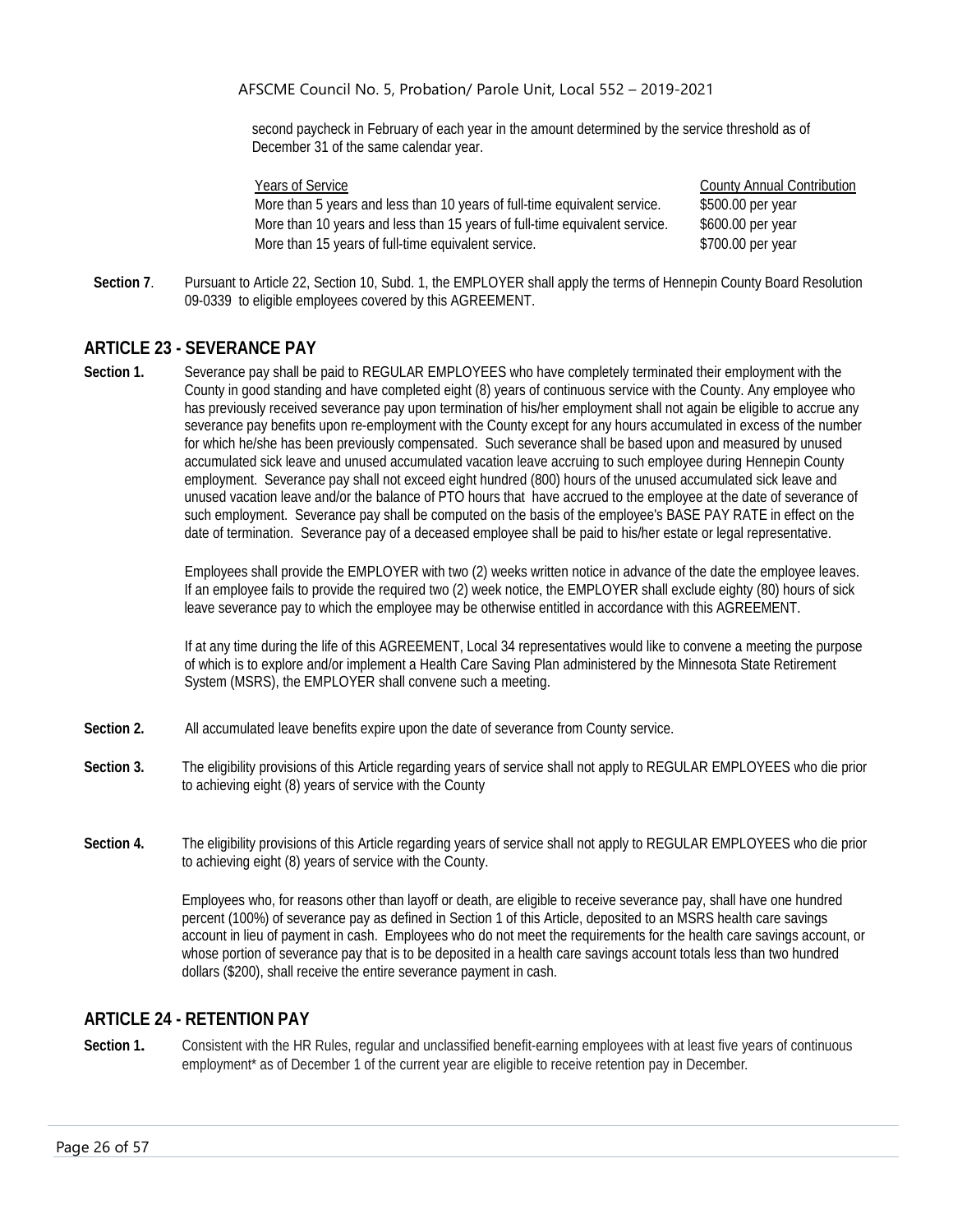second paycheck in February of each year in the amount determined by the service threshold as of December 31 of the same calendar year.

| Years of Service | County Annual Contribution |
| --- | --- |
| More than 5 years and less than 10 years of full-time equivalent service. | $500.00 per year |
| More than 10 years and less than 15 years of full-time equivalent service. | $600.00 per year |
| More than 15 years of full-time equivalent service. | $700.00 per year |

**Section 7**. Pursuant to Article 22, Section 10, Subd. 1, the EMPLOYER shall apply the terms of Hennepin County Board Resolution 09-0339 to eligible employees covered by this AGREEMENT.

## ARTICLE 23 - SEVERANCE PAY

**Section 1.** Severance pay shall be paid to REGULAR EMPLOYEES who have completely terminated their employment with the County in good standing and have completed eight (8) years of continuous service with the County. Any employee who has previously received severance pay upon termination of his/her employment shall not again be eligible to accrue any severance pay benefits upon re-employment with the County except for any hours accumulated in excess of the number for which he/she has been previously compensated. Such severance shall be based upon and measured by unused accumulated sick leave and unused accumulated vacation leave accruing to such employee during Hennepin County employment. Severance pay shall not exceed eight hundred (800) hours of the unused accumulated sick leave and unused vacation leave and/or the balance of PTO hours that have accrued to the employee at the date of severance of such employment. Severance pay shall be computed on the basis of the employee's BASE PAY RATE in effect on the date of termination. Severance pay of a deceased employee shall be paid to his/her estate or legal representative.

Employees shall provide the EMPLOYER with two (2) weeks written notice in advance of the date the employee leaves. If an employee fails to provide the required two (2) week notice, the EMPLOYER shall exclude eighty (80) hours of sick leave severance pay to which the employee may be otherwise entitled in accordance with this AGREEMENT.

If at any time during the life of this AGREEMENT, Local 34 representatives would like to convene a meeting the purpose of which is to explore and/or implement a Health Care Saving Plan administered by the Minnesota State Retirement System (MSRS), the EMPLOYER shall convene such a meeting.

**Section 2.** All accumulated leave benefits expire upon the date of severance from County service.

**Section 3.** The eligibility provisions of this Article regarding years of service shall not apply to REGULAR EMPLOYEES who die prior to achieving eight (8) years of service with the County

**Section 4.** The eligibility provisions of this Article regarding years of service shall not apply to REGULAR EMPLOYEES who die prior to achieving eight (8) years of service with the County.

Employees who, for reasons other than layoff or death, are eligible to receive severance pay, shall have one hundred percent (100%) of severance pay as defined in Section 1 of this Article, deposited to an MSRS health care savings account in lieu of payment in cash. Employees who do not meet the requirements for the health care savings account, or whose portion of severance pay that is to be deposited in a health care savings account totals less than two hundred dollars ($200), shall receive the entire severance payment in cash.

## ARTICLE 24 - RETENTION PAY

**Section 1.** Consistent with the HR Rules, regular and unclassified benefit-earning employees with at least five years of continuous employment* as of December 1 of the current year are eligible to receive retention pay in December.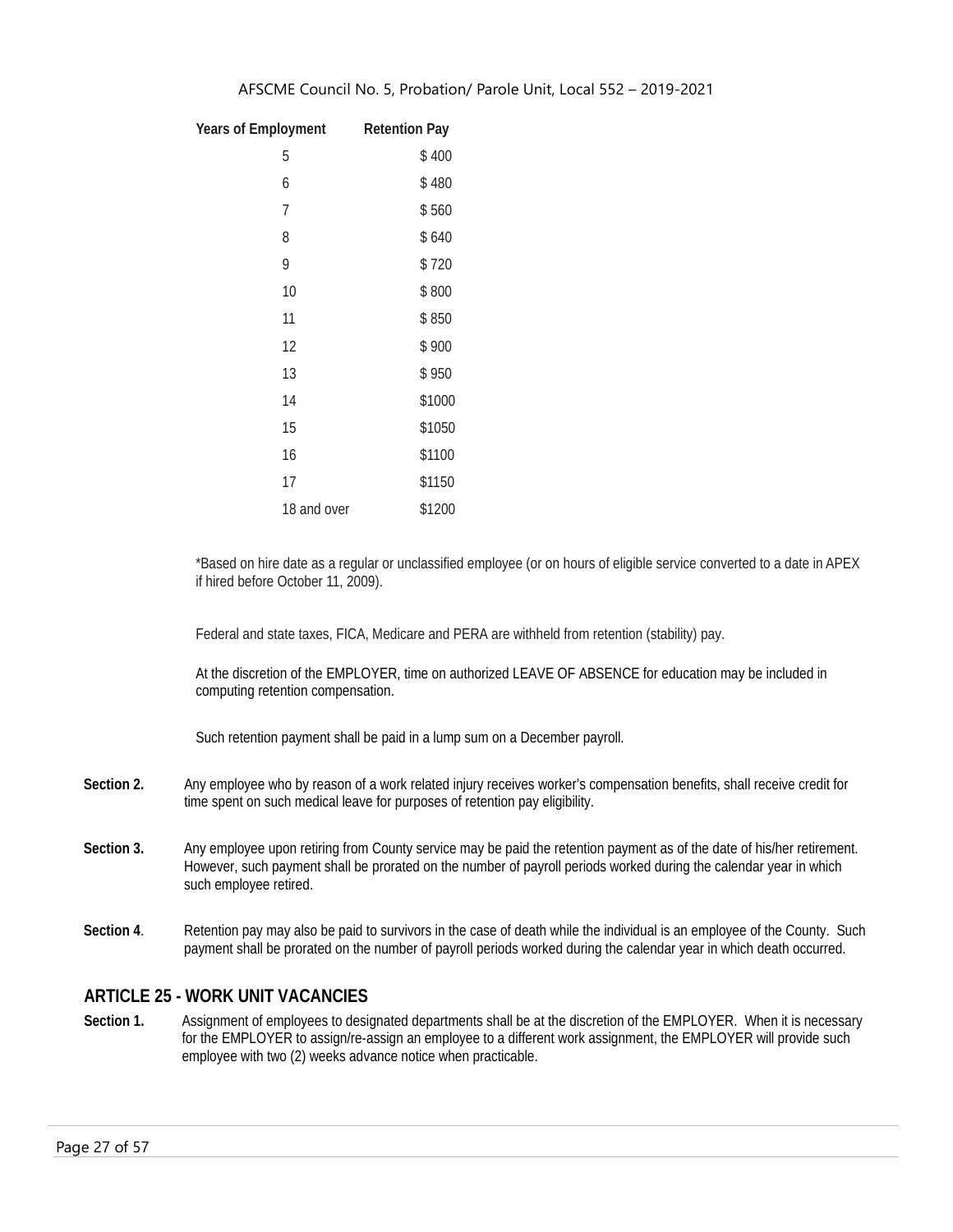| Years of Employment | Retention Pay |
|---|---|
| 5 | $ 400 |
| 6 | $ 480 |
| 7 | $ 560 |
| 8 | $ 640 |
| 9 | $ 720 |
| 10 | $ 800 |
| 11 | $ 850 |
| 12 | $ 900 |
| 13 | $ 950 |
| 14 | $1000 |
| 15 | $1050 |
| 16 | $1100 |
| 17 | $1150 |
| 18 and over | $1200 |

*Based on hire date as a regular or unclassified employee (or on hours of eligible service converted to a date in APEX if hired before October 11, 2009).

Federal and state taxes, FICA, Medicare and PERA are withheld from retention (stability) pay.

At the discretion of the EMPLOYER, time on authorized LEAVE OF ABSENCE for education may be included in computing retention compensation.

Such retention payment shall be paid in a lump sum on a December payroll.

**Section 2.** Any employee who by reason of a work related injury receives worker's compensation benefits, shall receive credit for time spent on such medical leave for purposes of retention pay eligibility.

**Section 3.** Any employee upon retiring from County service may be paid the retention payment as of the date of his/her retirement. However, such payment shall be prorated on the number of payroll periods worked during the calendar year in which such employee retired.

**Section 4**. Retention pay may also be paid to survivors in the case of death while the individual is an employee of the County. Such payment shall be prorated on the number of payroll periods worked during the calendar year in which death occurred.

## ARTICLE 25 - WORK UNIT VACANCIES

**Section 1.** Assignment of employees to designated departments shall be at the discretion of the EMPLOYER. When it is necessary for the EMPLOYER to assign/re-assign an employee to a different work assignment, the EMPLOYER will provide such employee with two (2) weeks advance notice when practicable.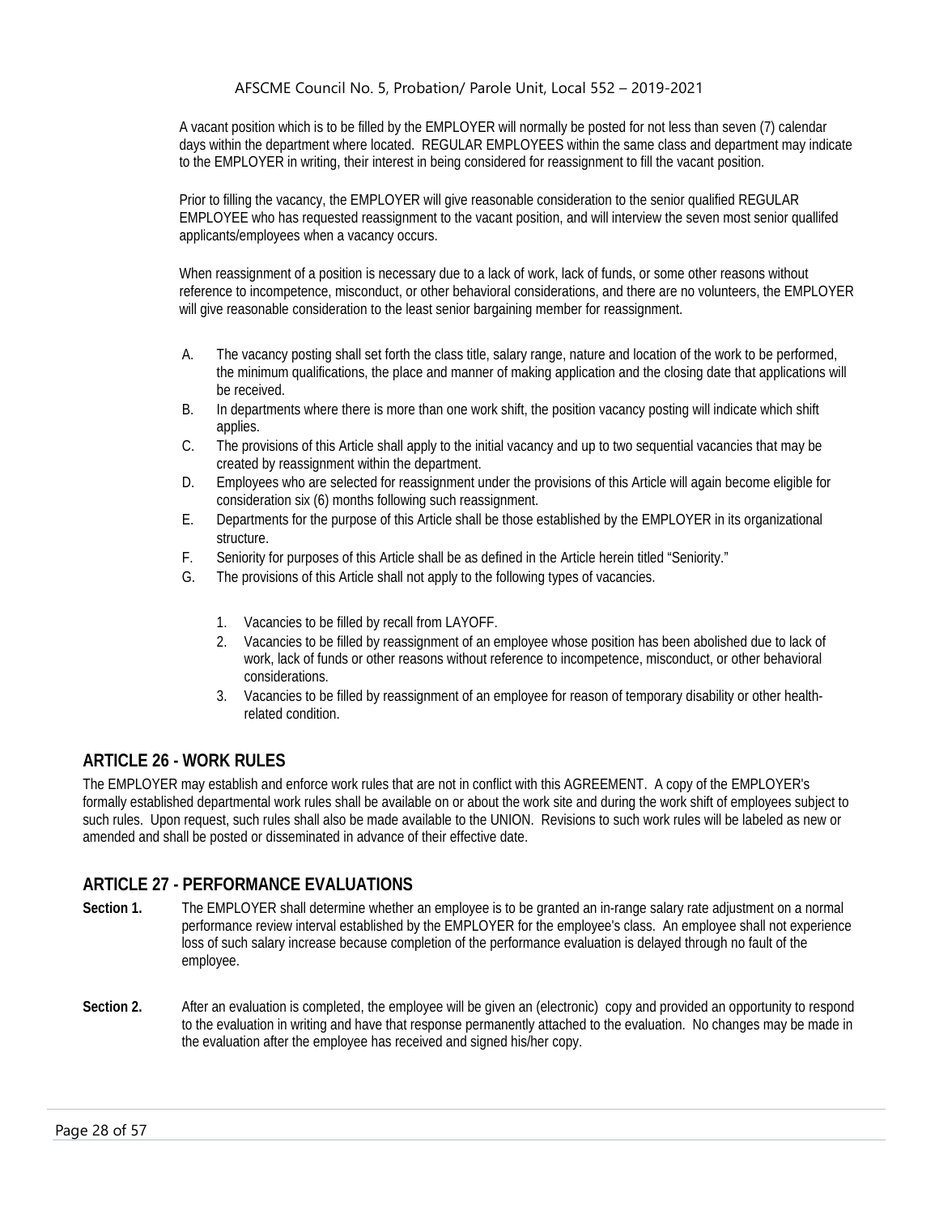A vacant position which is to be filled by the EMPLOYER will normally be posted for not less than seven (7) calendar days within the department where located. REGULAR EMPLOYEES within the same class and department may indicate to the EMPLOYER in writing, their interest in being considered for reassignment to fill the vacant position.

Prior to filling the vacancy, the EMPLOYER will give reasonable consideration to the senior qualified REGULAR EMPLOYEE who has requested reassignment to the vacant position, and will interview the seven most senior quallifed applicants/employees when a vacancy occurs.

When reassignment of a position is necessary due to a lack of work, lack of funds, or some other reasons without reference to incompetence, misconduct, or other behavioral considerations, and there are no volunteers, the EMPLOYER will give reasonable consideration to the least senior bargaining member for reassignment.

A. The vacancy posting shall set forth the class title, salary range, nature and location of the work to be performed, the minimum qualifications, the place and manner of making application and the closing date that applications will be received.
B. In departments where there is more than one work shift, the position vacancy posting will indicate which shift applies.
C. The provisions of this Article shall apply to the initial vacancy and up to two sequential vacancies that may be created by reassignment within the department.
D. Employees who are selected for reassignment under the provisions of this Article will again become eligible for consideration six (6) months following such reassignment.
E. Departments for the purpose of this Article shall be those established by the EMPLOYER in its organizational structure.
F. Seniority for purposes of this Article shall be as defined in the Article herein titled "Seniority."
G. The provisions of this Article shall not apply to the following types of vacancies.

   1. Vacancies to be filled by recall from LAYOFF.
   2. Vacancies to be filled by reassignment of an employee whose position has been abolished due to lack of work, lack of funds or other reasons without reference to incompetence, misconduct, or other behavioral considerations.
   3. Vacancies to be filled by reassignment of an employee for reason of temporary disability or other health-related condition.

## ARTICLE 26 - WORK RULES

The EMPLOYER may establish and enforce work rules that are not in conflict with this AGREEMENT. A copy of the EMPLOYER's formally established departmental work rules shall be available on or about the work site and during the work shift of employees subject to such rules. Upon request, such rules shall also be made available to the UNION. Revisions to such work rules will be labeled as new or amended and shall be posted or disseminated in advance of their effective date.

## ARTICLE 27 - PERFORMANCE EVALUATIONS

**Section 1.** The EMPLOYER shall determine whether an employee is to be granted an in-range salary rate adjustment on a normal performance review interval established by the EMPLOYER for the employee's class. An employee shall not experience loss of such salary increase because completion of the performance evaluation is delayed through no fault of the employee.

**Section 2.** After an evaluation is completed, the employee will be given an (electronic) copy and provided an opportunity to respond to the evaluation in writing and have that response permanently attached to the evaluation. No changes may be made in the evaluation after the employee has received and signed his/her copy.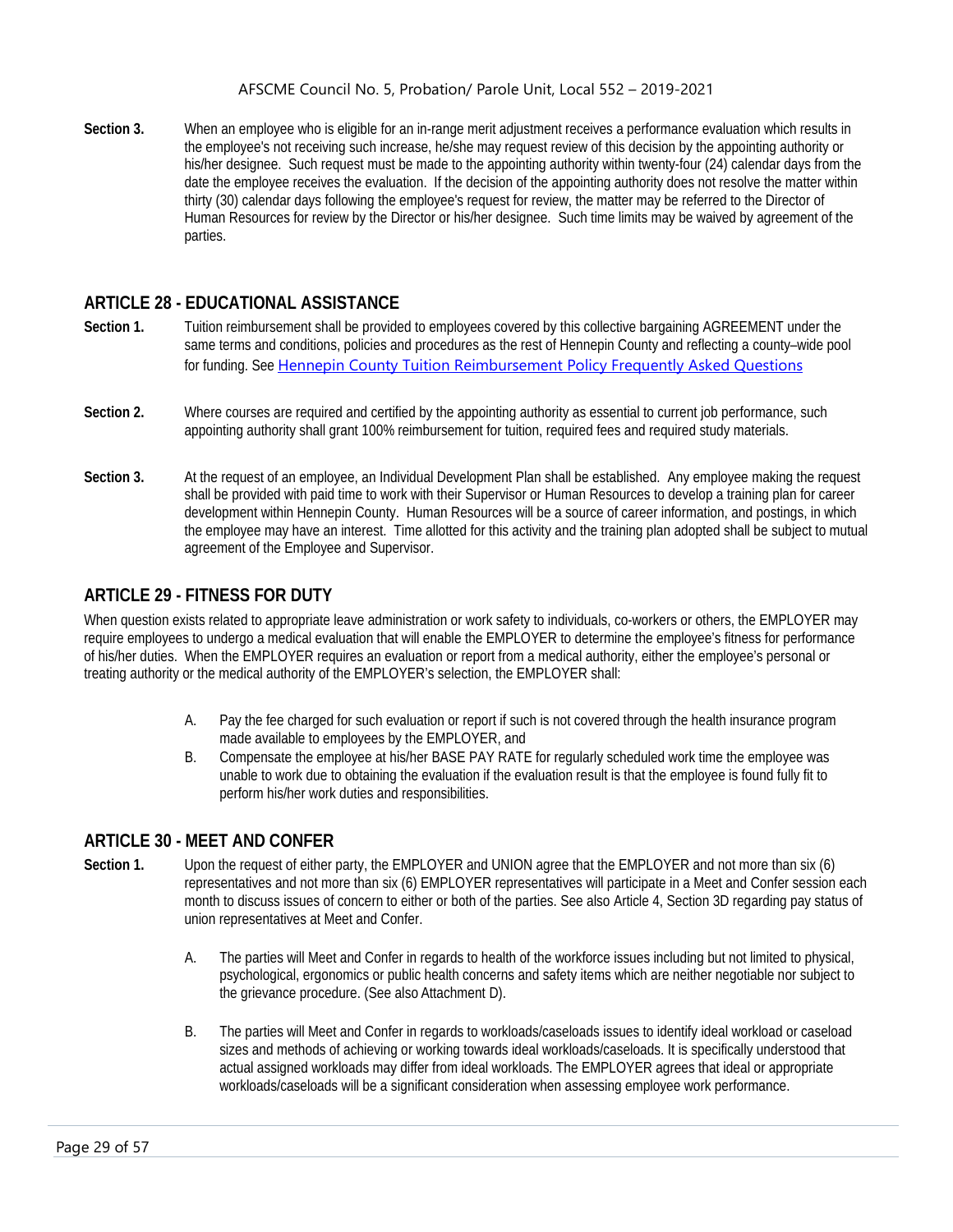**Section 3.** When an employee who is eligible for an in-range merit adjustment receives a performance evaluation which results in the employee's not receiving such increase, he/she may request review of this decision by the appointing authority or his/her designee. Such request must be made to the appointing within twenty-four (24) calendar days from the date the employee receives the evaluation. If the decision of the appointing authority does not resolve the matter within thirty (30) calendar days following the employee's request for review, the matter may be referred to the Director of Human Resources for review by the Director or his/her designee. Such time limits may be waived by agreement of the parties.

## ARTICLE 28 - EDUCATIONAL ASSISTANCE

**Section 1.** Tuition reimbursement shall be provided to employees covered by this collective bargaining AGREEMENT under the same terms and conditions, policies and procedures as the rest of Hennepin County and reflecting a county–wide pool for funding. See Hennepin County Tuition Reimbursement Policy Frequently Asked Questions

**Section 2.** Where courses are required and certified by the appointing authority as essential to current job performance, such appointing authority shall grant 100% reimbursement for tuition, required fees and required study materials.

**Section 3.** At the request of an employee, an Individual Development Plan shall be established. Any employee making the request shall be provided with paid time to work with their Supervisor or Human Resources to develop a training plan for career development within Hennepin County. Human Resources will be a source of career information, and postings, in which the employee may have an interest. Time allotted for this activity and the training plan adopted shall be subject to mutual agreement of the Employee and Supervisor.

## ARTICLE 29 - FITNESS FOR DUTY

When question exists related to appropriate leave administration or work safety to individuals, co-workers or others, the EMPLOYER may require employees to undergo a medical evaluation that will enable the EMPLOYER to determine the employee's fitness for performance of his/her duties. When the EMPLOYER requires an evaluation or report from a medical authority, either the employee's personal or treating authority or the medical authority of the EMPLOYER's selection, the EMPLOYER shall:

A. Pay the fee charged for such evaluation or report if such is not covered through the health insurance program made available to employees by the EMPLOYER, and

B. Compensate the employee at his/her BASE PAY RATE for regularly scheduled work time the employee was unable to work due to obtaining the evaluation if the evaluation result is that the employee is found fully fit to perform his/her work duties and responsibilities.

## ARTICLE 30 - MEET AND CONFER

**Section 1.** Upon the request of either party, the EMPLOYER and UNION agree that the EMPLOYER and not more than six (6) representatives and not more than six (6) EMPLOYER representatives will participate in a Meet and Confer session each month to discuss issues of concern to either or both of the parties. See also Article 4, Section 3D regarding pay status of union representatives at Meet and Confer.

A. The parties will Meet and Confer in regards to health of the workforce issues including but not limited to physical, psychological, ergonomics or public health concerns and safety items which are neither negotiable nor subject to the grievance procedure. (See also Attachment D).

B. The parties will Meet and Confer in regards to workloads/caseloads issues to identify ideal workload or caseload sizes and methods of achieving or working towards ideal workloads/caseloads. It is specifically understood that actual assigned workloads may differ from ideal workloads. The EMPLOYER agrees that ideal or appropriate workloads/caseloads will be a significant consideration when assessing employee work performance.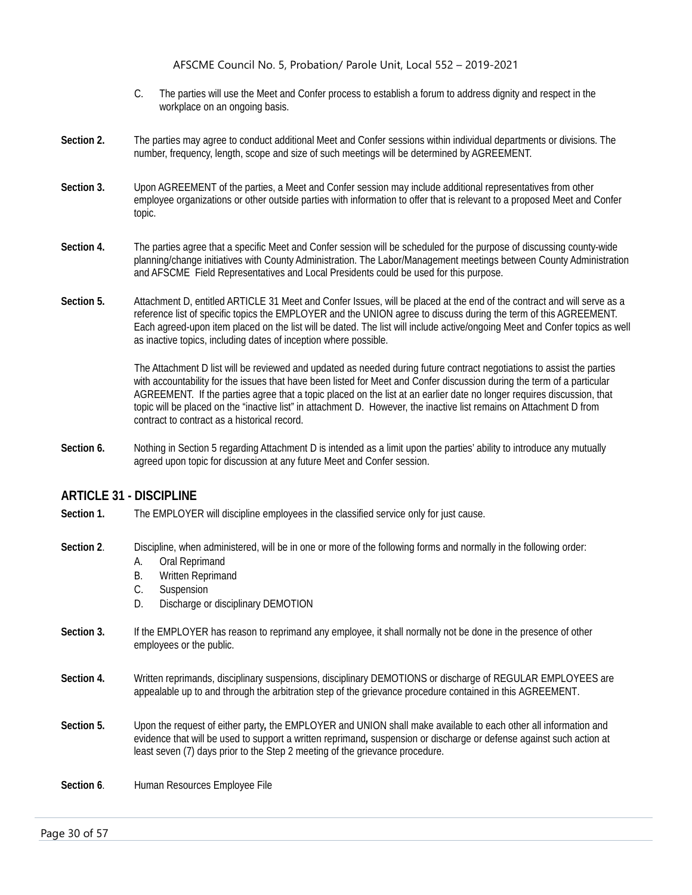C. The parties will use the Meet and Confer process to establish a forum to address dignity and respect in the workplace on an ongoing basis.

**Section 2.** The parties may agree to conduct additional Meet and Confer sessions within individual departments or divisions. The number, frequency, length, scope and size of such meetings will be determined by AGREEMENT.

**Section 3.** Upon AGREEMENT of the parties, a Meet and Confer session may include additional representatives from other employee organizations or other outside parties with information to offer that is relevant to a proposed Meet and Confer topic.

**Section 4.** The parties agree that a specific Meet and Confer session will be scheduled for the purpose of discussing county-wide planning/change initiatives with County Administration. The Labor/Management meetings between County Administration and AFSCME Field Representatives and Local Presidents could be used for this purpose.

**Section 5.** Attachment D, entitled ARTICLE 31 Meet and Confer Issues, will be placed at the end of the contract and will serve as a reference list of specific topics the EMPLOYER and the UNION agree to discuss during the term of this AGREEMENT. Each agreed-upon item placed on the list will be dated. The list will include active/ongoing Meet and Confer topics as well as inactive topics, including dates of inception where possible.

The Attachment D list will be reviewed and updated as needed during future contract negotiations to assist the parties with accountability for the issues that have been listed for Meet and Confer discussion during the term of a particular AGREEMENT. If the parties agree that a topic placed on the list at an earlier date no longer requires discussion, that topic will be placed on the "inactive list" in attachment D. However, the inactive list remains on Attachment D from contract to contract as a historical record.

**Section 6.** Nothing in Section 5 regarding Attachment D is intended as a limit upon the parties' ability to introduce any mutually agreed upon topic for discussion at any future Meet and Confer session.

## ARTICLE 31 - DISCIPLINE

**Section 1.** The EMPLOYER will discipline employees in the classified service only for just cause.

**Section 2**. Discipline, when administered, will be in one or more of the following forms and normally in the following order:

A. Oral Reprimand
B. Written Reprimand
C. Suspension
D. Discharge or disciplinary DEMOTION

**Section 3.** If the EMPLOYER has reason to reprimand any employee, it shall normally not be done in the presence of other employees or the public.

**Section 4.** Written reprimands, disciplinary suspensions, disciplinary DEMOTIONS or discharge of REGULAR EMPLOYEES are appealable up to and through the arbitration step of the grievance procedure contained in this AGREEMENT.

**Section 5.** Upon the request of either party**,** the EMPLOYER and UNION shall make available to each other all information and evidence that will be used to support a written reprimand**,** suspension or discharge or defense against such action at least seven (7) days prior to the Step 2 meeting of the grievance procedure.

**Section 6**. Human Resources Employee File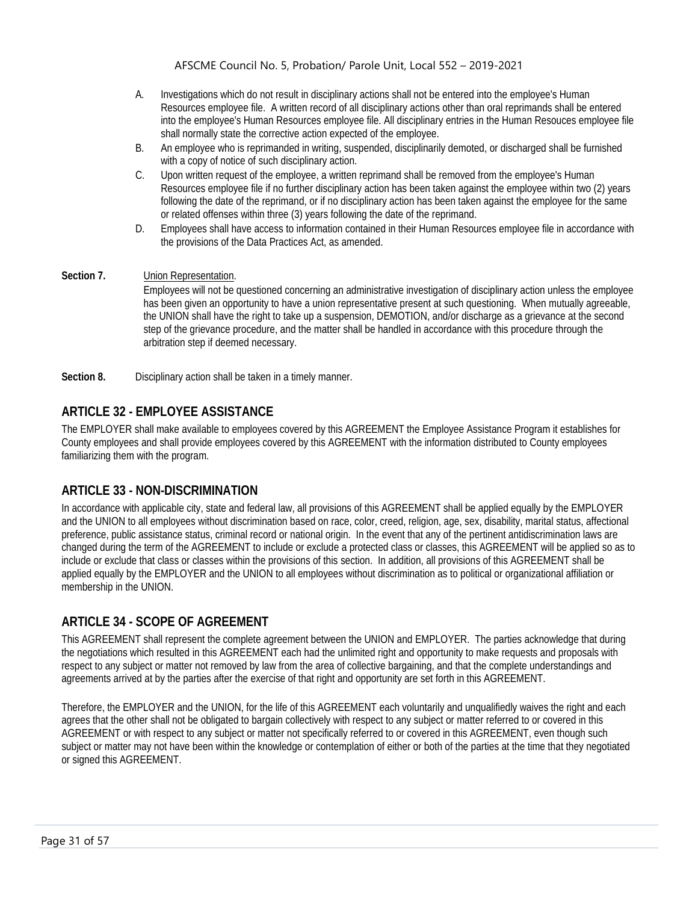A. Investigations which do not result in disciplinary actions shall not be entered into the employee's Human Resources employee file. A written record of all disciplinary actions other than oral reprimands shall be entered into the employee's Human Resources employee file. All disciplinary entries in the Human Resouces employee file shall normally state the corrective action expected of the employee.

B. An employee who is reprimanded in writing, suspended, disciplinarily demoted, or discharged shall be furnished with a copy of notice of such disciplinary action.

C. Upon written request of the employee, a written reprimand shall be removed from the employee's Human Resources employee file if no further disciplinary action has been taken against the employee within two (2) years following the date of the reprimand, or if no disciplinary action has been taken against the employee for the same or related offenses within three (3) years following the date of the reprimand.

D. Employees shall have access to information contained in their Human Resources employee file in accordance with the provisions of the Data Practices Act, as amended.

**Section 7.** Union Representation.

Employees will not be questioned concerning an administrative investigation of disciplinary action unless the employee has been given an opportunity to have a union representative present at such questioning. When mutually agreeable, the UNION shall have the right to take up a suspension, DEMOTION, and/or discharge as a grievance at the second step of the grievance procedure, and the matter shall be handled in accordance with this procedure through the arbitration step if deemed necessary.

**Section 8.** Disciplinary action shall be taken in a timely manner.

## ARTICLE 32 - EMPLOYEE ASSISTANCE

The EMPLOYER shall make available to employees covered by this AGREEMENT the Employee Assistance Program it establishes for County employees and shall provide employees covered by this AGREEMENT with the information distributed to County employees familiarizing them with the program.

## ARTICLE 33 - NON-DISCRIMINATION

In accordance with applicable city, state and federal law, all provisions of this AGREEMENT shall be applied equally by the EMPLOYER and the UNION to all employees without discrimination based on race, color, creed, religion, age, sex, disability, marital status, affectional preference, public assistance status, criminal record or national origin. In the event that any of the pertinent antidiscrimination laws are changed during the term of the AGREEMENT to include or exclude a protected class or classes, this AGREEMENT will be applied so as to include or exclude that class or classes within the provisions of this section. In addition, all provisions of this AGREEMENT shall be applied equally by the EMPLOYER and the UNION to all employees without discrimination as to political or organizational affiliation or membership in the UNION.

## ARTICLE 34 - SCOPE OF AGREEMENT

This AGREEMENT shall represent the complete agreement between the UNION and EMPLOYER. The parties acknowledge that during the negotiations which resulted in this AGREEMENT each had the unlimited right and opportunity to make requests and proposals with respect to any subject or matter not removed by law from the area of collective bargaining, and that the complete understandings and agreements arrived at by the parties after the exercise of that right and opportunity are set forth in this AGREEMENT.

Therefore, the EMPLOYER and the UNION, for the life of this AGREEMENT each voluntarily and unqualifiedly waives the right and each agrees that the other shall not be obligated to bargain collectively with respect to any subject or matter referred to or covered in this AGREEMENT or with respect to any subject or matter not specifically referred to or covered in this AGREEMENT, even though such subject or matter may not have been within the knowledge or contemplation of either or both of the parties at the time that they negotiated or signed this AGREEMENT.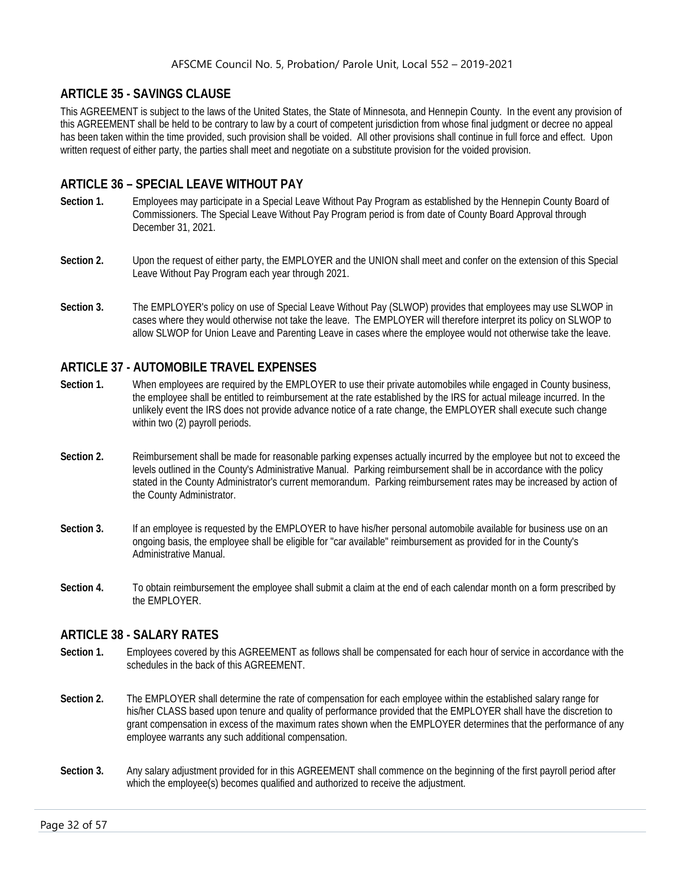## ARTICLE 35 - SAVINGS CLAUSE

This AGREEMENT is subject to the laws of the United States, the State of Minnesota, and Hennepin County. In the event any provision of this AGREEMENT shall be held to be contrary to law by a court of competent jurisdiction from whose final judgment or decree no appeal has been taken within the time provided, such provision shall be voided. All other provisions shall continue in full force and effect. Upon written request of either party, the parties shall meet and negotiate on a substitute provision for the voided provision.

## ARTICLE 36 – SPECIAL LEAVE WITHOUT PAY

**Section 1.** Employees may participate in a Special Leave Without Pay Program as established by the Hennepin County Board of Commissioners. The Special Leave Without Pay Program period is from date of County Board Approval through December 31, 2021.

**Section 2.** Upon the request of either party, the EMPLOYER and the UNION shall meet and confer on the extension of this Special Leave Without Pay Program each year through 2021.

**Section 3.** The EMPLOYER's policy on use of Special Leave Without Pay (SLWOP) provides that employees may use SLWOP in cases where they would otherwise not take the leave. The EMPLOYER will therefore interpret its policy on SLWOP to allow SLWOP for Union Leave and Parenting Leave in cases where the employee would not otherwise take the leave.

## ARTICLE 37 - AUTOMOBILE TRAVEL EXPENSES

**Section 1.** When employees are required by the EMPLOYER to use their private automobiles while engaged in County business, the employee shall be entitled to reimbursement at the rate established by the IRS for actual mileage incurred. In the unlikely event the IRS does not provide advance notice of a rate change, the EMPLOYER shall execute such change within two (2) payroll periods.

**Section 2.** Reimbursement shall be made for reasonable parking expenses actually incurred by the employee but not to exceed the levels outlined in the County's Administrative Manual. Parking reimbursement shall be in accordance with the policy stated in the County Administrator's current memorandum. Parking reimbursement rates may be increased by action of the County Administrator.

**Section 3.** If an employee is requested by the EMPLOYER to have his/her personal automobile available for business use on an ongoing basis, the employee shall be eligible for "car available" reimbursement as provided for in the County's Administrative Manual.

**Section 4.** To obtain reimbursement the employee shall submit a claim at the end of each calendar month on a form prescribed by the EMPLOYER.

## ARTICLE 38 - SALARY RATES

**Section 1.** Employees covered by this AGREEMENT as follows shall be compensated for each hour of service in accordance with the schedules in the back of this AGREEMENT.

**Section 2.** The EMPLOYER shall determine the rate of compensation for each employee within the established salary range for his/her CLASS based upon tenure and quality of performance provided that the EMPLOYER shall have the discretion to grant compensation in excess of the maximum rates shown when the EMPLOYER determines that the performance of any employee warrants any such additional compensation.

**Section 3.** Any salary adjustment provided for in this AGREEMENT shall commence on the beginning of the first payroll period after which the employee(s) becomes qualified and authorized to receive the adjustment.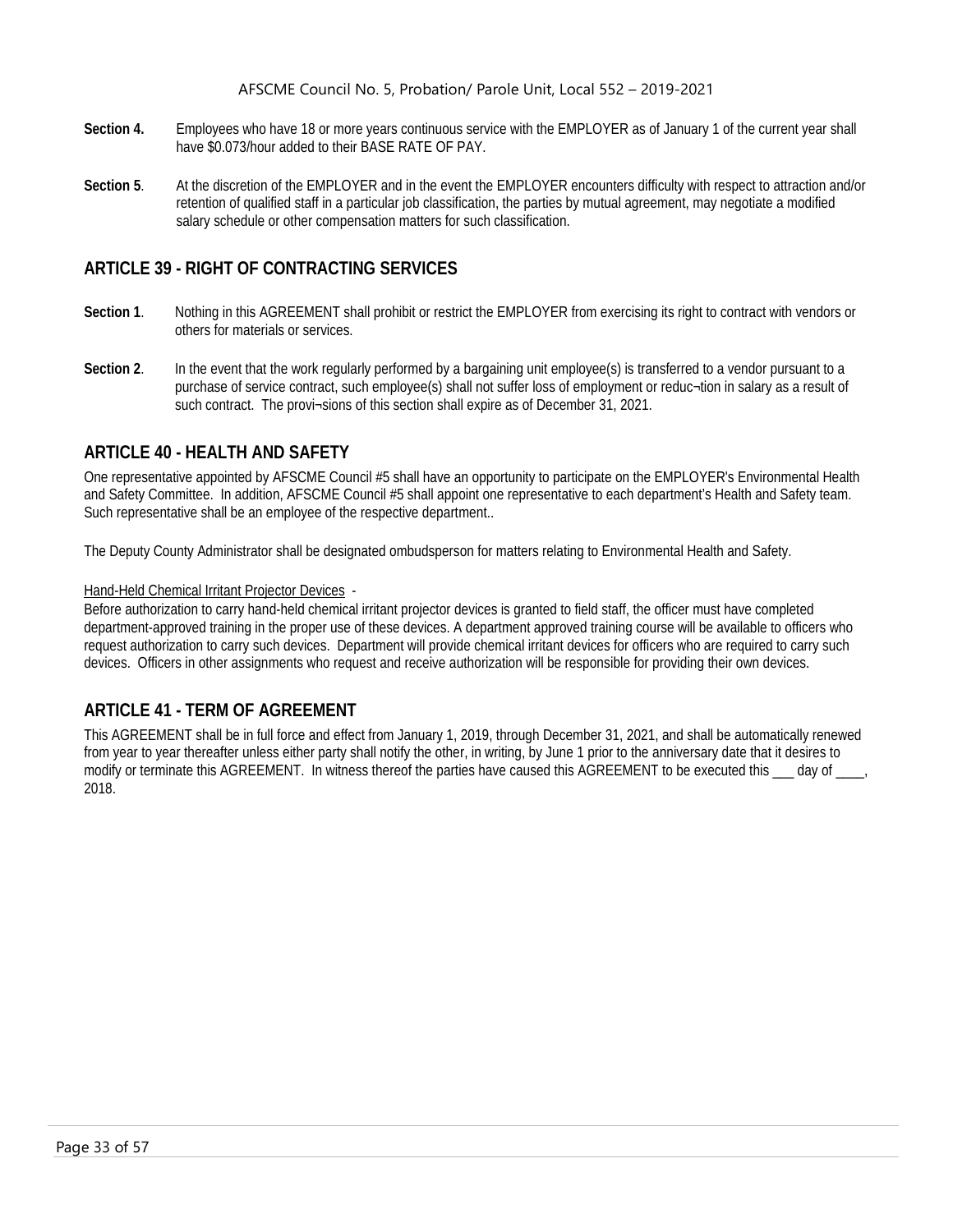**Section 4.** Employees who have 18 or more years continuous service with the EMPLOYER as of January 1 of the current year shall have $0.073/hour added to their BASE RATE OF PAY.

**Section 5**. At the discretion of the EMPLOYER and in the event the EMPLOYER encounters difficulty with respect to attraction and/or retention of qualified staff in a particular job classification, the parties by mutual agreement, may negotiate a modified salary schedule or other compensation matters for such classification.

## ARTICLE 39 - RIGHT OF CONTRACTING SERVICES

**Section 1**. Nothing in this AGREEMENT shall prohibit or restrict the EMPLOYER from exercising its right to contract with vendors or others for materials or services.

**Section 2**. In the event that the work regularly performed by a bargaining unit employee(s) is transferred to a vendor pursuant to a purchase of service contract, such employee(s) shall not suffer loss of employment or reduc¬tion in salary as a result of such contract. The provi¬sions of this section shall expire as of December 31, 2021.

## ARTICLE 40 - HEALTH AND SAFETY

One representative appointed by AFSCME Council #5 shall have an opportunity to participate on the EMPLOYER's Environmental Health and Safety Committee. In addition, AFSCME Council #5 shall appoint one representative to each department's Health and Safety team. Such representative shall be an employee of the respective department..

The Deputy County Administrator shall be designated ombudsperson for matters relating to Environmental Health and Safety.

Hand-Held Chemical Irritant Projector Devices -

Before authorization to carry hand-held chemical irritant projector devices is granted to field staff, the officer must have completed department-approved training in the proper use of these devices. A department approved training course will be available to officers who request authorization to carry such devices. Department will provide chemical irritant devices for officers who are required to carry such devices. Officers in other assignments who request and receive authorization will be responsible for providing their own devices.

## ARTICLE 41 - TERM OF AGREEMENT

This AGREEMENT shall be in full force and effect from January 1, 2019, through December 31, 2021, and shall be automatically renewed from year to year thereafter unless either party shall notify the other, in writing, by June 1 prior to the anniversary date that it desires to modify or terminate this AGREEMENT. In witness thereof the parties have caused this AGREEMENT to be executed this ___ day of ____, 2018.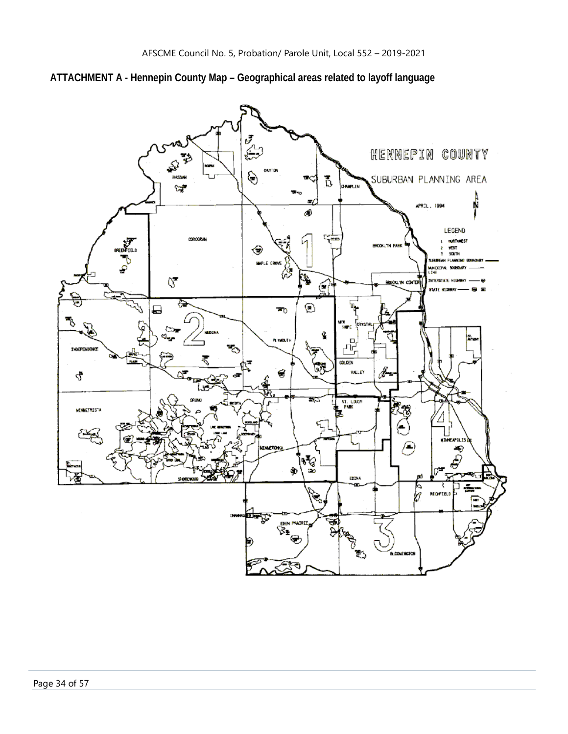**ATTACHMENT A - Hennepin County Map – Geographical areas related to layoff language**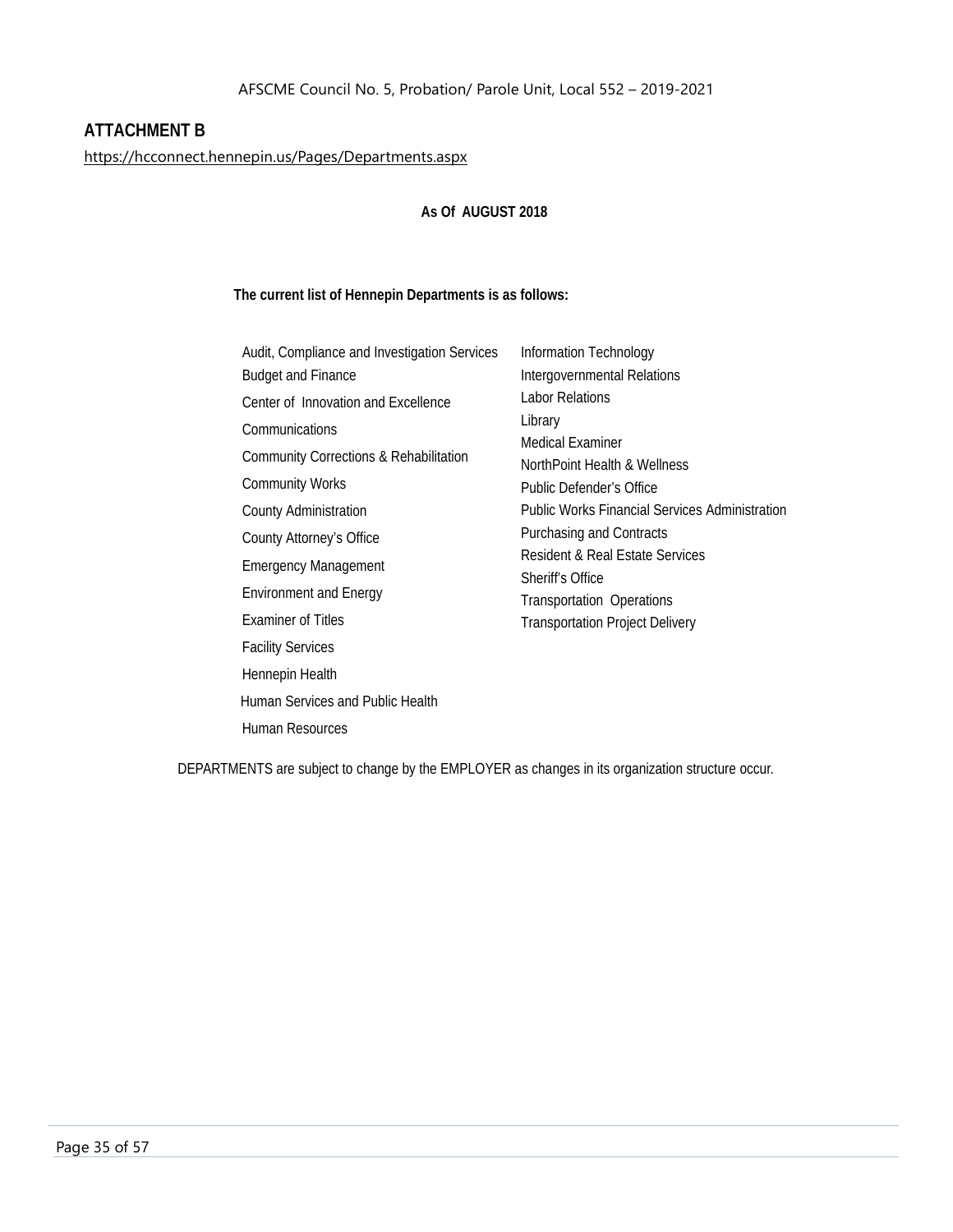## ATTACHMENT B

https://hcconnect.hennepin.us/Pages/Departments.aspx

**As Of AUGUST 2018**

**The current list of Hennepin Departments is as follows:**

- Audit, Compliance and Investigation Services
- Budget and Finance
- Center of Innovation and Excellence
- Communications
- Community Corrections & Rehabilitation
- Community Works
- County Administration
- County Attorney's Office
- Emergency Management
- Environment and Energy
- Examiner of Titles
- Facility Services
- Hennepin Health
- Human Services and Public Health
- Human Resources
- Information Technology
- Intergovernmental Relations
- Labor Relations
- Library
- Medical Examiner
- NorthPoint Health & Wellness
- Public Defender's Office
- Public Works Financial Services Administration
- Purchasing and Contracts
- Resident & Real Estate Services
- Sheriff's Office
- Transportation Operations
- Transportation Project Delivery

DEPARTMENTS are subject to change by the EMPLOYER as changes in its organization structure occur.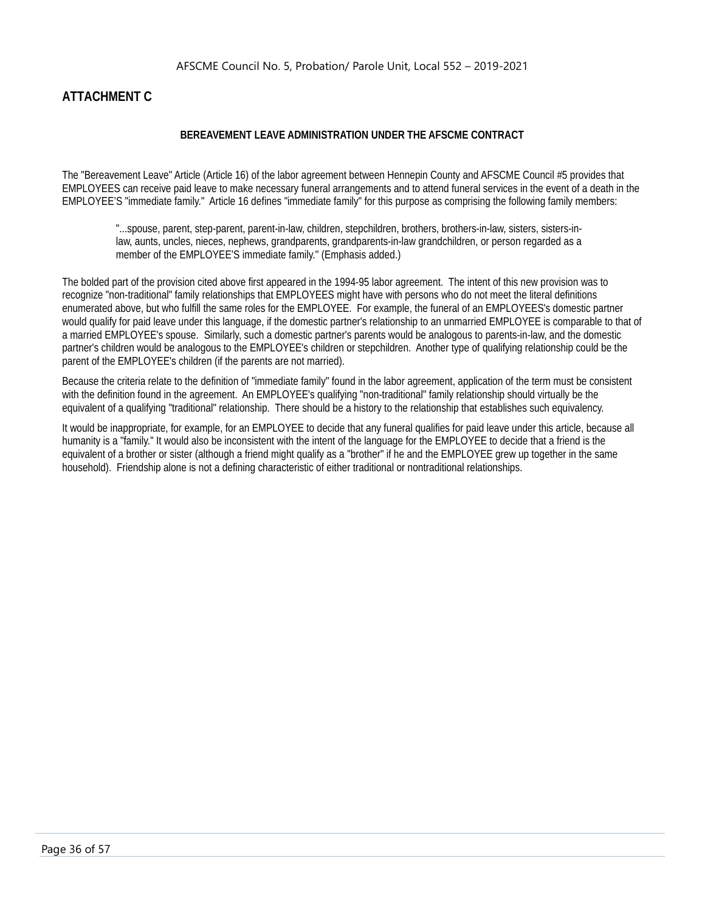## ATTACHMENT C

### BEREAVEMENT LEAVE ADMINISTRATION UNDER THE AFSCME CONTRACT

The "Bereavement Leave" Article (Article 16) of the labor agreement between Hennepin County and AFSCME Council #5 provides that EMPLOYEES can receive paid leave to make necessary funeral arrangements and to attend funeral services in the event of a death in the EMPLOYEE'S "immediate family." Article 16 defines "immediate family" for this purpose as comprising the following family members:

> "...spouse, parent, step-parent, parent-in-law, children, stepchildren, brothers, brothers-in-law, sisters, sisters-in-law, aunts, uncles, nieces, nephews, grandparents, grandparents-in-law grandchildren, or person regarded as a member of the EMPLOYEE'S immediate family." (Emphasis added.)

The bolded part of the provision cited above first appeared in the 1994-95 labor agreement. The intent of this new provision was to recognize "non-traditional" family relationships that EMPLOYEES might have with persons who do not meet the literal definitions enumerated above, but who fulfill the same roles for the EMPLOYEE. For example, the funeral of an EMPLOYEES's domestic partner would qualify for paid leave under this language, if the domestic partner's relationship to an unmarried EMPLOYEE is comparable to that of a married EMPLOYEE's spouse. Similarly, such a domestic partner's parents would be analogous to parents-in-law, and the domestic partner's children would be analogous to the EMPLOYEE's children or stepchildren. Another type of qualifying relationship could be the parent of the EMPLOYEE's children (if the parents are not married).

Because the criteria relate to the definition of "immediate family" found in the labor agreement, application of the term must be consistent with the definition found in the agreement. An EMPLOYEE's qualifying "non-traditional" family relationship should virtually be the equivalent of a qualifying "traditional" relationship. There should be a history to the relationship that establishes such equivalency.

It would be inappropriate, for example, for an EMPLOYEE to decide that any funeral qualifies for paid leave under this article, because all humanity is a "family." It would also be inconsistent with the intent of the language for the EMPLOYEE to decide that a friend is the equivalent of a brother or sister (although a friend might qualify as a "brother" if he and the EMPLOYEE grew up together in the same household). Friendship alone is not a defining characteristic of either traditional or nontraditional relationships.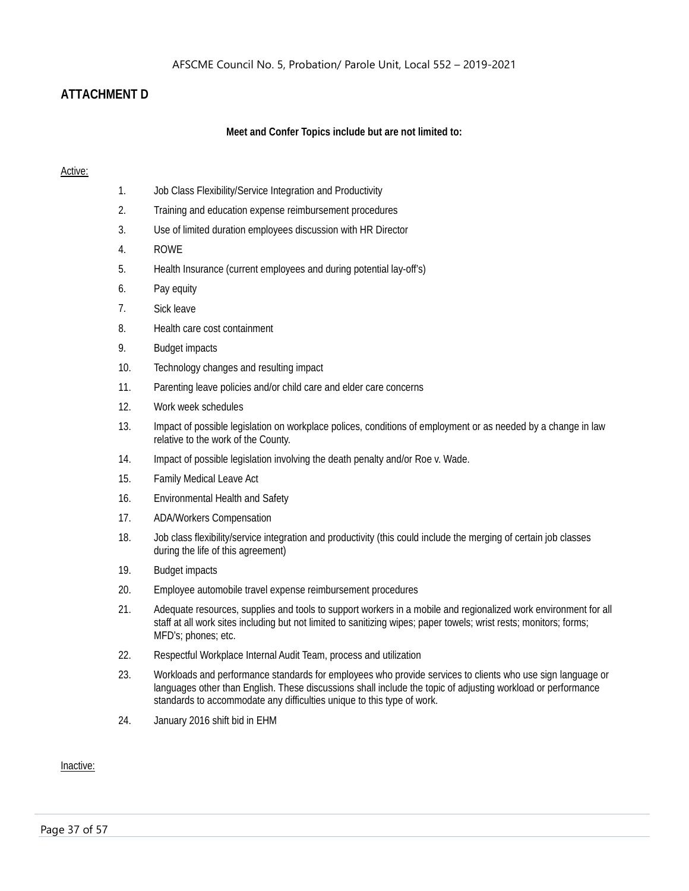## ATTACHMENT D

**Meet and Confer Topics include but are not limited to:**

Active:

1. Job Class Flexibility/Service Integration and Productivity
2. Training and education expense reimbursement procedures
3. Use of limited duration employees discussion with HR Director
4. ROWE
5. Health Insurance (current employees and during potential lay-off's)
6. Pay equity
7. Sick leave
8. Health care cost containment
9. Budget impacts
10. Technology changes and resulting impact
11. Parenting leave policies and/or child care and elder care concerns
12. Work week schedules
13. Impact of possible legislation on workplace polices, conditions of employment or as needed by a change in law relative to the work of the County.
14. Impact of possible legislation involving the death penalty and/or Roe v. Wade.
15. Family Medical Leave Act
16. Environmental Health and Safety
17. ADA/Workers Compensation
18. Job class flexibility/service integration and productivity (this could include the merging of certain job classes during the life of this agreement)
19. Budget impacts
20. Employee automobile travel expense reimbursement procedures
21. Adequate resources, supplies and tools to support workers in a mobile and regionalized work environment for all staff at all work sites including but not limited to sanitizing wipes; paper towels; wrist rests; monitors; forms; MFD's; phones; etc.
22. Respectful Workplace Internal Audit Team, process and utilization
23. Workloads and performance standards for employees who provide services to clients who use sign language or languages other than English. These discussions shall include the topic of adjusting workload or performance standards to accommodate any difficulties unique to this type of work.
24. January 2016 shift bid in EHM

Inactive: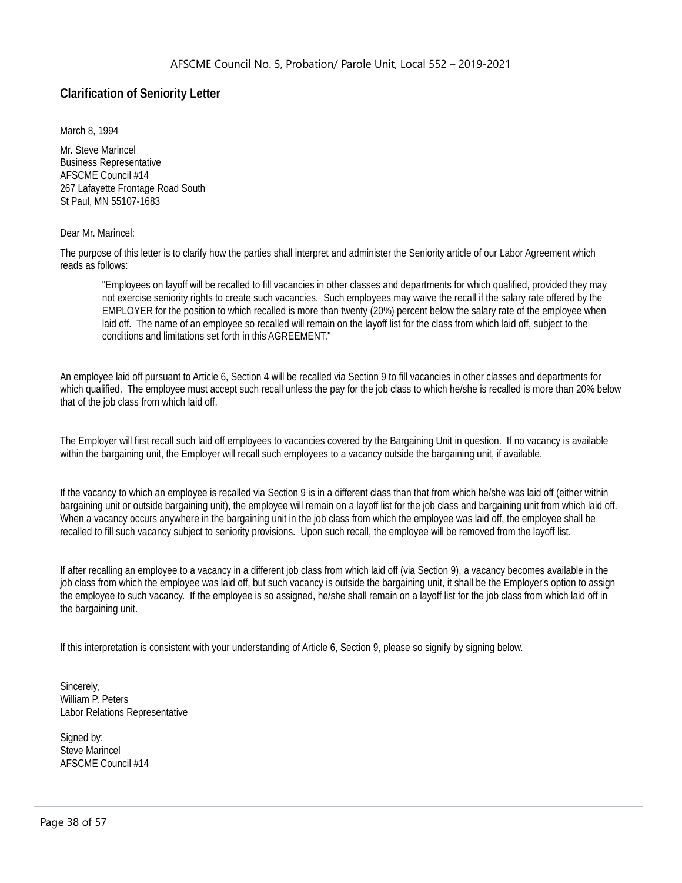## Clarification of Seniority Letter

March 8, 1994

Mr. Steve Marincel
Business Representative
AFSCME Council #14
267 Lafayette Frontage Road South
St Paul, MN 55107-1683

Dear Mr. Marincel:

The purpose of this letter is to clarify how the parties shall interpret and administer the Seniority article of our Labor Agreement which reads as follows:

> "Employees on layoff will be recalled to fill vacancies in other classes and departments for which qualified, provided they may not exercise seniority rights to create such vacancies. Such employees may waive the recall if the salary rate offered by the EMPLOYER for the position to which recalled is more than twenty (20%) percent below the salary rate of the employee when laid off. The name of an employee so recalled will remain on the layoff list for the class from which laid off, subject to the conditions and limitations set forth in this AGREEMENT."

An employee laid off pursuant to Article 6, Section 4 will be recalled via Section 9 to fill vacancies in other classes and departments for which qualified. The employee must accept such recall unless the pay for the job class to which he/she is recalled is more than 20% below that of the job class from which laid off.

The Employer will first recall such laid off employees to vacancies covered by the Bargaining Unit in question. If no vacancy is available within the bargaining unit, the Employer will recall such employees to a vacancy outside the bargaining unit, if available.

If the vacancy to which an employee is recalled via Section 9 is in a different class than that from which he/she was laid off (either within bargaining unit or outside bargaining unit), the employee will remain on a layoff list for the job class and bargaining unit from which laid off. When a vacancy occurs anywhere in the bargaining unit in the job class from which the employee was laid off, the employee shall be recalled to fill such vacancy subject to seniority provisions. Upon such recall, the employee will be removed from the layoff list.

If after recalling an employee to a vacancy in a different job class from which laid off (via Section 9), a vacancy becomes available in the job class from which the employee was laid off, but such vacancy is outside the bargaining unit, it shall be the Employer's option to assign the employee to such vacancy. If the employee is so assigned, he/she shall remain on a layoff list for the job class from which laid off in the bargaining unit.

If this interpretation is consistent with your understanding of Article 6, Section 9, please so signify by signing below.

Sincerely,
William P. Peters
Labor Relations Representative

Signed by:
Steve Marincel
AFSCME Council #14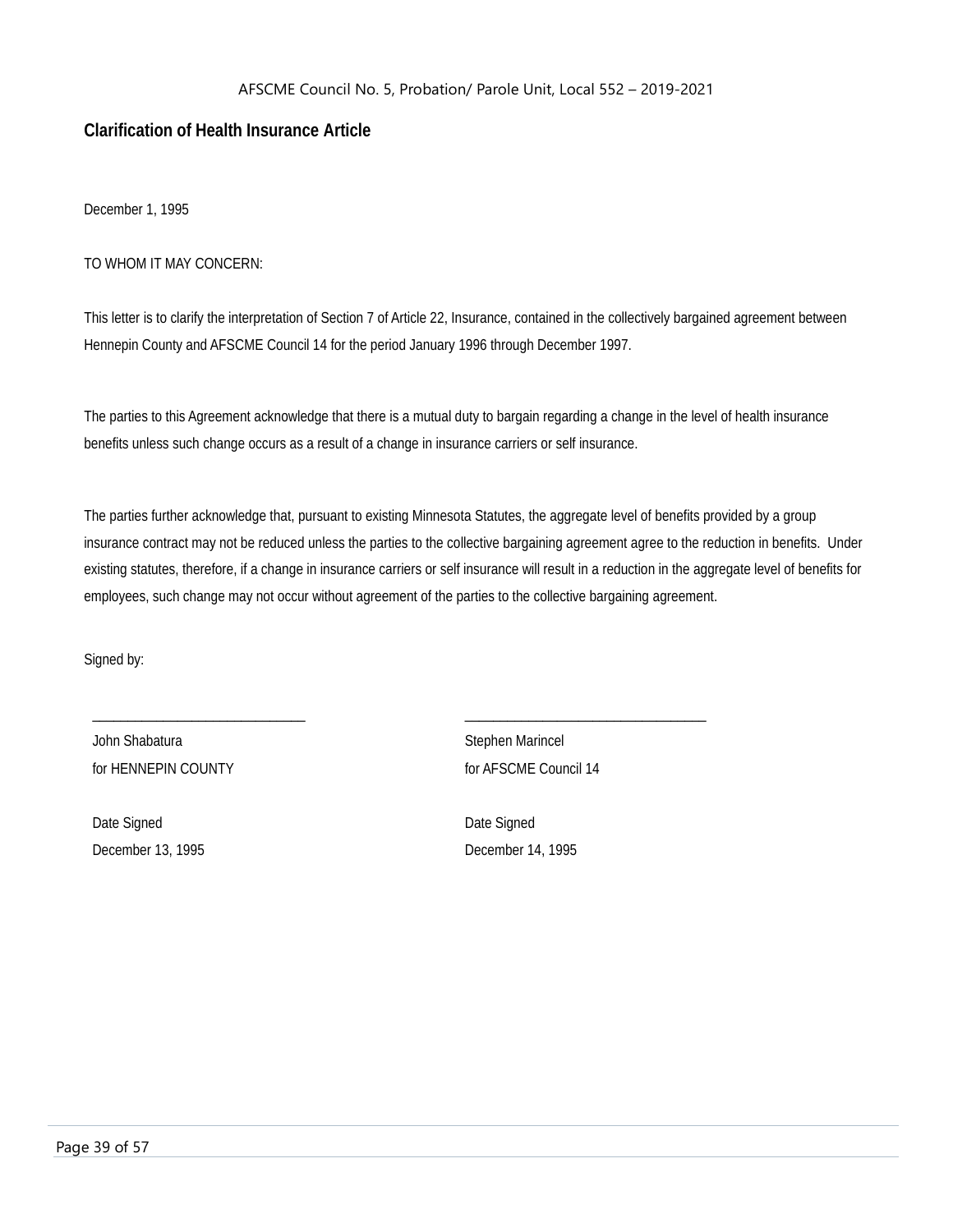## Clarification of Health Insurance Article

December 1, 1995

TO WHOM IT MAY CONCERN:

This letter is to clarify the interpretation of Section 7 of Article 22, Insurance, contained in the collectively bargained agreement between Hennepin County and AFSCME Council 14 for the period January 1996 through December 1997.

The parties to this Agreement acknowledge that there is a mutual duty to bargain regarding a change in the level of health insurance benefits unless such change occurs as a result of a change in insurance carriers or self insurance.

The parties further acknowledge that, pursuant to existing Minnesota Statutes, the aggregate level of benefits provided by a group insurance contract may not be reduced unless the parties to the collective bargaining agreement agree to the reduction in benefits. Under existing statutes, therefore, if a change in insurance carriers or self insurance will result in a reduction in the aggregate level of benefits for employees, such change may not occur without agreement of the parties to the collective bargaining agreement.

Signed by:

| | |
|---|---|
| _______________________________ | __________________________________ |
| John Shabatura | Stephen Marincel |
| for HENNEPIN COUNTY | for AFSCME Council 14 |
| Date Signed | Date Signed |
| December 13, 1995 | December 14, 1995 |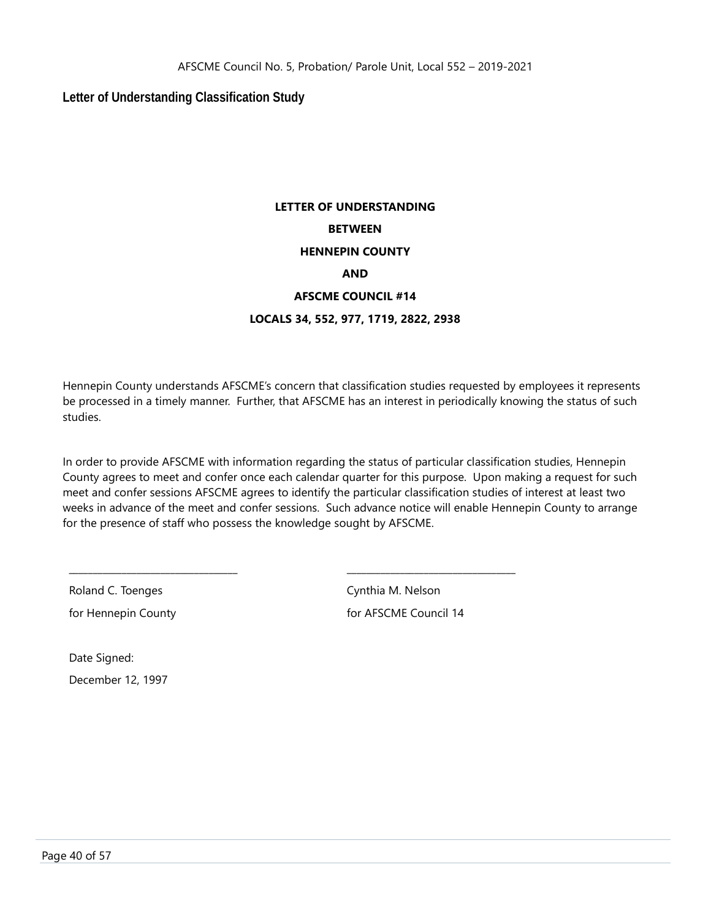## Letter of Understanding Classification Study

**LETTER OF UNDERSTANDING**

**BETWEEN**

**HENNEPIN COUNTY**

**AND**

**AFSCME COUNCIL #14**

**LOCALS 34, 552, 977, 1719, 2822, 2938**

Hennepin County understands AFSCME's concern that classification studies requested by employees it represents be processed in a timely manner. Further, that AFSCME has an interest in periodically knowing the status of such studies.

In order to provide AFSCME with information regarding the status of particular classification studies, Hennepin County agrees to meet and confer once each calendar quarter for this purpose. Upon making a request for such meet and confer sessions AFSCME agrees to identify the particular classification studies of interest at least two weeks in advance of the meet and confer sessions. Such advance notice will enable Hennepin County to arrange for the presence of staff who possess the knowledge sought by AFSCME.

| ______________________________ | ______________________________ |
|---|---|
| Roland C. Toenges | Cynthia M. Nelson |
| for Hennepin County | for AFSCME Council 14 |

Date Signed:

December 12, 1997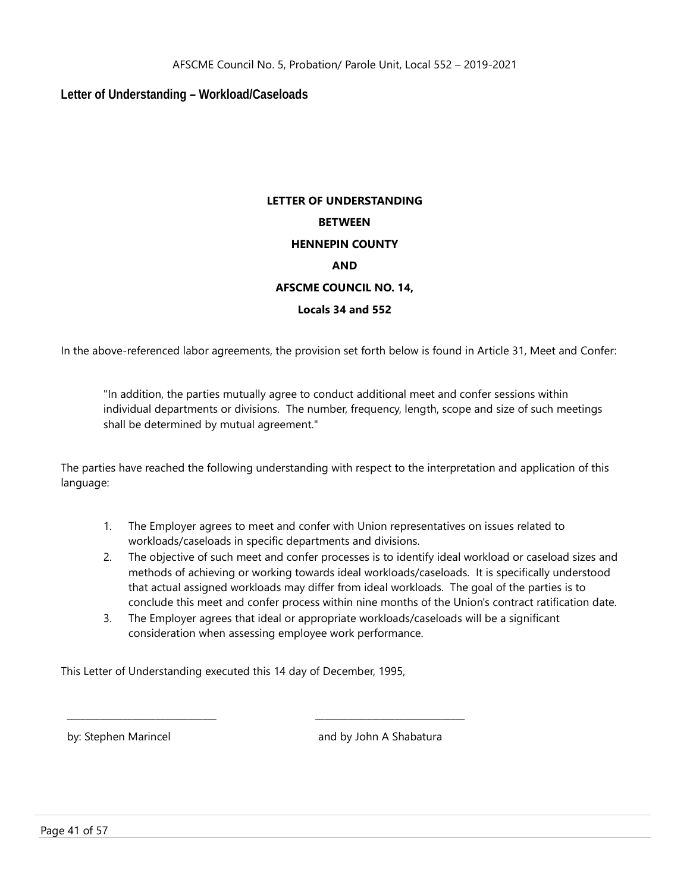**Letter of Understanding – Workload/Caseloads**

**LETTER OF UNDERSTANDING**

**BETWEEN**

**HENNEPIN COUNTY**

**AND**

**AFSCME COUNCIL NO. 14,**

**Locals 34 and 552**

In the above-referenced labor agreements, the provision set forth below is found in Article 31, Meet and Confer:

> "In addition, the parties mutually agree to conduct additional meet and confer sessions within individual departments or divisions. The number, frequency, length, scope and size of such meetings shall be determined by mutual agreement."

The parties have reached the following understanding with respect to the interpretation and application of this language:

1. The Employer agrees to meet and confer with Union representatives on issues related to workloads/caseloads in specific departments and divisions.
2. The objective of such meet and confer processes is to identify ideal workload or caseload sizes and methods of achieving or working towards ideal workloads/caseloads. It is specifically understood that actual assigned workloads may differ from ideal workloads. The goal of the parties is to conclude this meet and confer process within nine months of the Union's contract ratification date.
3. The Employer agrees that ideal or appropriate workloads/caseloads will be a significant consideration when assessing employee work performance.

This Letter of Understanding executed this 14 day of December, 1995,

______________________________ ______________________________

by: Stephen Marincel and by John A Shabatura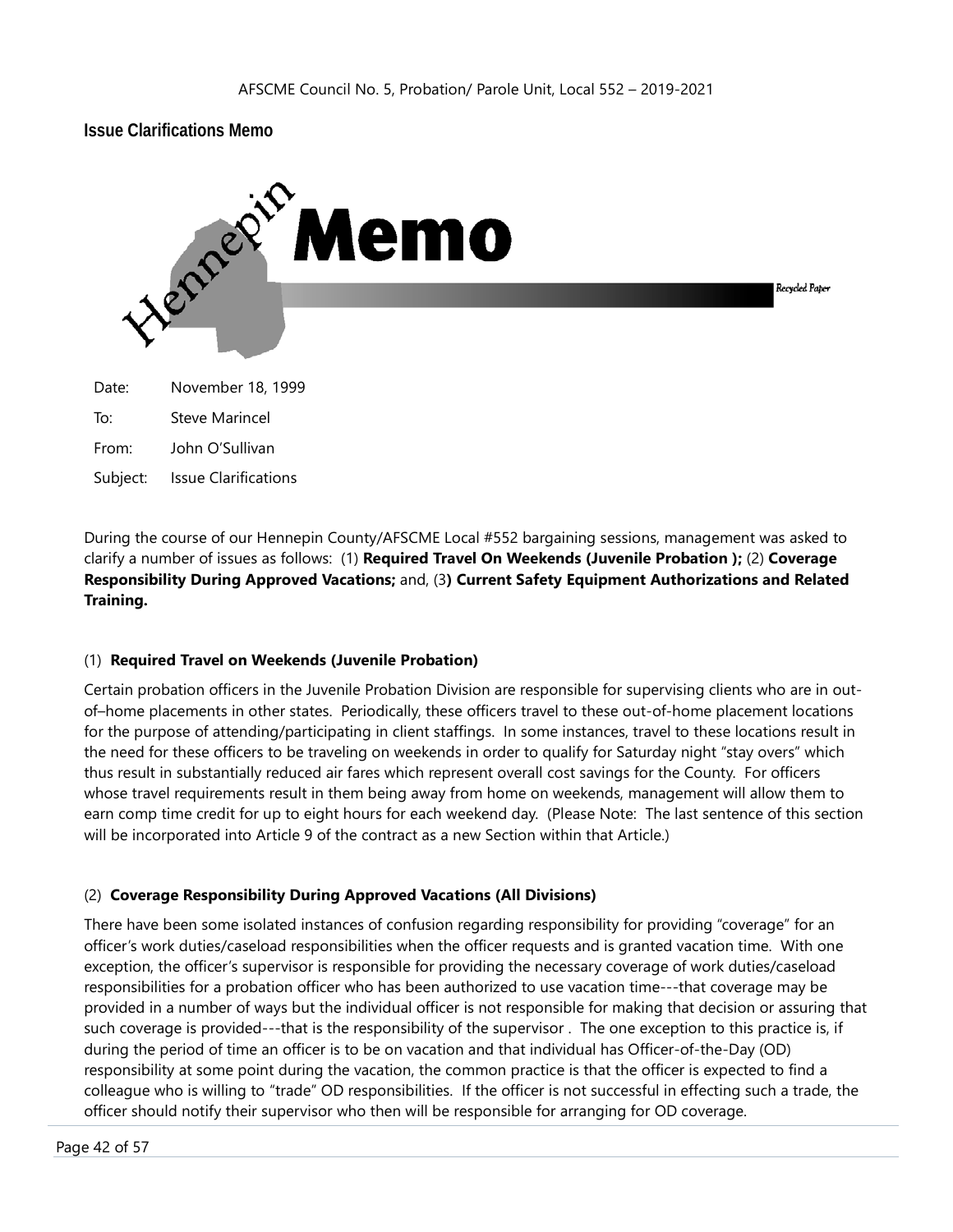**Issue Clarifications Memo**

# Memo

Date: November 18, 1999

To: Steve Marincel

From: John O'Sullivan

Subject: Issue Clarifications

During the course of our Hennepin County/AFSCME Local #552 bargaining sessions, management was asked to clarify a number of issues as follows: (1) **Required Travel On Weekends (Juvenile Probation );** (2) **Coverage Responsibility During Approved Vacations;** and, (3**) Current Safety Equipment Authorizations and Related Training.**

(1) **Required Travel on Weekends (Juvenile Probation)**

Certain probation officers in the Juvenile Probation Division are responsible for supervising clients who are in out-of–home placements in other states. Periodically, these officers travel to these out-of-home placement locations for the purpose of attending/participating in client staffings. In some instances, travel to these locations result in the need for these officers to be traveling on weekends in order to qualify for Saturday night "stay overs" which thus result in substantially reduced air fares which represent overall cost savings for the County. For officers whose travel requirements result in them being away from home on weekends, management will allow them to earn comp time credit for up to eight hours for each weekend day. (Please Note: The last sentence of this section will be incorporated into Article 9 of the contract as a new Section within that Article.)

(2) **Coverage Responsibility During Approved Vacations (All Divisions)**

There have been some isolated instances of confusion regarding responsibility for providing "coverage" for an officer's work duties/caseload responsibilities when the officer requests and is granted vacation time. With one exception, the officer's supervisor is responsible for providing the necessary coverage of work duties/caseload responsibilities for a probation officer who has been authorized to use vacation time---that coverage may be provided in a number of ways but the individual officer is not responsible for making that decision or assuring that such coverage is provided---that is the responsibility of the supervisor . The one exception to this practice is, if during the period of time an officer is to be on vacation and that individual has Officer-of-the-Day (OD) responsibility at some point during the vacation, the common practice is that the officer is expected to find a colleague who is willing to "trade" OD responsibilities. If the officer is not successful in effecting such a trade, the officer should notify their supervisor who then will be responsible for arranging for OD coverage.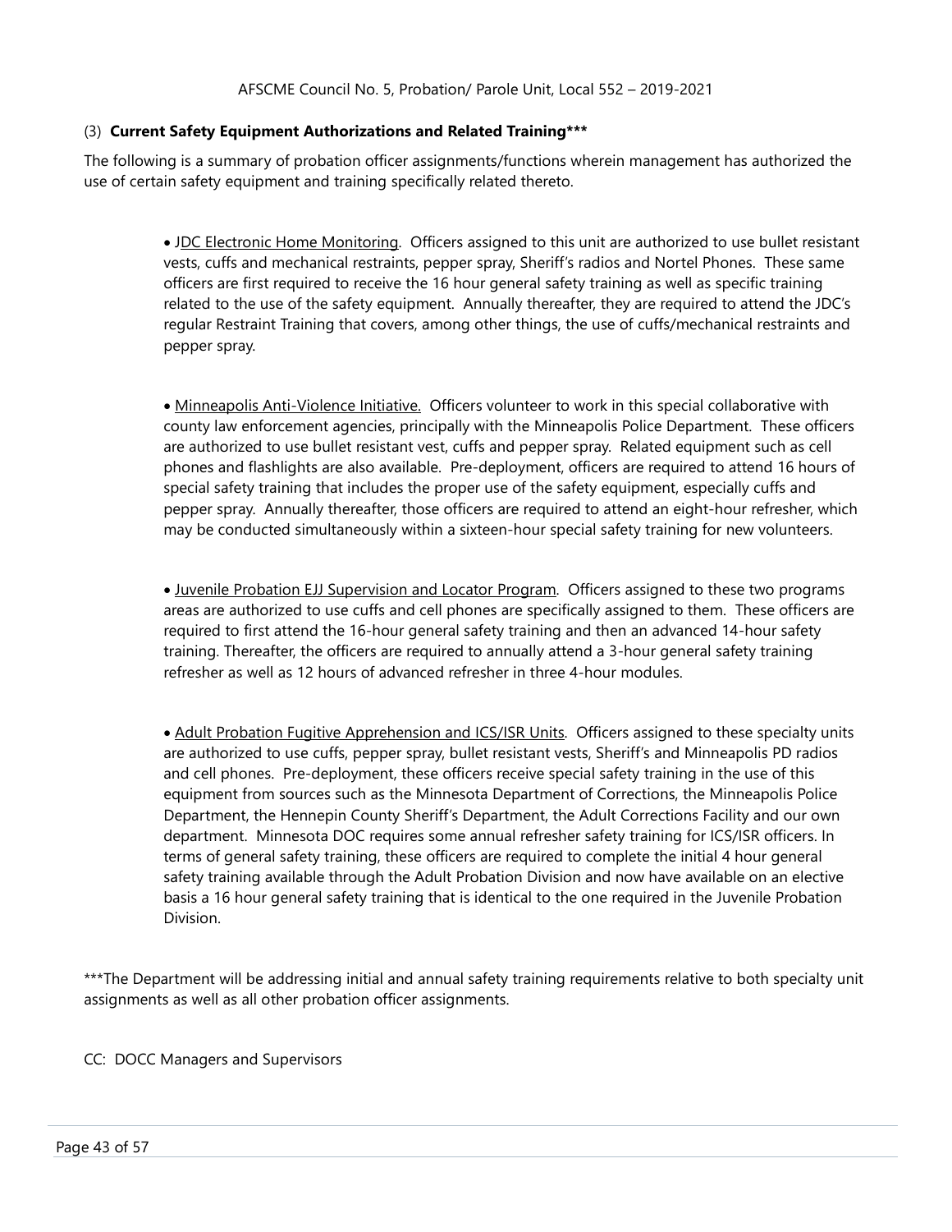(3) **Current Safety Equipment Authorizations and Related Training*****

The following is a summary of probation officer assignments/functions wherein management has authorized the use of certain safety equipment and training specifically related thereto.

- JDC Electronic Home Monitoring. Officers assigned to this unit are authorized to use bullet resistant vests, cuffs and mechanical restraints, pepper spray, Sheriff's radios and Nortel Phones. These same officers are first required to receive the 16 hour general safety training as well as specific training related to the use of the safety equipment. Annually thereafter, they are required to attend the JDC's regular Restraint Training that covers, among other things, the use of cuffs/mechanical restraints and pepper spray.

- Minneapolis Anti-Violence Initiative. Officers volunteer to work in this special collaborative with county law enforcement agencies, principally with the Minneapolis Police Department. These officers are authorized to use bullet resistant vest, cuffs and pepper spray. Related equipment such as cell phones and flashlights are also available. Pre-deployment, officers are required to attend 16 hours of special safety training that includes the proper use of the safety equipment, especially cuffs and pepper spray. Annually thereafter, those officers are required to attend an eight-hour refresher, which may be conducted simultaneously within a sixteen-hour special safety training for new volunteers.

- Juvenile Probation EJJ Supervision and Locator Program. Officers assigned to these two programs areas are authorized to use cuffs and cell phones are specifically assigned to them. These officers are required to first attend the 16-hour general safety training and then an advanced 14-hour safety training. Thereafter, the officers are required to annually attend a 3-hour general safety training refresher as well as 12 hours of advanced refresher in three 4-hour modules.

- Adult Probation Fugitive Apprehension and ICS/ISR Units. Officers assigned to these specialty units are authorized to use cuffs, pepper spray, bullet resistant vests, Sheriff's and Minneapolis PD radios and cell phones. Pre-deployment, these officers receive special safety training in the use of this equipment from sources such as the Minnesota Department of Corrections, the Minneapolis Police Department, the Hennepin County Sheriff's Department, the Adult Corrections Facility and our own department. Minnesota DOC requires some annual refresher safety training for ICS/ISR officers. In terms of general safety training, these officers are required to complete the initial 4 hour general safety training available through the Adult Probation Division and now have available on an elective basis a 16 hour general safety training that is identical to the one required in the Juvenile Probation Division.

***The Department will be addressing initial and annual safety training requirements relative to both specialty unit assignments as well as all other probation officer assignments.

CC: DOCC Managers and Supervisors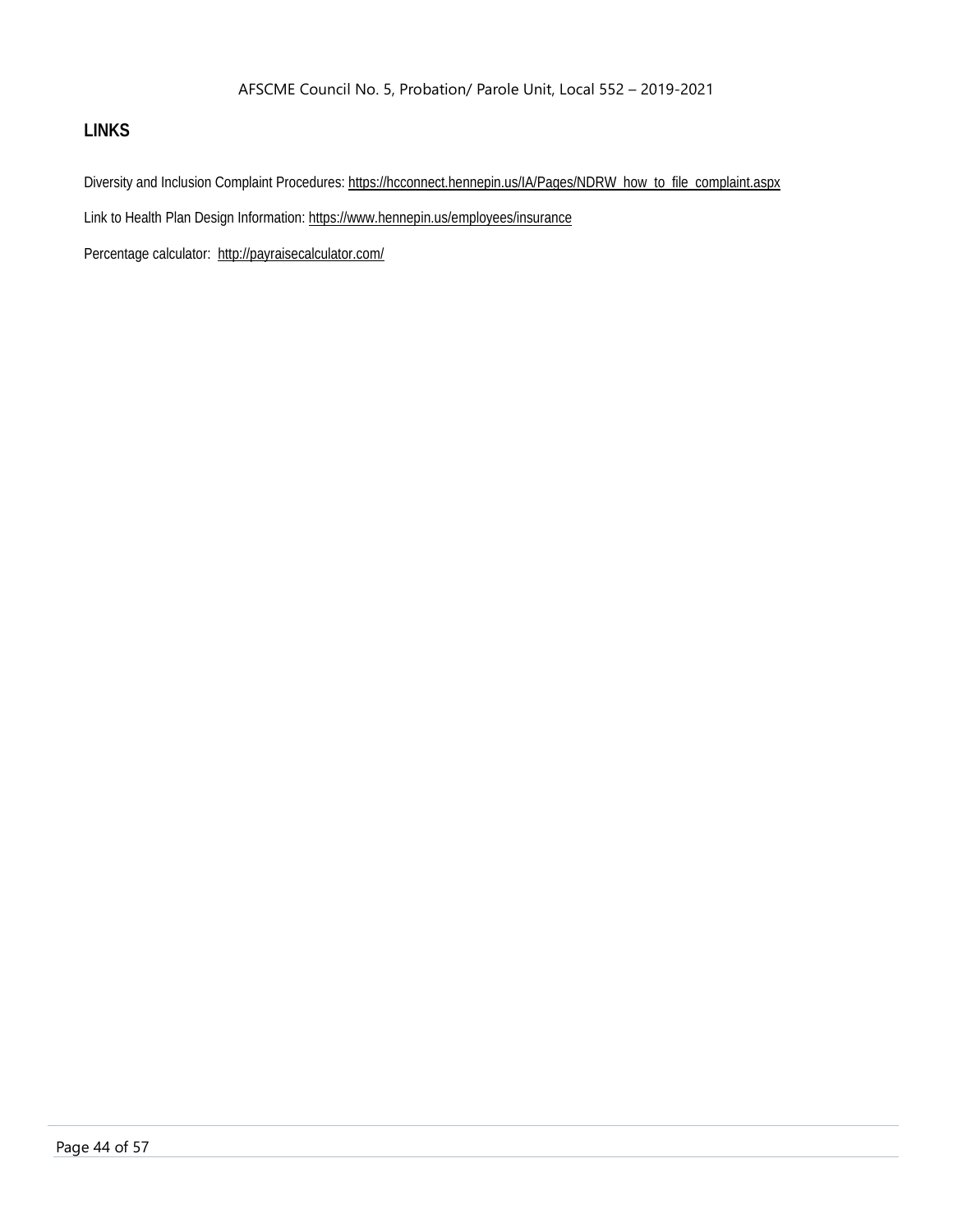## LINKS

Diversity and Inclusion Complaint Procedures: https://hcconnect.hennepin.us/IA/Pages/NDRW_how_to_file_complaint.aspx

Link to Health Plan Design Information: https://www.hennepin.us/employees/insurance

Percentage calculator: http://payraisecalculator.com/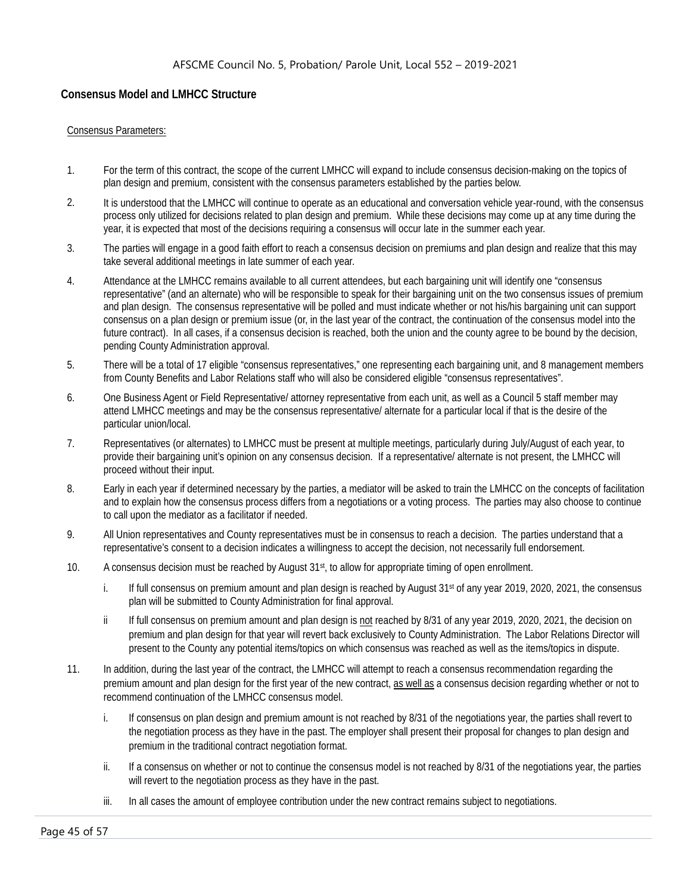## Consensus Model and LMHCC Structure

Consensus Parameters:

1. For the term of this contract, the scope of the current LMHCC will expand to include consensus decision-making on the topics of plan design and premium, consistent with the consensus parameters established by the parties below.
2. It is understood that the LMHCC will continue to operate as an educational and conversation vehicle year-round, with the consensus process only utilized for decisions related to plan design and premium. While these decisions may come up at any time during the year, it is expected that most of the decisions requiring a consensus will occur late in the summer each year.
3. The parties will engage in a good faith effort to reach a consensus decision on premiums and plan design and realize that this may take several additional meetings in late summer of each year.
4. Attendance at the LMHCC remains available to all current attendees, but each bargaining unit will identify one "consensus representative" (and an alternate) who will be responsible to speak for their bargaining unit on the two consensus issues of premium and plan design. The consensus representative will be polled and must indicate whether or not his/his bargaining unit can support consensus on a plan design or premium issue (or, in the last year of the contract, the continuation of the consensus model into the future contract). In all cases, if a consensus decision is reached, both the union and the county agree to be bound by the decision, pending County Administration approval.
5. There will be a total of 17 eligible "consensus representatives," one representing each bargaining unit, and 8 management members from County Benefits and Labor Relations staff who will also be considered eligible "consensus representatives".
6. One Business Agent or Field Representative/ attorney representative from each unit, as well as a Council 5 staff member may attend LMHCC meetings and may be the consensus representative/ alternate for a particular local if that is the desire of the particular union/local.
7. Representatives (or alternates) to LMHCC must be present at multiple meetings, particularly during July/August of each year, to provide their bargaining unit's opinion on any consensus decision. If a representative/ alternate is not present, the LMHCC will proceed without their input.
8. Early in each year if determined necessary by the parties, a mediator will be asked to train the LMHCC on the concepts of facilitation and to explain how the consensus process differs from a negotiations or a voting process. The parties may also choose to continue to call upon the mediator as a facilitator if needed.
9. All Union representatives and County representatives must be in consensus to reach a decision. The parties understand that a representative's consent to a decision indicates a willingness to accept the decision, not necessarily full endorsement.
10. A consensus decision must be reached by August 31st, to allow for appropriate timing of open enrollment.
    - i. If full consensus on premium amount and plan design is reached by August 31st of any year 2019, 2020, 2021, the consensus plan will be submitted to County Administration for final approval.
    - ii If full consensus on premium amount and plan design is <u>not</u> reached by 8/31 of any year 2019, 2020, 2021, the decision on premium and plan design for that year will revert back exclusively to County Administration. The Labor Relations Director will present to the County any potential items/topics on which consensus was reached as well as the items/topics in dispute.
11. In addition, during the last year of the contract, the LMHCC will attempt to reach a consensus recommendation regarding the premium amount and plan design for the first year of the new contract, <u>as well as</u> a consensus decision regarding whether or not to recommend continuation of the LMHCC consensus model.
    - i. If consensus on plan design and premium amount is not reached by 8/31 of the negotiations year, the parties shall revert to the negotiation process as they have in the past. The employer shall present their proposal for changes to plan design and premium in the traditional contract negotiation format.
    - ii. If a consensus on whether or not to continue the consensus model is not reached by 8/31 of the negotiations year, the parties will revert to the negotiation process as they have in the past.
    - iii. In all cases the amount of employee contribution under the new contract remains subject to negotiations.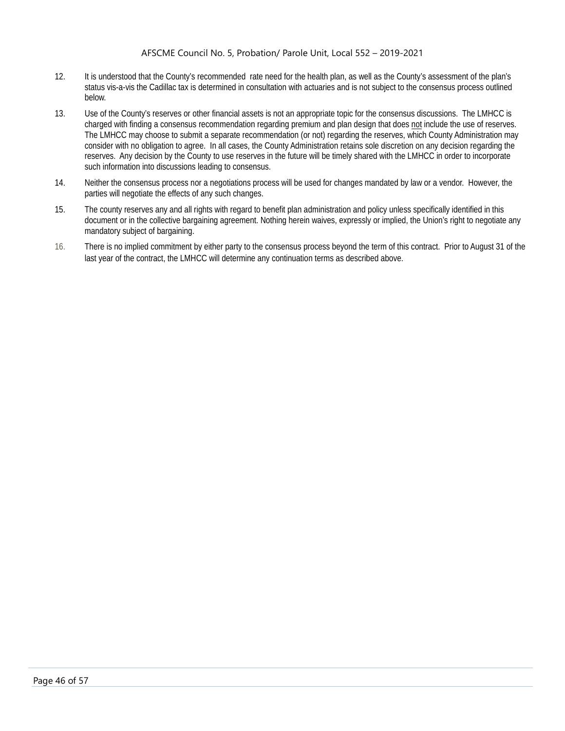12. It is understood that the County's recommended rate need for the health plan, as well as the County's assessment of the plan's status vis-a-vis the Cadillac tax is determined in consultation with actuaries and is not subject to the consensus process outlined below.

13. Use of the County's reserves or other financial assets is not an appropriate topic for the consensus discussions. The LMHCC is charged with finding a consensus recommendation regarding premium and plan design that does <u>not</u> include the use of reserves. The LMHCC may choose to submit a separate recommendation (or not) regarding the reserves, which County Administration may consider with no obligation to agree. In all cases, the County Administration retains sole discretion on any decision regarding the reserves. Any decision by the County to use reserves in the future will be timely shared with the LMHCC in order to incorporate such information into discussions leading to consensus.

14. Neither the consensus process nor a negotiations process will be used for changes mandated by law or a vendor. However, the parties will negotiate the effects of any such changes.

15. The county reserves any and all rights with regard to benefit plan administration and policy unless specifically identified in this document or in the collective bargaining agreement. Nothing herein waives, expressly or implied, the Union's right to negotiate any mandatory subject of bargaining.

16. There is no implied commitment by either party to the consensus process beyond the term of this contract. Prior to August 31 of the last year of the contract, the LMHCC will determine any continuation terms as described above.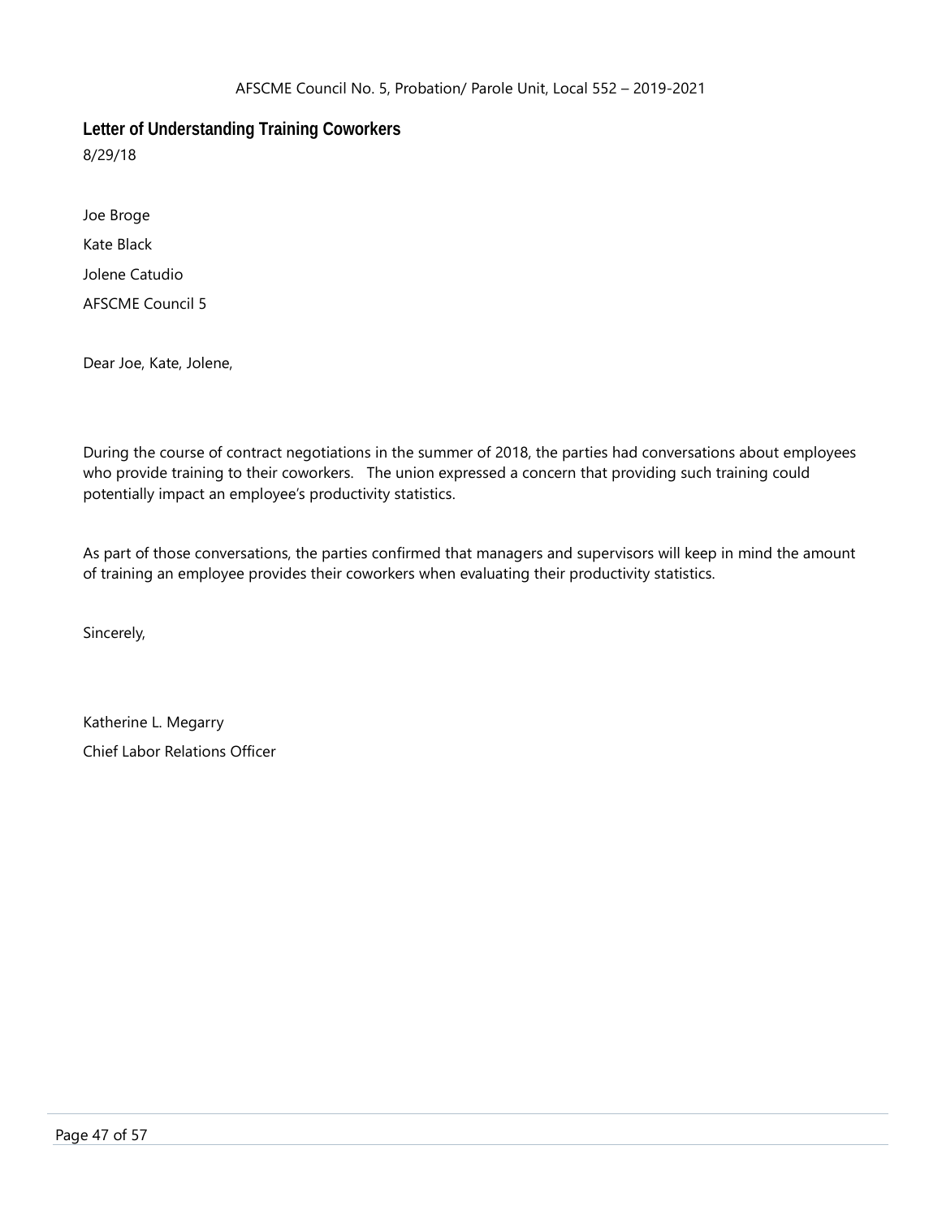## Letter of Understanding Training Coworkers

8/29/18

Joe Broge

Kate Black

Jolene Catudio

AFSCME Council 5

Dear Joe, Kate, Jolene,

During the course of contract negotiations in the summer of 2018, the parties had conversations about employees who provide training to their coworkers. The union expressed a concern that providing such training could potentially impact an employee's productivity statistics.

As part of those conversations, the parties confirmed that managers and supervisors will keep in mind the amount of training an employee provides their coworkers when evaluating their productivity statistics.

Sincerely,

Katherine L. Megarry

Chief Labor Relations Officer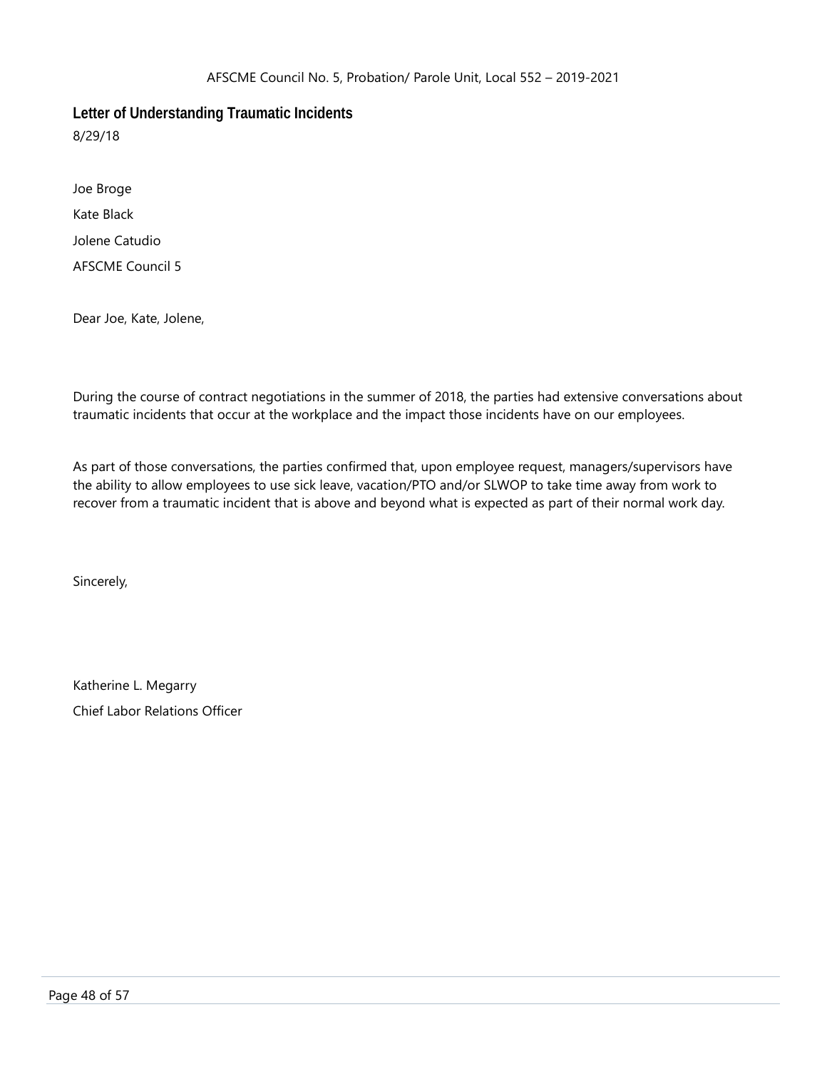## Letter of Understanding Traumatic Incidents

8/29/18

Joe Broge

Kate Black

Jolene Catudio

AFSCME Council 5

Dear Joe, Kate, Jolene,

During the course of contract negotiations in the summer of 2018, the parties had extensive conversations about traumatic incidents that occur at the workplace and the impact those incidents have on our employees.

As part of those conversations, the parties confirmed that, upon employee request, managers/supervisors have the ability to allow employees to use sick leave, vacation/PTO and/or SLWOP to take time away from work to recover from a traumatic incident that is above and beyond what is expected as part of their normal work day.

Sincerely,

Katherine L. Megarry

Chief Labor Relations Officer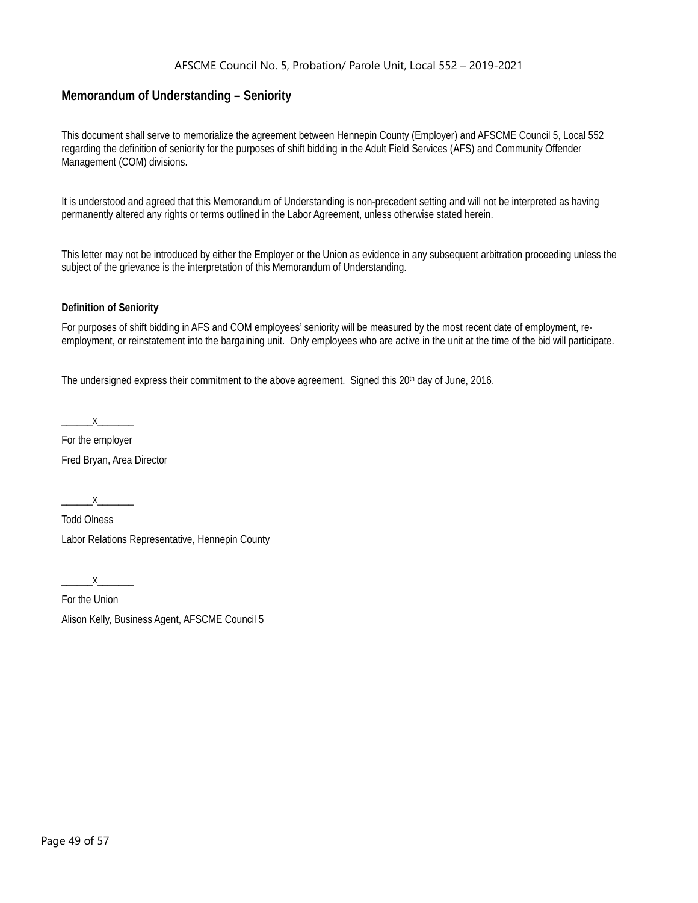## Memorandum of Understanding – Seniority

This document shall serve to memorialize the agreement between Hennepin County (Employer) and AFSCME Council 5, Local 552 regarding the definition of seniority for the purposes of shift bidding in the Adult Field Services (AFS) and Community Offender Management (COM) divisions.

It is understood and agreed that this Memorandum of Understanding is non-precedent setting and will not be interpreted as having permanently altered any rights or terms outlined in the Labor Agreement, unless otherwise stated herein.

This letter may not be introduced by either the Employer or the Union as evidence in any subsequent arbitration proceeding unless the subject of the grievance is the interpretation of this Memorandum of Understanding.

**Definition of Seniority**

For purposes of shift bidding in AFS and COM employees' seniority will be measured by the most recent date of employment, re-employment, or reinstatement into the bargaining unit. Only employees who are active in the unit at the time of the bid will participate.

The undersigned express their commitment to the above agreement. Signed this 20th day of June, 2016.

______x_______

For the employer

Fred Bryan, Area Director

______x_______

Todd Olness

Labor Relations Representative, Hennepin County

______x_______

For the Union

Alison Kelly, Business Agent, AFSCME Council 5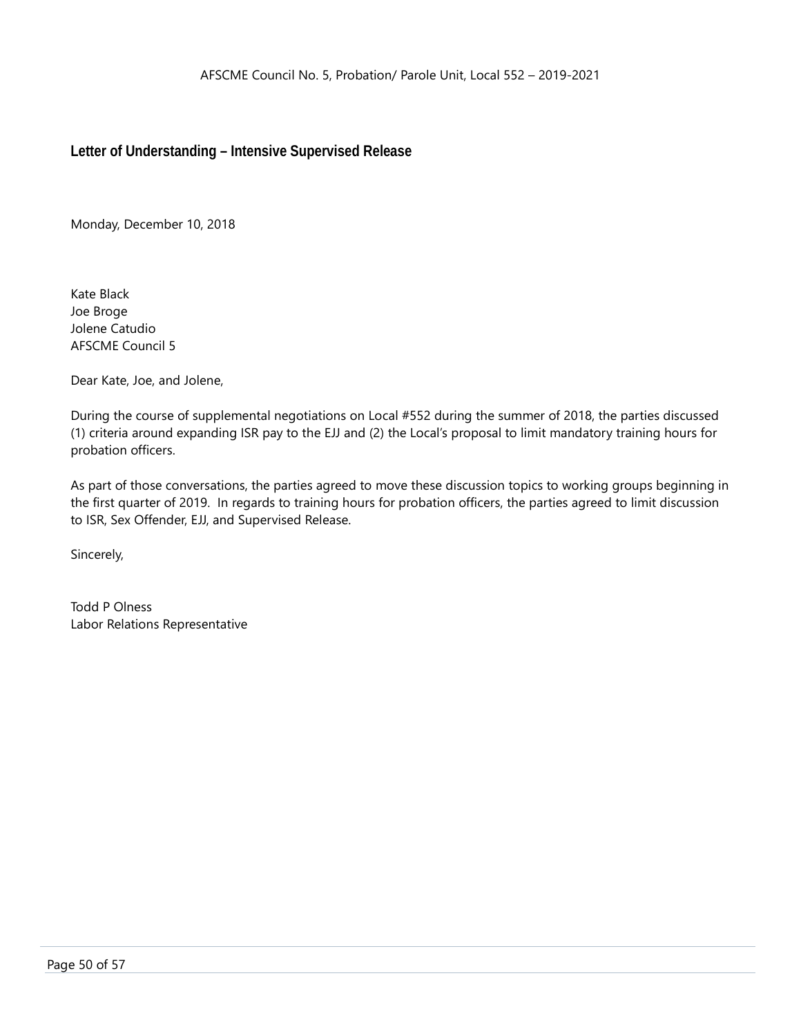## Letter of Understanding – Intensive Supervised Release

Monday, December 10, 2018

Kate Black
Joe Broge
Jolene Catudio
AFSCME Council 5

Dear Kate, Joe, and Jolene,

During the course of supplemental negotiations on Local #552 during the summer of 2018, the parties discussed (1) criteria around expanding ISR pay to the EJJ and (2) the Local's proposal to limit mandatory training hours for probation officers.

As part of those conversations, the parties agreed to move these discussion topics to working groups beginning in the first quarter of 2019. In regards to training hours for probation officers, the parties agreed to limit discussion to ISR, Sex Offender, EJJ, and Supervised Release.

Sincerely,

Todd P Olness
Labor Relations Representative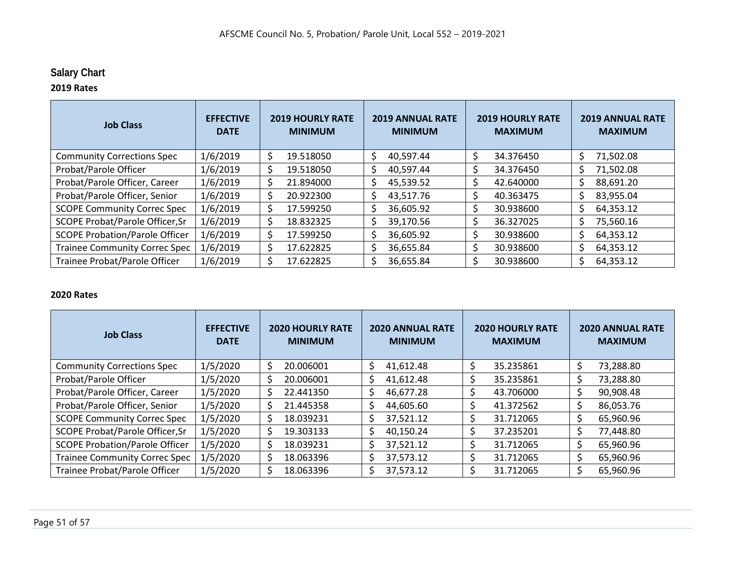## Salary Chart

### 2019 Rates

| Job Class | EFFECTIVE DATE | 2019 HOURLY RATE MINIMUM | 2019 ANNUAL RATE MINIMUM | 2019 HOURLY RATE MAXIMUM | 2019 ANNUAL RATE MAXIMUM |
|---|---|---|---|---|---|
| Community Corrections Spec | 1/6/2019 | $ 19.518050 | $ 40,597.44 | $ 34.376450 | $ 71,502.08 |
| Probat/Parole Officer | 1/6/2019 | $ 19.518050 | $ 40,597.44 | $ 34.376450 | $ 71,502.08 |
| Probat/Parole Officer, Career | 1/6/2019 | $ 21.894000 | $ 45,539.52 | $ 42.640000 | $ 88,691.20 |
| Probat/Parole Officer, Senior | 1/6/2019 | $ 20.922300 | $ 43,517.76 | $ 40.363475 | $ 83,955.04 |
| SCOPE Community Correc Spec | 1/6/2019 | $ 17.599250 | $ 36,605.92 | $ 30.938600 | $ 64,353.12 |
| SCOPE Probat/Parole Officer,Sr | 1/6/2019 | $ 18.832325 | $ 39,170.56 | $ 36.327025 | $ 75,560.16 |
| SCOPE Probation/Parole Officer | 1/6/2019 | $ 17.599250 | $ 36,605.92 | $ 30.938600 | $ 64,353.12 |
| Trainee Community Correc Spec | 1/6/2019 | $ 17.622825 | $ 36,655.84 | $ 30.938600 | $ 64,353.12 |
| Trainee Probat/Parole Officer | 1/6/2019 | $ 17.622825 | $ 36,655.84 | $ 30.938600 | $ 64,353.12 |

### 2020 Rates

| Job Class | EFFECTIVE DATE | 2020 HOURLY RATE MINIMUM | 2020 ANNUAL RATE MINIMUM | 2020 HOURLY RATE MAXIMUM | 2020 ANNUAL RATE MAXIMUM |
|---|---|---|---|---|---|
| Community Corrections Spec | 1/5/2020 | $ 20.006001 | $ 41,612.48 | $ 35.235861 | $ 73,288.80 |
| Probat/Parole Officer | 1/5/2020 | $ 20.006001 | $ 41,612.48 | $ 35.235861 | $ 73,288.80 |
| Probat/Parole Officer, Career | 1/5/2020 | $ 22.441350 | $ 46,677.28 | $ 43.706000 | $ 90,908.48 |
| Probat/Parole Officer, Senior | 1/5/2020 | $ 21.445358 | $ 44,605.60 | $ 41.372562 | $ 86,053.76 |
| SCOPE Community Correc Spec | 1/5/2020 | $ 18.039231 | $ 37,521.12 | $ 31.712065 | $ 65,960.96 |
| SCOPE Probat/Parole Officer,Sr | 1/5/2020 | $ 19.303133 | $ 40,150.24 | $ 37.235201 | $ 77,448.80 |
| SCOPE Probation/Parole Officer | 1/5/2020 | $ 18.039231 | $ 37,521.12 | $ 31.712065 | $ 65,960.96 |
| Trainee Community Correc Spec | 1/5/2020 | $ 18.063396 | $ 37,573.12 | $ 31.712065 | $ 65,960.96 |
| Trainee Probat/Parole Officer | 1/5/2020 | $ 18.063396 | $ 37,573.12 | $ 31.712065 | $ 65,960.96 |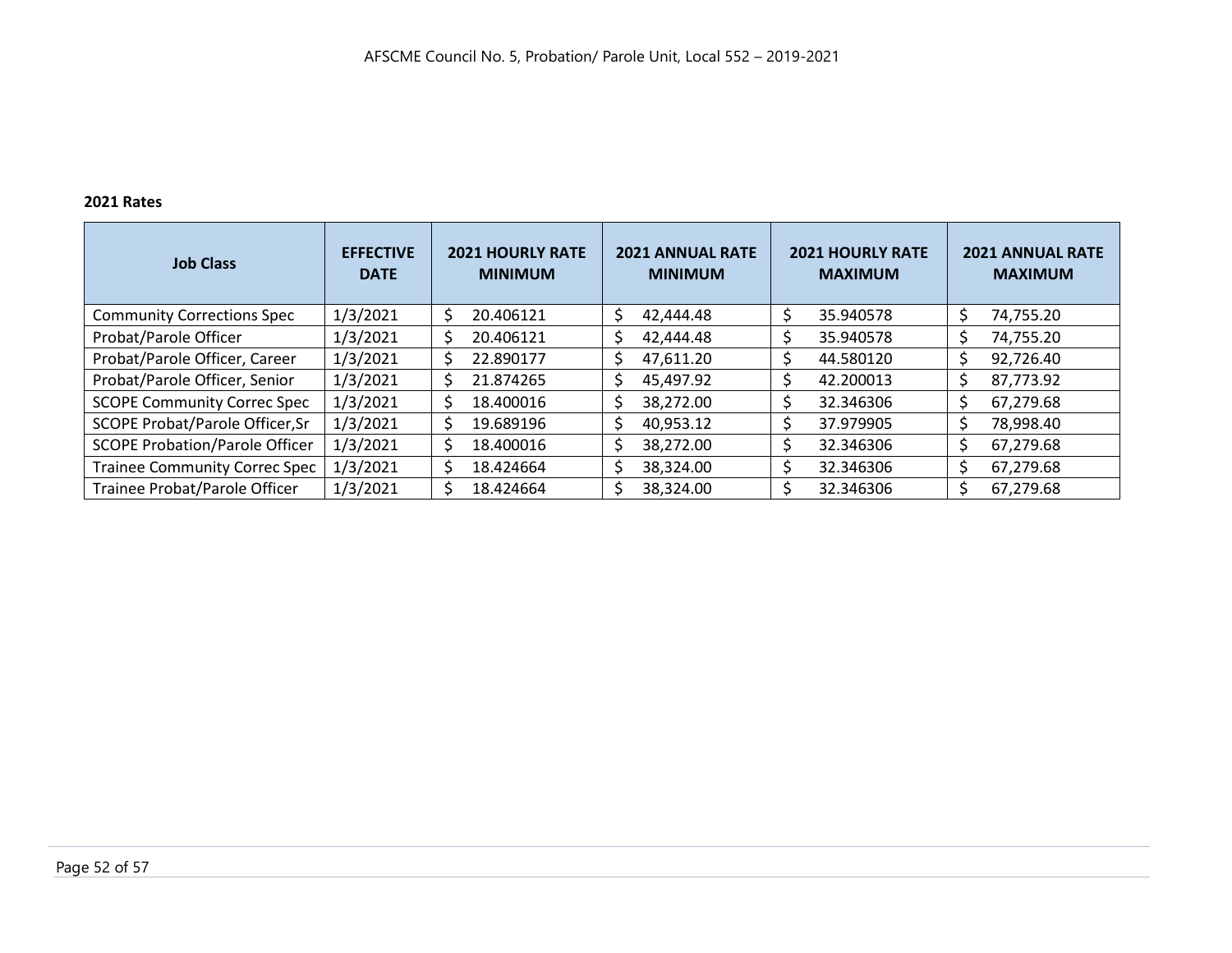**2021 Rates**

| Job Class | EFFECTIVE DATE | 2021 HOURLY RATE MINIMUM | 2021 ANNUAL RATE MINIMUM | 2021 HOURLY RATE MAXIMUM | 2021 ANNUAL RATE MAXIMUM |
|---|---|---|---|---|---|
| Community Corrections Spec | 1/3/2021 | $ 20.406121 | $ 42,444.48 | $ 35.940578 | $ 74,755.20 |
| Probat/Parole Officer | 1/3/2021 | $ 20.406121 | $ 42,444.48 | $ 35.940578 | $ 74,755.20 |
| Probat/Parole Officer, Career | 1/3/2021 | $ 22.890177 | $ 47,611.20 | $ 44.580120 | $ 92,726.40 |
| Probat/Parole Officer, Senior | 1/3/2021 | $ 21.874265 | $ 45,497.92 | $ 42.200013 | $ 87,773.92 |
| SCOPE Community Correc Spec | 1/3/2021 | $ 18.400016 | $ 38,272.00 | $ 32.346306 | $ 67,279.68 |
| SCOPE Probat/Parole Officer,Sr | 1/3/2021 | $ 19.689196 | $ 40,953.12 | $ 37.979905 | $ 78,998.40 |
| SCOPE Probation/Parole Officer | 1/3/2021 | $ 18.400016 | $ 38,272.00 | $ 32.346306 | $ 67,279.68 |
| Trainee Community Correc Spec | 1/3/2021 | $ 18.424664 | $ 38,324.00 | $ 32.346306 | $ 67,279.68 |
| Trainee Probat/Parole Officer | 1/3/2021 | $ 18.424664 | $ 38,324.00 | $ 32.346306 | $ 67,279.68 |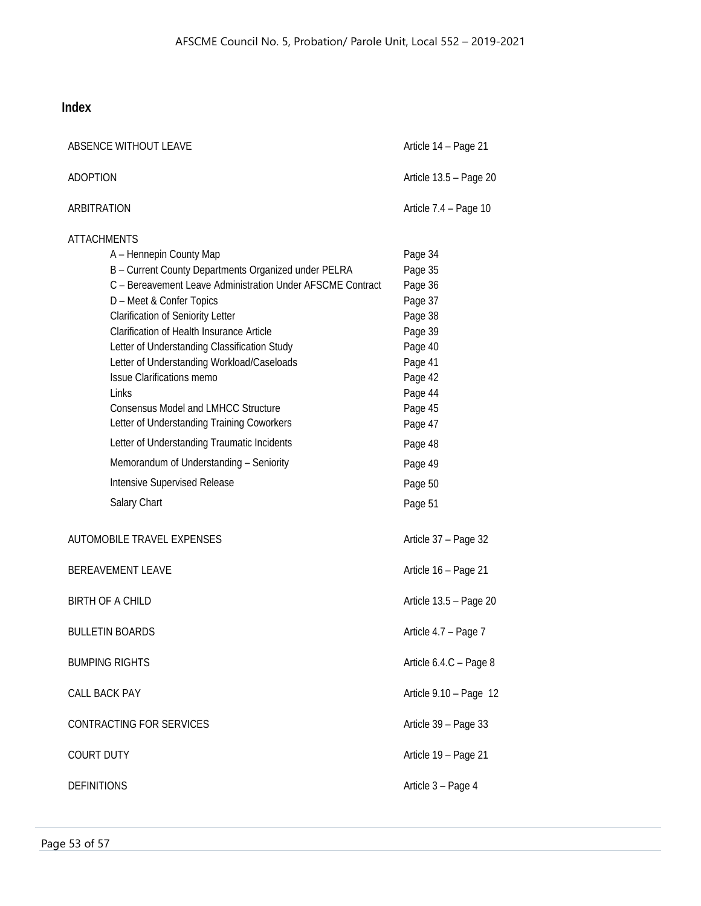## Index

| | |
|---|---|
| ABSENCE WITHOUT LEAVE | Article 14 – Page 21 |
| ADOPTION | Article 13.5 – Page 20 |
| ARBITRATION | Article 7.4 – Page 10 |
| ATTACHMENTS | |
| A – Hennepin County Map | Page 34 |
| B – Current County Departments Organized under PELRA | Page 35 |
| C – Bereavement Leave Administration Under AFSCME Contract | Page 36 |
| D – Meet & Confer Topics | Page 37 |
| Clarification of Seniority Letter | Page 38 |
| Clarification of Health Insurance Article | Page 39 |
| Letter of Understanding Classification Study | Page 40 |
| Letter of Understanding Workload/Caseloads | Page 41 |
| Issue Clarifications memo | Page 42 |
| Links | Page 44 |
| Consensus Model and LMHCC Structure | Page 45 |
| Letter of Understanding Training Coworkers | Page 47 |
| Letter of Understanding Traumatic Incidents | Page 48 |
| Memorandum of Understanding – Seniority | Page 49 |
| Intensive Supervised Release | Page 50 |
| Salary Chart | Page 51 |
| AUTOMOBILE TRAVEL EXPENSES | Article 37 – Page 32 |
| BEREAVEMENT LEAVE | Article 16 – Page 21 |
| BIRTH OF A CHILD | Article 13.5 – Page 20 |
| BULLETIN BOARDS | Article 4.7 – Page 7 |
| BUMPING RIGHTS | Article 6.4.C – Page 8 |
| CALL BACK PAY | Article 9.10 – Page 12 |
| CONTRACTING FOR SERVICES | Article 39 – Page 33 |
| COURT DUTY | Article 19 – Page 21 |
| DEFINITIONS | Article 3 – Page 4 |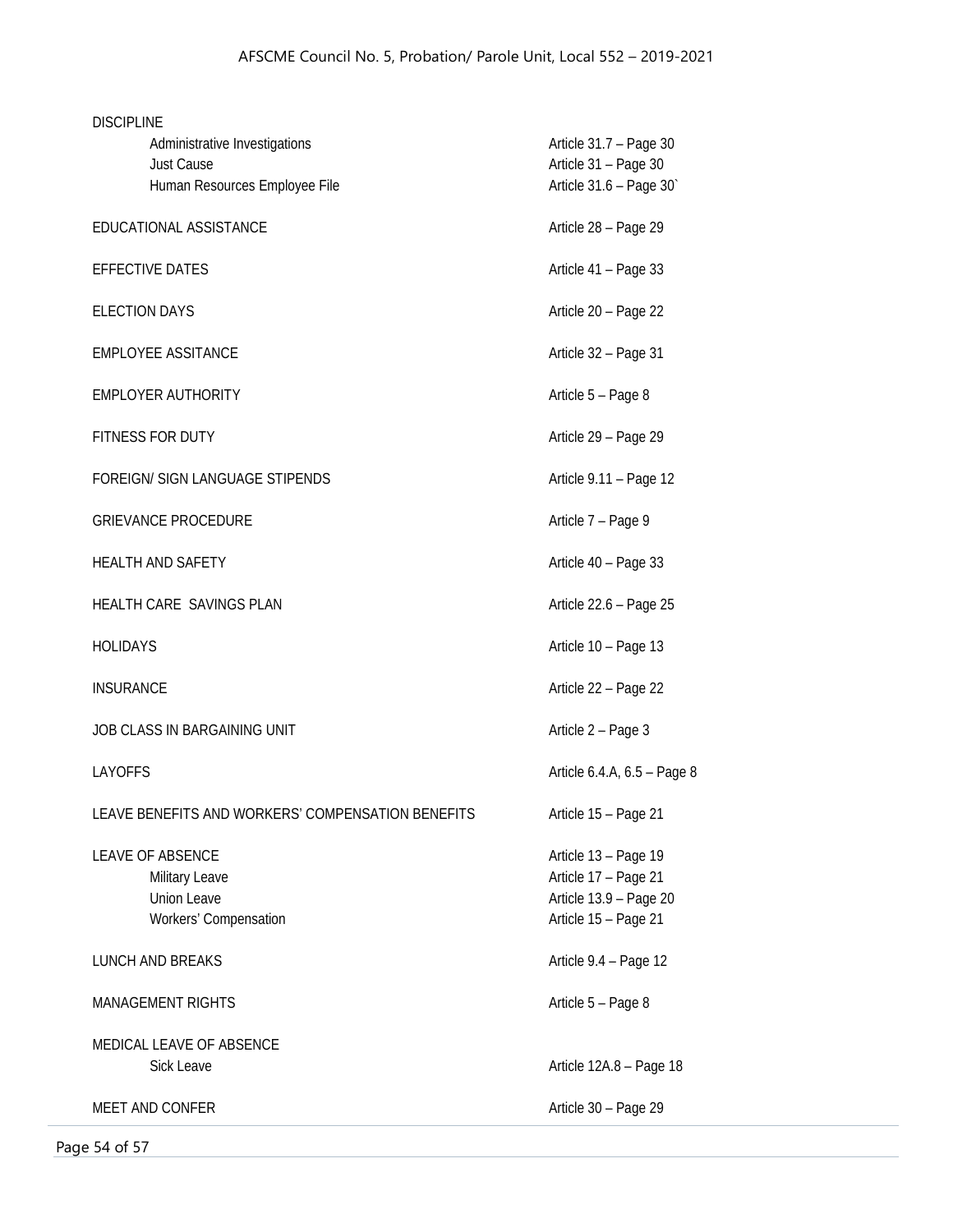| | |
|---|---|
| DISCIPLINE | |
| Administrative Investigations | Article 31.7 – Page 30 |
| Just Cause | Article 31 – Page 30 |
| Human Resources Employee File | Article 31.6 – Page 30` |
| EDUCATIONAL ASSISTANCE | Article 28 – Page 29 |
| EFFECTIVE DATES | Article 41 – Page 33 |
| ELECTION DAYS | Article 20 – Page 22 |
| EMPLOYEE ASSITANCE | Article 32 – Page 31 |
| EMPLOYER AUTHORITY | Article 5 – Page 8 |
| FITNESS FOR DUTY | Article 29 – Page 29 |
| FOREIGN/ SIGN LANGUAGE STIPENDS | Article 9.11 – Page 12 |
| GRIEVANCE PROCEDURE | Article 7 – Page 9 |
| HEALTH AND SAFETY | Article 40 – Page 33 |
| HEALTH CARE SAVINGS PLAN | Article 22.6 – Page 25 |
| HOLIDAYS | Article 10 – Page 13 |
| INSURANCE | Article 22 – Page 22 |
| JOB CLASS IN BARGAINING UNIT | Article 2 – Page 3 |
| LAYOFFS | Article 6.4.A, 6.5 – Page 8 |
| LEAVE BENEFITS AND WORKERS' COMPENSATION BENEFITS | Article 15 – Page 21 |
| LEAVE OF ABSENCE | Article 13 – Page 19 |
| Military Leave | Article 17 – Page 21 |
| Union Leave | Article 13.9 – Page 20 |
| Workers' Compensation | Article 15 – Page 21 |
| LUNCH AND BREAKS | Article 9.4 – Page 12 |
| MANAGEMENT RIGHTS | Article 5 – Page 8 |
| MEDICAL LEAVE OF ABSENCE | |
| Sick Leave | Article 12A.8 – Page 18 |
| MEET AND CONFER | Article 30 – Page 29 |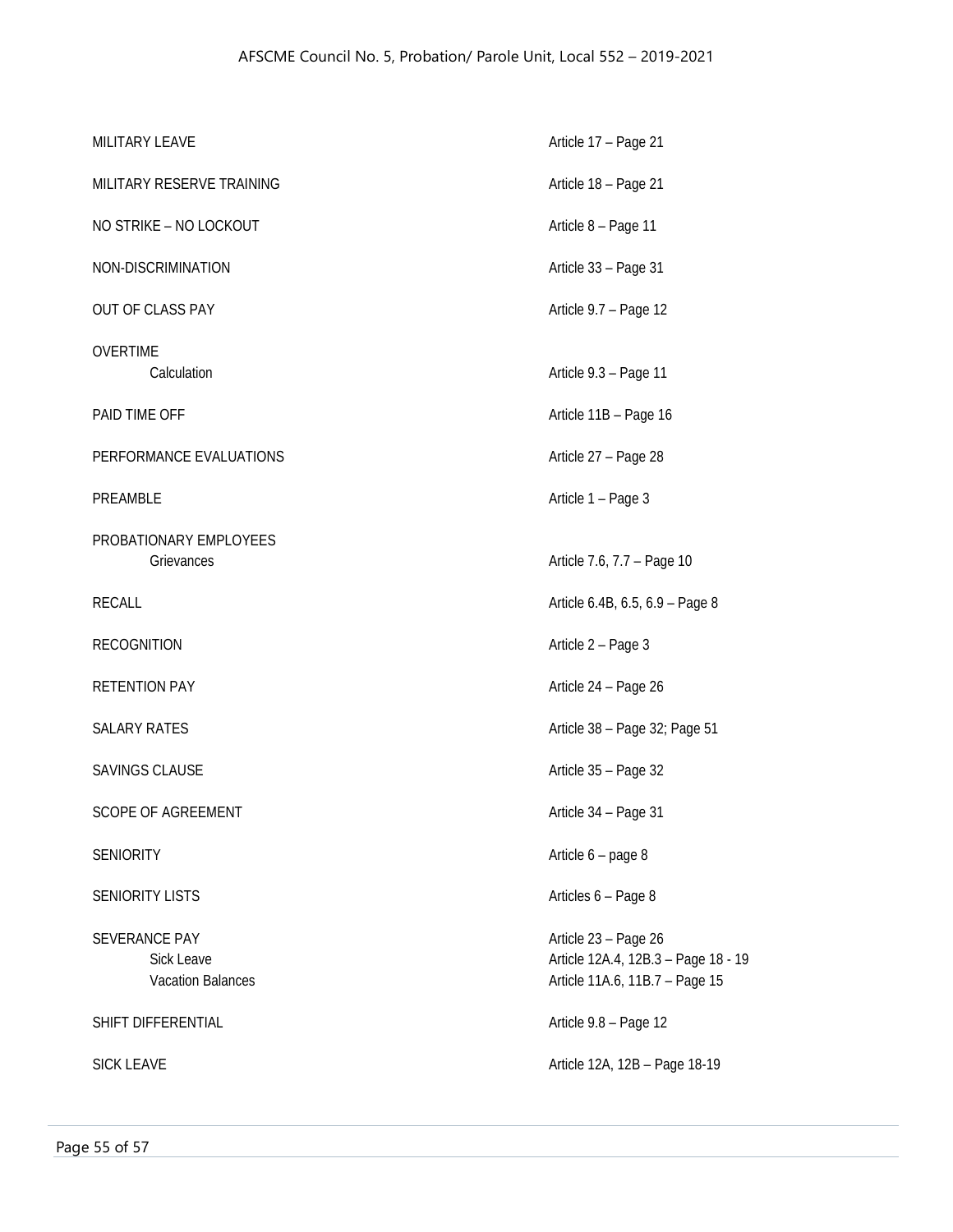| | |
|---|---|
| MILITARY LEAVE | Article 17 – Page 21 |
| MILITARY RESERVE TRAINING | Article 18 – Page 21 |
| NO STRIKE – NO LOCKOUT | Article 8 – Page 11 |
| NON-DISCRIMINATION | Article 33 – Page 31 |
| OUT OF CLASS PAY | Article 9.7 – Page 12 |
| OVERTIME | |
| Calculation | Article 9.3 – Page 11 |
| PAID TIME OFF | Article 11B – Page 16 |
| PERFORMANCE EVALUATIONS | Article 27 – Page 28 |
| PREAMBLE | Article 1 – Page 3 |
| PROBATIONARY EMPLOYEES | |
| Grievances | Article 7.6, 7.7 – Page 10 |
| RECALL | Article 6.4B, 6.5, 6.9 – Page 8 |
| RECOGNITION | Article 2 – Page 3 |
| RETENTION PAY | Article 24 – Page 26 |
| SALARY RATES | Article 38 – Page 32; Page 51 |
| SAVINGS CLAUSE | Article 35 – Page 32 |
| SCOPE OF AGREEMENT | Article 34 – Page 31 |
| SENIORITY | Article 6 – page 8 |
| SENIORITY LISTS | Articles 6 – Page 8 |
| SEVERANCE PAY | Article 23 – Page 26 |
| Sick Leave | Article 12A.4, 12B.3 – Page 18 - 19 |
| Vacation Balances | Article 11A.6, 11B.7 – Page 15 |
| SHIFT DIFFERENTIAL | Article 9.8 – Page 12 |
| SICK LEAVE | Article 12A, 12B – Page 18-19 |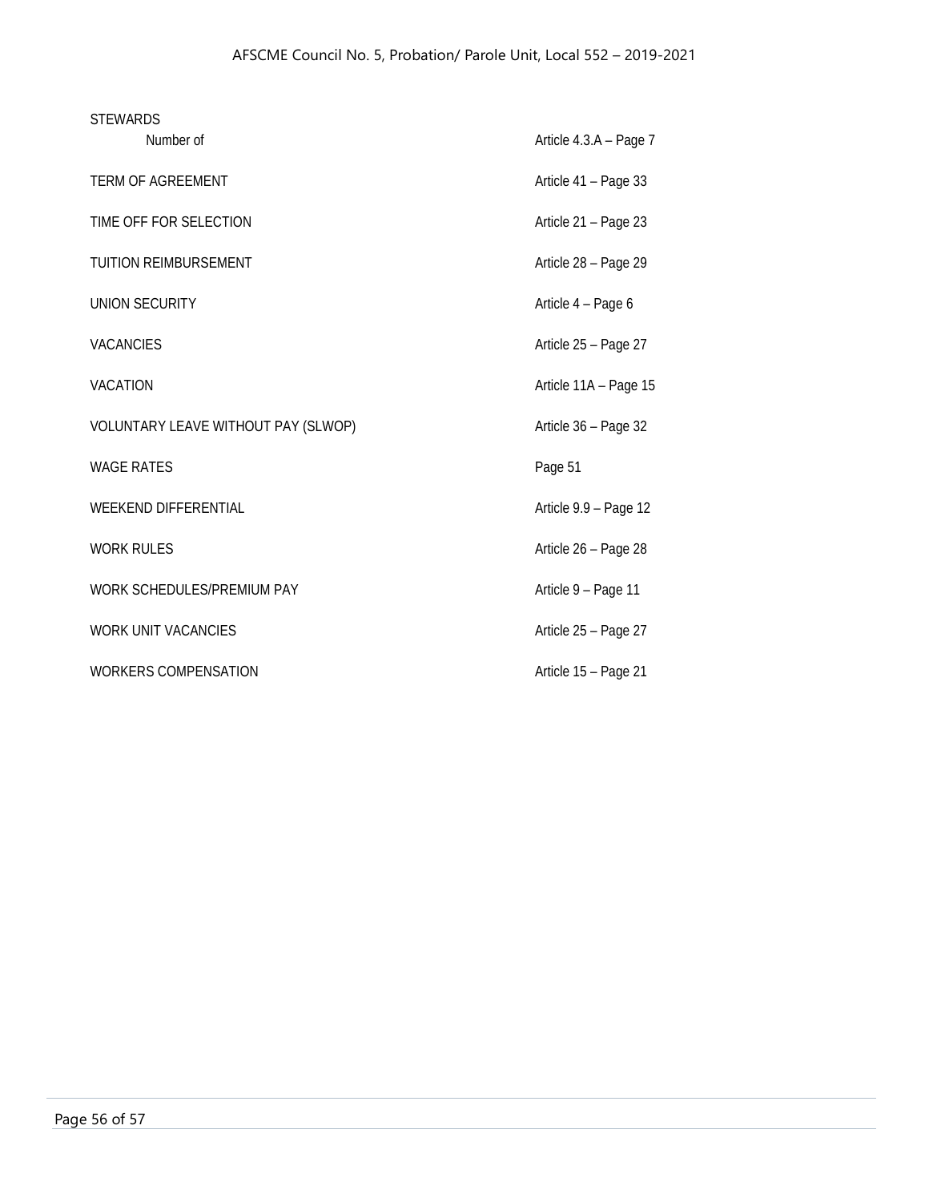| | |
|---|---|
| STEWARDS | |
| Number of | Article 4.3.A – Page 7 |
| TERM OF AGREEMENT | Article 41 – Page 33 |
| TIME OFF FOR SELECTION | Article 21 – Page 23 |
| TUITION REIMBURSEMENT | Article 28 – Page 29 |
| UNION SECURITY | Article 4 – Page 6 |
| VACANCIES | Article 25 – Page 27 |
| VACATION | Article 11A – Page 15 |
| VOLUNTARY LEAVE WITHOUT PAY (SLWOP) | Article 36 – Page 32 |
| WAGE RATES | Page 51 |
| WEEKEND DIFFERENTIAL | Article 9.9 – Page 12 |
| WORK RULES | Article 26 – Page 28 |
| WORK SCHEDULES/PREMIUM PAY | Article 9 – Page 11 |
| WORK UNIT VACANCIES | Article 25 – Page 27 |
| WORKERS COMPENSATION | Article 15 – Page 21 |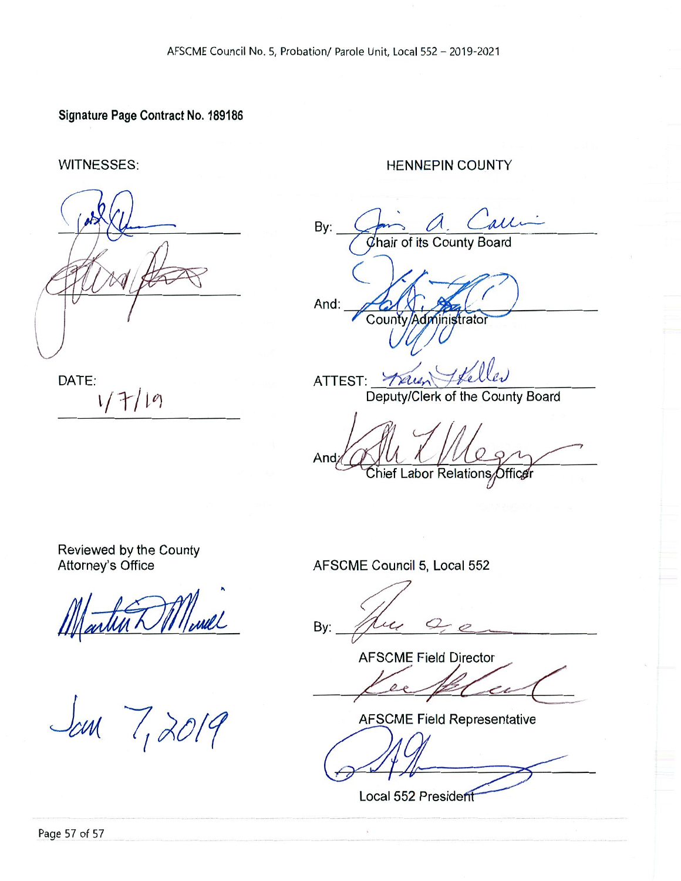**Signature Page Contract No. 189186**

WITNESSES:

_______________________

_______________________

DATE:
1/7/19

HENNEPIN COUNTY

By: _______________________
Chair of its County Board

And: _______________________
County Administrator

ATTEST: _______________________
Deputy/Clerk of the County Board

And: _______________________
Chief Labor Relations Officer

Reviewed by the County Attorney's Office

_______________________

Jan 7, 2019

AFSCME Council 5, Local 552

By: _______________________

AFSCME Field Director

_______________________

AFSCME Field Representative

_______________________

Local 552 President